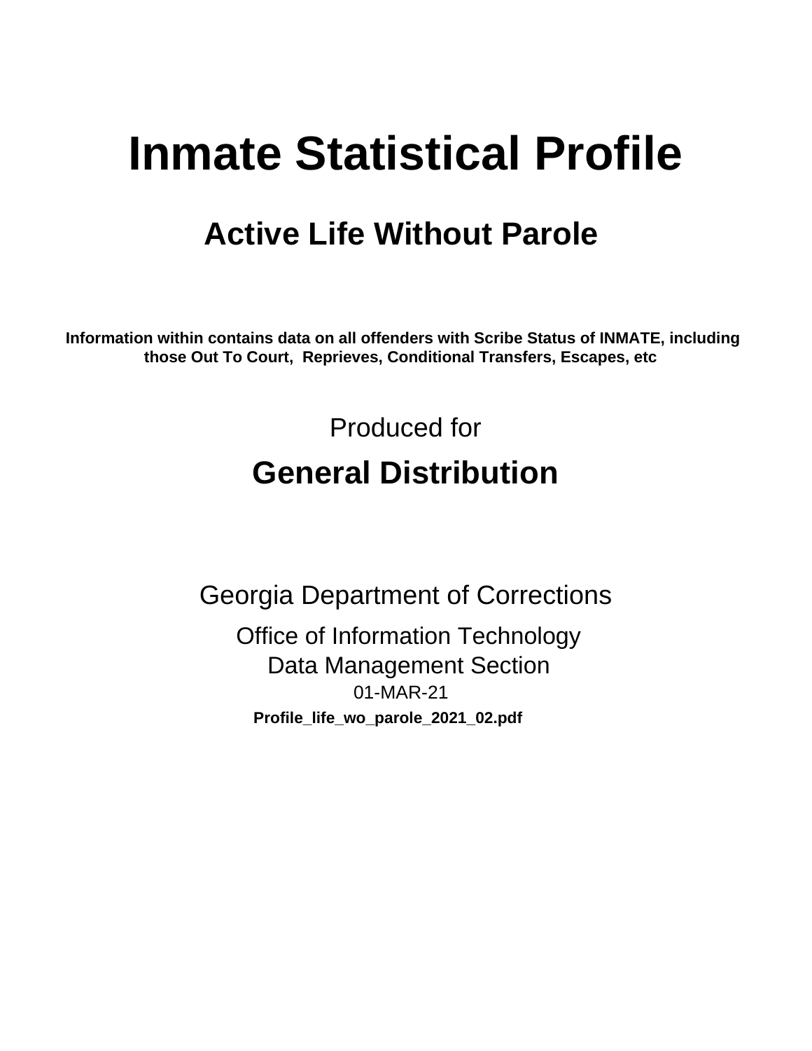# Inmate Statistical Profile

## Active Life Without Parole

**Information within contains data on all offenders with Scribe Status of INMATE, including those Out To Court, Reprieves, Conditional Transfers, Escapes, etc**

Produced for

## General Distribution

Georgia Department of Corrections

Office of Information Technology
Data Management Section
01-MAR-21

**Profile_life_wo_parole_2021_02.pdf**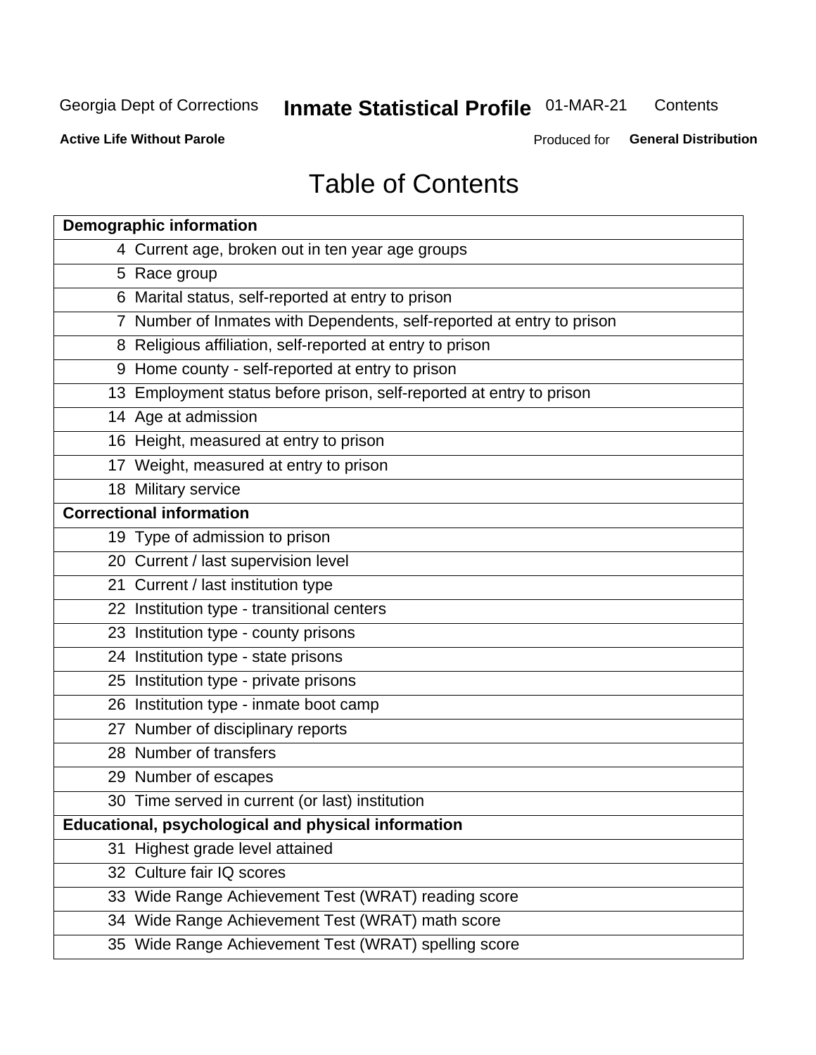Georgia Dept of Corrections **Inmate Statistical Profile** 01-MAR-21 Contents

**Active Life Without Parole** Produced for **General Distribution**

# Table of Contents

| Page | Section |
|---|---|
| **Demographic information** | |
| 4 | Current age, broken out in ten year age groups |
| 5 | Race group |
| 6 | Marital status, self-reported at entry to prison |
| 7 | Number of Inmates with Dependents, self-reported at entry to prison |
| 8 | Religious affiliation, self-reported at entry to prison |
| 9 | Home county - self-reported at entry to prison |
| 13 | Employment status before prison, self-reported at entry to prison |
| 14 | Age at admission |
| 16 | Height, measured at entry to prison |
| 17 | Weight, measured at entry to prison |
| 18 | Military service |
| **Correctional information** | |
| 19 | Type of admission to prison |
| 20 | Current / last supervision level |
| 21 | Current / last institution type |
| 22 | Institution type - transitional centers |
| 23 | Institution type - county prisons |
| 24 | Institution type - state prisons |
| 25 | Institution type - private prisons |
| 26 | Institution type - inmate boot camp |
| 27 | Number of disciplinary reports |
| 28 | Number of transfers |
| 29 | Number of escapes |
| 30 | Time served in current (or last) institution |
| **Educational, psychological and physical information** | |
| 31 | Highest grade level attained |
| 32 | Culture fair IQ scores |
| 33 | Wide Range Achievement Test (WRAT) reading score |
| 34 | Wide Range Achievement Test (WRAT) math score |
| 35 | Wide Range Achievement Test (WRAT) spelling score |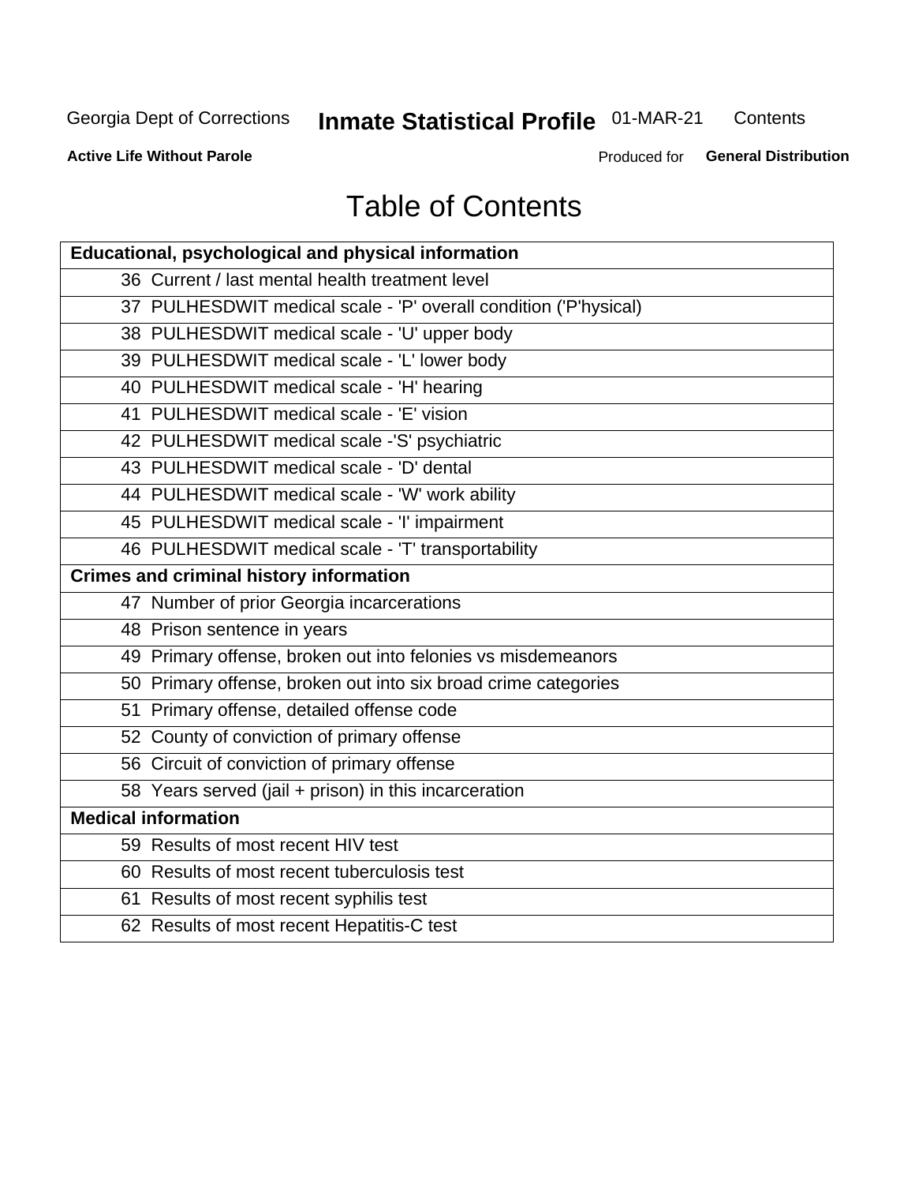# Table of Contents

| Educational, psychological and physical information |
|---|
| 36 Current / last mental health treatment level |
| 37 PULHESDWIT medical scale - 'P' overall condition ('P'hysical) |
| 38 PULHESDWIT medical scale - 'U' upper body |
| 39 PULHESDWIT medical scale - 'L' lower body |
| 40 PULHESDWIT medical scale - 'H' hearing |
| 41 PULHESDWIT medical scale - 'E' vision |
| 42 PULHESDWIT medical scale -'S' psychiatric |
| 43 PULHESDWIT medical scale - 'D' dental |
| 44 PULHESDWIT medical scale - 'W' work ability |
| 45 PULHESDWIT medical scale - 'I' impairment |
| 46 PULHESDWIT medical scale - 'T' transportability |
| **Crimes and criminal history information** |
| 47 Number of prior Georgia incarcerations |
| 48 Prison sentence in years |
| 49 Primary offense, broken out into felonies vs misdemeanors |
| 50 Primary offense, broken out into six broad crime categories |
| 51 Primary offense, detailed offense code |
| 52 County of conviction of primary offense |
| 56 Circuit of conviction of primary offense |
| 58 Years served (jail + prison) in this incarceration |
| **Medical information** |
| 59 Results of most recent HIV test |
| 60 Results of most recent tuberculosis test |
| 61 Results of most recent syphilis test |
| 62 Results of most recent Hepatitis-C test |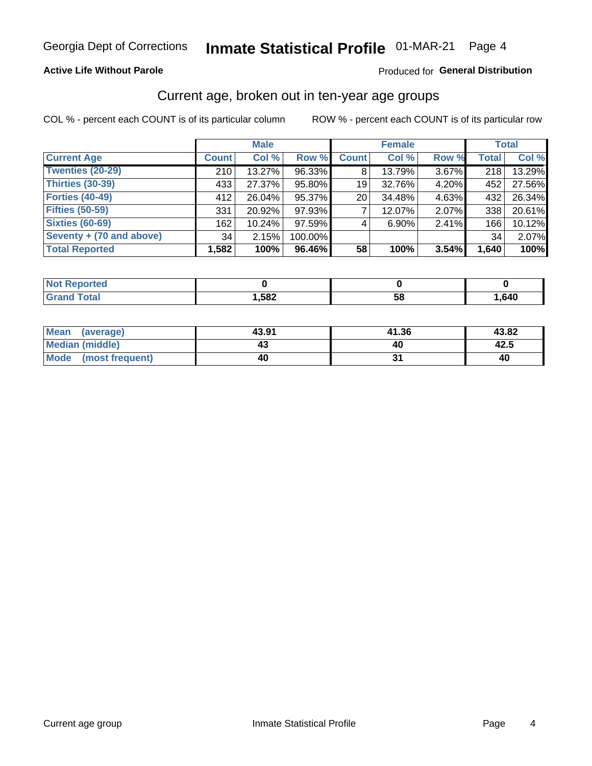Georgia Dept of Corrections **Inmate Statistical Profile** 01-MAR-21

**Active Life Without Parole**

Produced for **General Distribution**

## Current age, broken out in ten-year age groups

COL % - percent each COUNT is of its particular column

ROW % - percent each COUNT is of its particular row

| | Male | | | Female | | | Total | |
|---|---|---|---|---|---|---|---|---|
| **Current Age** | **Count** | **Col %** | **Row %** | **Count** | **Col %** | **Row %** | **Total** | **Col %** |
| **Twenties (20-29)** | 210 | 13.27% | 96.33% | 8 | 13.79% | 3.67% | 218 | 13.29% |
| **Thirties (30-39)** | 433 | 27.37% | 95.80% | 19 | 32.76% | 4.20% | 452 | 27.56% |
| **Forties (40-49)** | 412 | 26.04% | 95.37% | 20 | 34.48% | 4.63% | 432 | 26.34% |
| **Fifties (50-59)** | 331 | 20.92% | 97.93% | 7 | 12.07% | 2.07% | 338 | 20.61% |
| **Sixties (60-69)** | 162 | 10.24% | 97.59% | 4 | 6.90% | 2.41% | 166 | 10.12% |
| **Seventy + (70 and above)** | 34 | 2.15% | 100.00% | | | | 34 | 2.07% |
| **Total Reported** | **1,582** | **100%** | **96.46%** | **58** | **100%** | **3.54%** | **1,640** | **100%** |

| | Male | Female | Total |
|---|---|---|---|
| **Not Reported** | **0** | **0** | **0** |
| **Grand Total** | **1,582** | **58** | **1,640** |

| | Male | Female | Total |
|---|---|---|---|
| **Mean (average)** | **43.91** | **41.36** | **43.82** |
| **Median (middle)** | **43** | **40** | **42.5** |
| **Mode (most frequent)** | **40** | **31** | **40** |

Current age group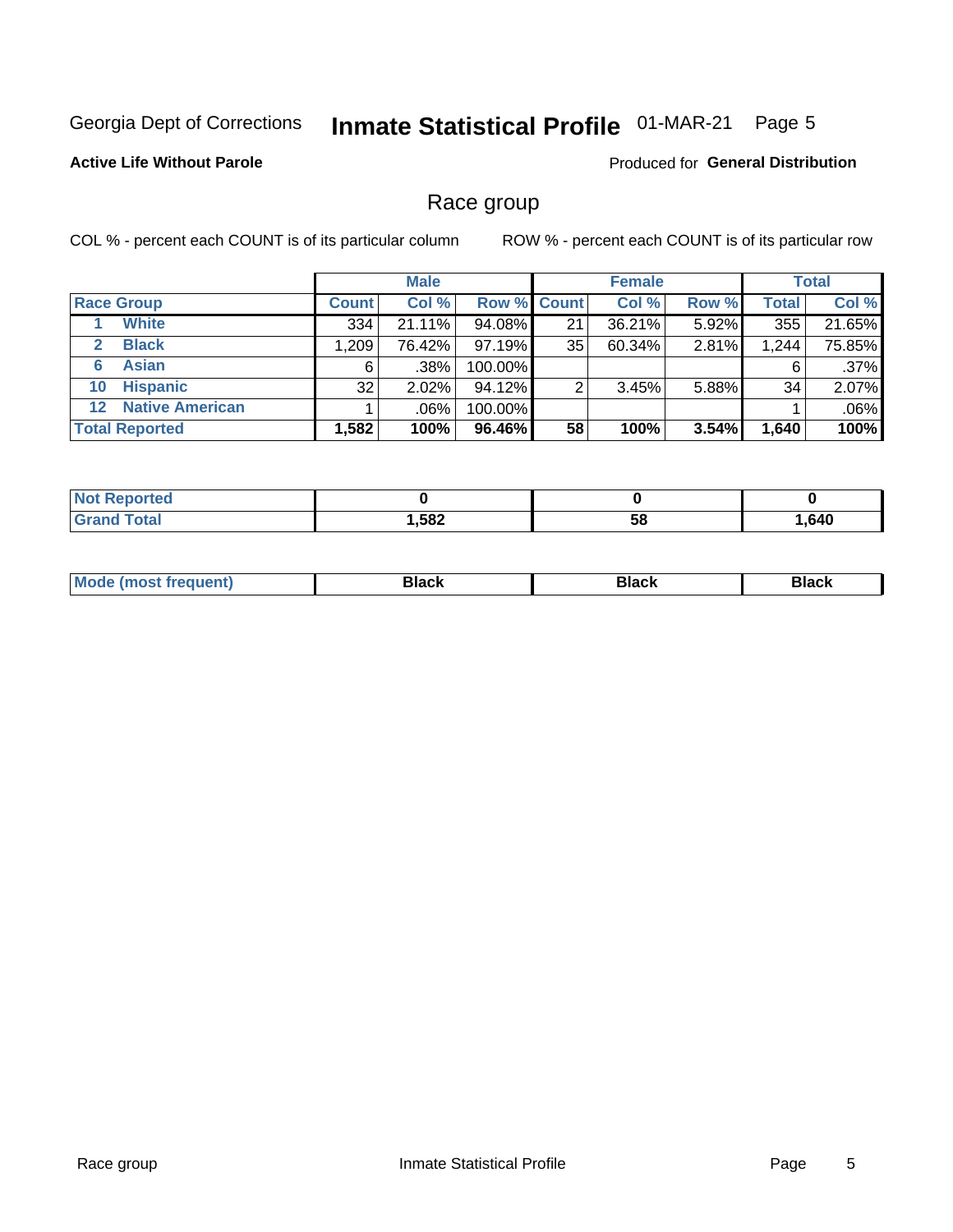Georgia Dept of Corrections **Inmate Statistical Profile** 01-MAR-21

**Active Life Without Parole**

Produced for **General Distribution**

## Race group

COL % - percent each COUNT is of its particular column

ROW % - percent each COUNT is of its particular row

| | Male | | | Female | | | Total | |
|---|---|---|---|---|---|---|---|---|
| **Race Group** | **Count** | **Col %** | **Row %** | **Count** | **Col %** | **Row %** | **Total** | **Col %** |
| 1 White | 334 | 21.11% | 94.08% | 21 | 36.21% | 5.92% | 355 | 21.65% |
| 2 Black | 1,209 | 76.42% | 97.19% | 35 | 60.34% | 2.81% | 1,244 | 75.85% |
| 6 Asian | 6 | .38% | 100.00% | | | | 6 | .37% |
| 10 Hispanic | 32 | 2.02% | 94.12% | 2 | 3.45% | 5.88% | 34 | 2.07% |
| 12 Native American | 1 | .06% | 100.00% | | | | 1 | .06% |
| **Total Reported** | **1,582** | **100%** | **96.46%** | **58** | **100%** | **3.54%** | **1,640** | **100%** |

| | Male | Female | Total |
|---|---|---|---|
| **Not Reported** | **0** | **0** | **0** |
| **Grand Total** | **1,582** | **58** | **1,640** |

| | Male | Female | Total |
|---|---|---|---|
| **Mode (most frequent)** | **Black** | **Black** | **Black** |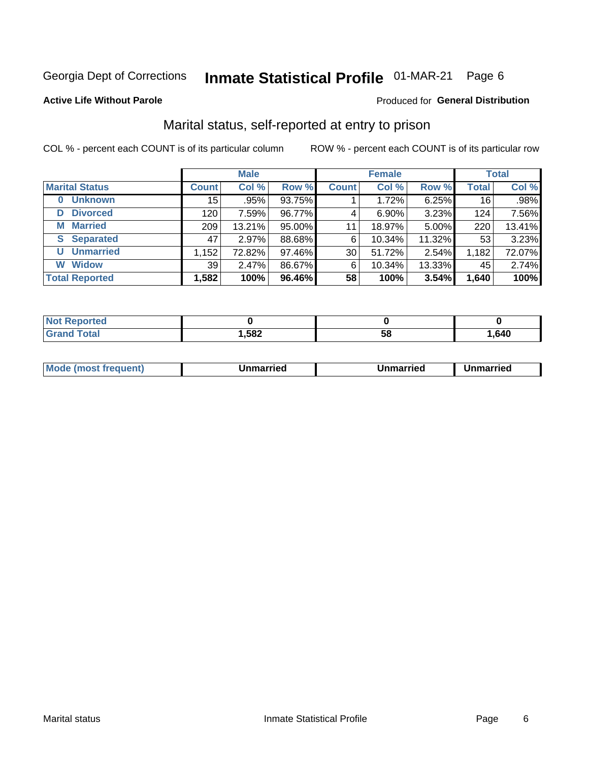Georgia Dept of Corrections **Inmate Statistical Profile** 01-MAR-21 Page 6

**Active Life Without Parole**

Produced for **General Distribution**

## Marital status, self-reported at entry to prison

COL % - percent each COUNT is of its particular column

ROW % - percent each COUNT is of its particular row

| | Male | | | Female | | | Total | |
|---|---|---|---|---|---|---|---|---|
| **Marital Status** | **Count** | **Col %** | **Row %** | **Count** | **Col %** | **Row %** | **Total** | **Col %** |
| **0 Unknown** | 15 | .95% | 93.75% | 1 | 1.72% | 6.25% | 16 | .98% |
| **D Divorced** | 120 | 7.59% | 96.77% | 4 | 6.90% | 3.23% | 124 | 7.56% |
| **M Married** | 209 | 13.21% | 95.00% | 11 | 18.97% | 5.00% | 220 | 13.41% |
| **S Separated** | 47 | 2.97% | 88.68% | 6 | 10.34% | 11.32% | 53 | 3.23% |
| **U Unmarried** | 1,152 | 72.82% | 97.46% | 30 | 51.72% | 2.54% | 1,182 | 72.07% |
| **W Widow** | 39 | 2.47% | 86.67% | 6 | 10.34% | 13.33% | 45 | 2.74% |
| **Total Reported** | **1,582** | **100%** | **96.46%** | **58** | **100%** | **3.54%** | **1,640** | **100%** |

| | Male | Female | Total |
|---|---|---|---|
| **Not Reported** | **0** | **0** | **0** |
| **Grand Total** | **1,582** | **58** | **1,640** |

| | Male | Female | Total |
|---|---|---|---|
| **Mode (most frequent)** | **Unmarried** | **Unmarried** | **Unmarried** |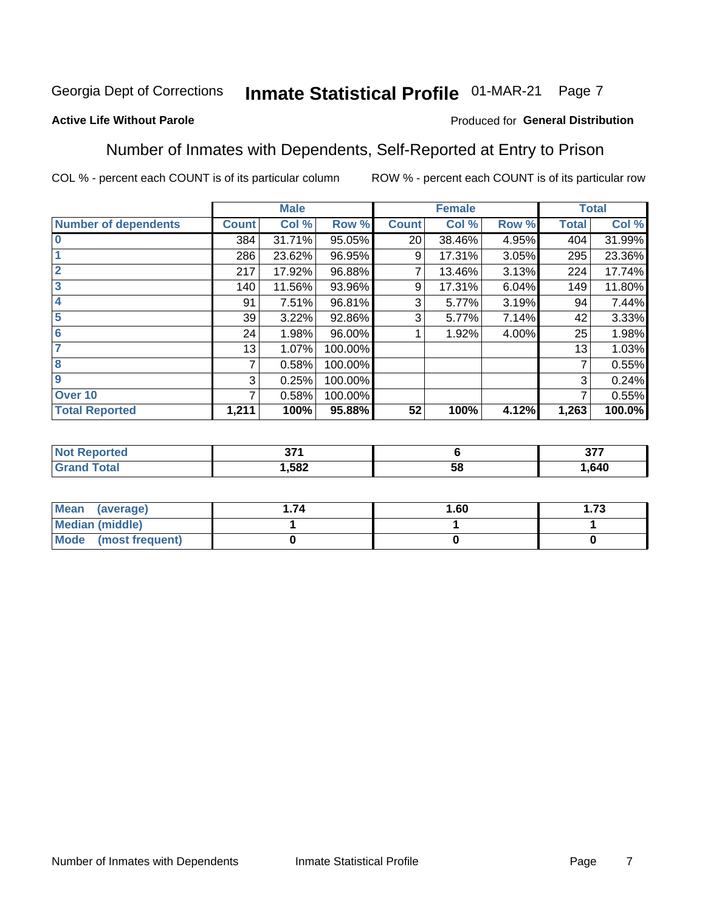Georgia Dept of Corrections **Inmate Statistical Profile** 01-MAR-21

**Active Life Without Parole**

Produced for **General Distribution**

## Number of Inmates with Dependents, Self-Reported at Entry to Prison

COL % - percent each COUNT is of its particular column

ROW % - percent each COUNT is of its particular row

| | Male | | | Female | | | Total | |
|---|---|---|---|---|---|---|---|---|
| Number of dependents | Count | Col % | Row % | Count | Col % | Row % | Total | Col % |
| 0 | 384 | 31.71% | 95.05% | 20 | 38.46% | 4.95% | 404 | 31.99% |
| 1 | 286 | 23.62% | 96.95% | 9 | 17.31% | 3.05% | 295 | 23.36% |
| 2 | 217 | 17.92% | 96.88% | 7 | 13.46% | 3.13% | 224 | 17.74% |
| 3 | 140 | 11.56% | 93.96% | 9 | 17.31% | 6.04% | 149 | 11.80% |
| 4 | 91 | 7.51% | 96.81% | 3 | 5.77% | 3.19% | 94 | 7.44% |
| 5 | 39 | 3.22% | 92.86% | 3 | 5.77% | 7.14% | 42 | 3.33% |
| 6 | 24 | 1.98% | 96.00% | 1 | 1.92% | 4.00% | 25 | 1.98% |
| 7 | 13 | 1.07% | 100.00% | | | | 13 | 1.03% |
| 8 | 7 | 0.58% | 100.00% | | | | 7 | 0.55% |
| 9 | 3 | 0.25% | 100.00% | | | | 3 | 0.24% |
| Over 10 | 7 | 0.58% | 100.00% | | | | 7 | 0.55% |
| **Total Reported** | **1,211** | **100%** | **95.88%** | **52** | **100%** | **4.12%** | **1,263** | **100.0%** |

| | Male | Female | Total |
|---|---|---|---|
| Not Reported | 371 | 6 | 377 |
| Grand Total | 1,582 | 58 | 1,640 |

| | Male | Female | Total |
|---|---|---|---|
| Mean (average) | 1.74 | 1.60 | 1.73 |
| Median (middle) | 1 | 1 | 1 |
| Mode (most frequent) | 0 | 0 | 0 |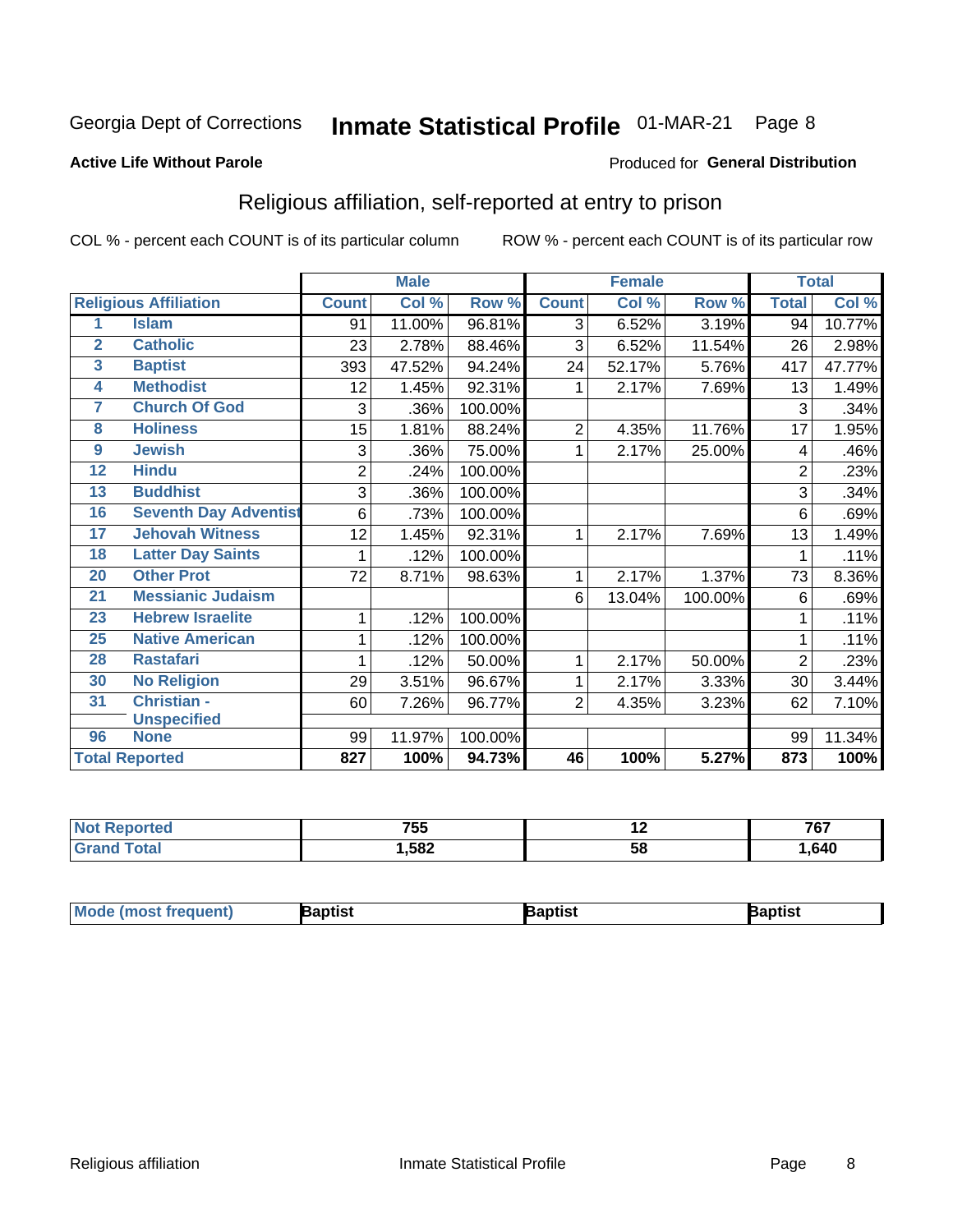Georgia Dept of Corrections **Inmate Statistical Profile** 01-MAR-21

**Active Life Without Parole**

Produced for **General Distribution**

## Religious affiliation, self-reported at entry to prison

COL % - percent each COUNT is of its particular column ROW % - percent each COUNT is of its particular row

| Religious Affiliation | | Male | | | Female | | | Total | |
|---|---|---|---|---|---|---|---|---|---|
| | | Count | Col % | Row % | Count | Col % | Row % | Total | Col % |
| 1 | Islam | 91 | 11.00% | 96.81% | 3 | 6.52% | 3.19% | 94 | 10.77% |
| 2 | Catholic | 23 | 2.78% | 88.46% | 3 | 6.52% | 11.54% | 26 | 2.98% |
| 3 | Baptist | 393 | 47.52% | 94.24% | 24 | 52.17% | 5.76% | 417 | 47.77% |
| 4 | Methodist | 12 | 1.45% | 92.31% | 1 | 2.17% | 7.69% | 13 | 1.49% |
| 7 | Church Of God | 3 | .36% | 100.00% | | | | 3 | .34% |
| 8 | Holiness | 15 | 1.81% | 88.24% | 2 | 4.35% | 11.76% | 17 | 1.95% |
| 9 | Jewish | 3 | .36% | 75.00% | 1 | 2.17% | 25.00% | 4 | .46% |
| 12 | Hindu | 2 | .24% | 100.00% | | | | 2 | .23% |
| 13 | Buddhist | 3 | .36% | 100.00% | | | | 3 | .34% |
| 16 | Seventh Day Adventist | 6 | .73% | 100.00% | | | | 6 | .69% |
| 17 | Jehovah Witness | 12 | 1.45% | 92.31% | 1 | 2.17% | 7.69% | 13 | 1.49% |
| 18 | Latter Day Saints | 1 | .12% | 100.00% | | | | 1 | .11% |
| 20 | Other Prot | 72 | 8.71% | 98.63% | 1 | 2.17% | 1.37% | 73 | 8.36% |
| 21 | Messianic Judaism | | | | 6 | 13.04% | 100.00% | 6 | .69% |
| 23 | Hebrew Israelite | 1 | .12% | 100.00% | | | | 1 | .11% |
| 25 | Native American | 1 | .12% | 100.00% | | | | 1 | .11% |
| 28 | Rastafari | 1 | .12% | 50.00% | 1 | 2.17% | 50.00% | 2 | .23% |
| 30 | No Religion | 29 | 3.51% | 96.67% | 1 | 2.17% | 3.33% | 30 | 3.44% |
| 31 | Christian - Unspecified | 60 | 7.26% | 96.77% | 2 | 4.35% | 3.23% | 62 | 7.10% |
| 96 | None | 99 | 11.97% | 100.00% | | | | 99 | 11.34% |
| **Total Reported** | | **827** | **100%** | **94.73%** | **46** | **100%** | **5.27%** | **873** | **100%** |

| | Male | Female | Total |
|---|---|---|---|
| Not Reported | 755 | 12 | 767 |
| Grand Total | 1,582 | 58 | 1,640 |

| | Male | Female | Total |
|---|---|---|---|
| Mode (most frequent) | Baptist | Baptist | Baptist |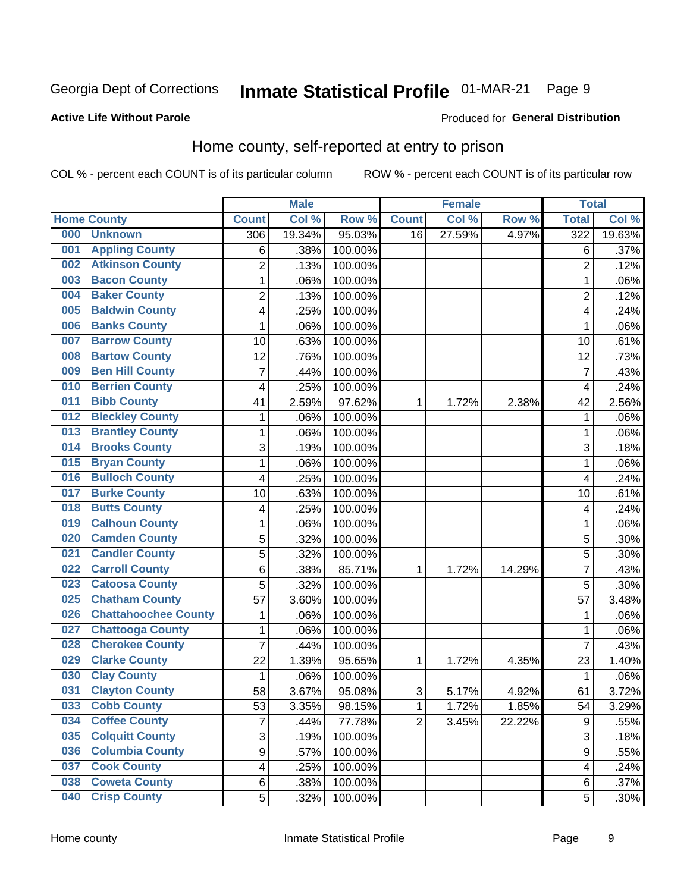Georgia Dept of Corrections **Inmate Statistical Profile** 01-MAR-21

**Active Life Without Parole**

Produced for **General Distribution**

## Home county, self-reported at entry to prison

COL % - percent each COUNT is of its particular column ROW % - percent each COUNT is of its particular row

| Home County | | Male | | | Female | | | Total | |
|---|---|---|---|---|---|---|---|---|---|
| | | Count | Col % | Row % | Count | Col % | Row % | Total | Col % |
| 000 | Unknown | 306 | 19.34% | 95.03% | 16 | 27.59% | 4.97% | 322 | 19.63% |
| 001 | Appling County | 6 | .38% | 100.00% | | | | 6 | .37% |
| 002 | Atkinson County | 2 | .13% | 100.00% | | | | 2 | .12% |
| 003 | Bacon County | 1 | .06% | 100.00% | | | | 1 | .06% |
| 004 | Baker County | 2 | .13% | 100.00% | | | | 2 | .12% |
| 005 | Baldwin County | 4 | .25% | 100.00% | | | | 4 | .24% |
| 006 | Banks County | 1 | .06% | 100.00% | | | | 1 | .06% |
| 007 | Barrow County | 10 | .63% | 100.00% | | | | 10 | .61% |
| 008 | Bartow County | 12 | .76% | 100.00% | | | | 12 | .73% |
| 009 | Ben Hill County | 7 | .44% | 100.00% | | | | 7 | .43% |
| 010 | Berrien County | 4 | .25% | 100.00% | | | | 4 | .24% |
| 011 | Bibb County | 41 | 2.59% | 97.62% | 1 | 1.72% | 2.38% | 42 | 2.56% |
| 012 | Bleckley County | 1 | .06% | 100.00% | | | | 1 | .06% |
| 013 | Brantley County | 1 | .06% | 100.00% | | | | 1 | .06% |
| 014 | Brooks County | 3 | .19% | 100.00% | | | | 3 | .18% |
| 015 | Bryan County | 1 | .06% | 100.00% | | | | 1 | .06% |
| 016 | Bulloch County | 4 | .25% | 100.00% | | | | 4 | .24% |
| 017 | Burke County | 10 | .63% | 100.00% | | | | 10 | .61% |
| 018 | Butts County | 4 | .25% | 100.00% | | | | 4 | .24% |
| 019 | Calhoun County | 1 | .06% | 100.00% | | | | 1 | .06% |
| 020 | Camden County | 5 | .32% | 100.00% | | | | 5 | .30% |
| 021 | Candler County | 5 | .32% | 100.00% | | | | 5 | .30% |
| 022 | Carroll County | 6 | .38% | 85.71% | 1 | 1.72% | 14.29% | 7 | .43% |
| 023 | Catoosa County | 5 | .32% | 100.00% | | | | 5 | .30% |
| 025 | Chatham County | 57 | 3.60% | 100.00% | | | | 57 | 3.48% |
| 026 | Chattahoochee County | 1 | .06% | 100.00% | | | | 1 | .06% |
| 027 | Chattooga County | 1 | .06% | 100.00% | | | | 1 | .06% |
| 028 | Cherokee County | 7 | .44% | 100.00% | | | | 7 | .43% |
| 029 | Clarke County | 22 | 1.39% | 95.65% | 1 | 1.72% | 4.35% | 23 | 1.40% |
| 030 | Clay County | 1 | .06% | 100.00% | | | | 1 | .06% |
| 031 | Clayton County | 58 | 3.67% | 95.08% | 3 | 5.17% | 4.92% | 61 | 3.72% |
| 033 | Cobb County | 53 | 3.35% | 98.15% | 1 | 1.72% | 1.85% | 54 | 3.29% |
| 034 | Coffee County | 7 | .44% | 77.78% | 2 | 3.45% | 22.22% | 9 | .55% |
| 035 | Colquitt County | 3 | .19% | 100.00% | | | | 3 | .18% |
| 036 | Columbia County | 9 | .57% | 100.00% | | | | 9 | .55% |
| 037 | Cook County | 4 | .25% | 100.00% | | | | 4 | .24% |
| 038 | Coweta County | 6 | .38% | 100.00% | | | | 6 | .37% |
| 040 | Crisp County | 5 | .32% | 100.00% | | | | 5 | .30% |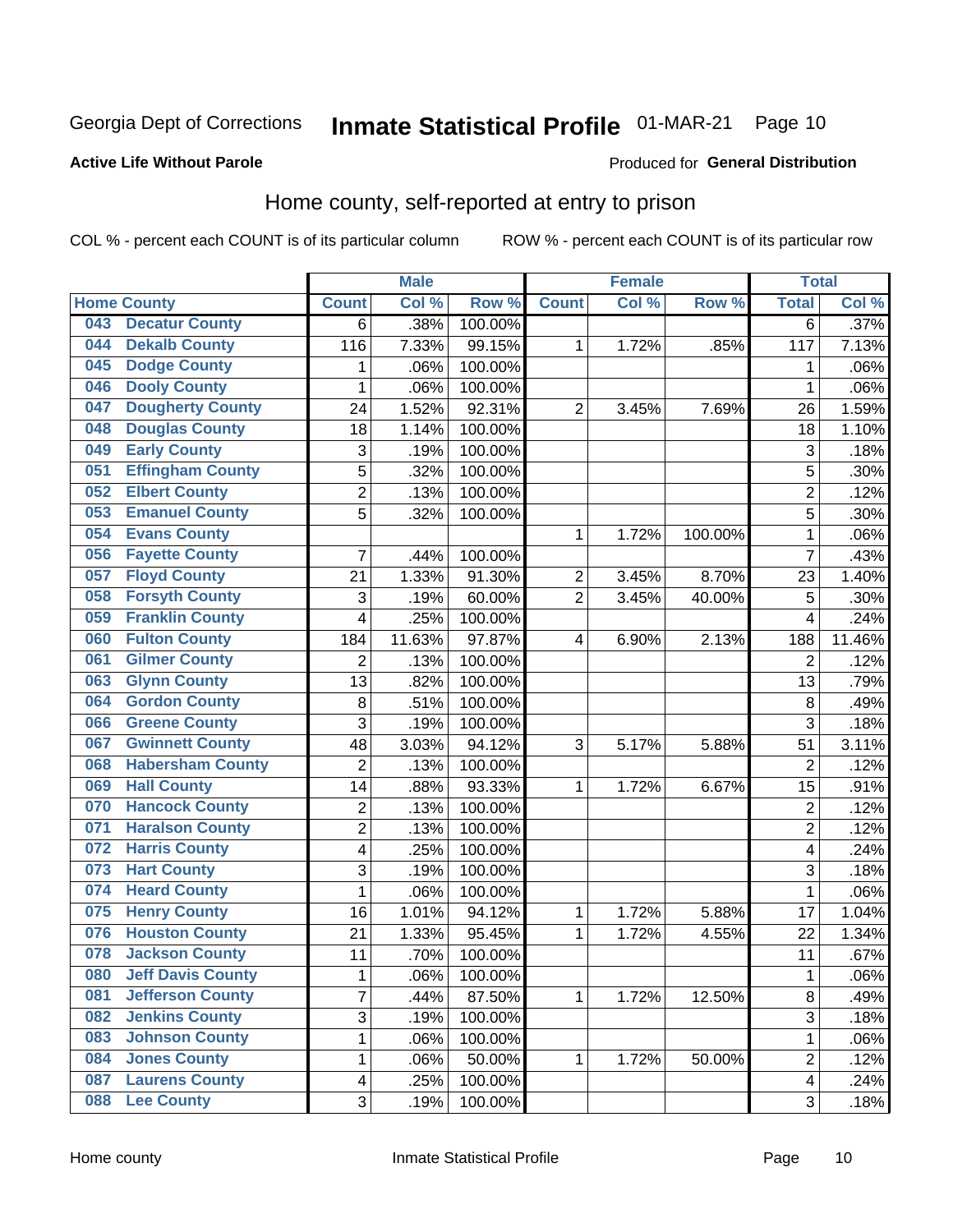Georgia Dept of Corrections **Inmate Statistical Profile** 01-MAR-21

**Active Life Without Parole** Produced for **General Distribution**

## Home county, self-reported at entry to prison

COL % - percent each COUNT is of its particular column ROW % - percent each COUNT is of its particular row

| Home County | | Male | | | Female | | | Total | |
|---|---|---|---|---|---|---|---|---|---|
| | | Count | Col % | Row % | Count | Col % | Row % | Total | Col % |
| 043 | Decatur County | 6 | .38% | 100.00% | | | | 6 | .37% |
| 044 | Dekalb County | 116 | 7.33% | 99.15% | 1 | 1.72% | .85% | 117 | 7.13% |
| 045 | Dodge County | 1 | .06% | 100.00% | | | | 1 | .06% |
| 046 | Dooly County | 1 | .06% | 100.00% | | | | 1 | .06% |
| 047 | Dougherty County | 24 | 1.52% | 92.31% | 2 | 3.45% | 7.69% | 26 | 1.59% |
| 048 | Douglas County | 18 | 1.14% | 100.00% | | | | 18 | 1.10% |
| 049 | Early County | 3 | .19% | 100.00% | | | | 3 | .18% |
| 051 | Effingham County | 5 | .32% | 100.00% | | | | 5 | .30% |
| 052 | Elbert County | 2 | .13% | 100.00% | | | | 2 | .12% |
| 053 | Emanuel County | 5 | .32% | 100.00% | | | | 5 | .30% |
| 054 | Evans County | | | | 1 | 1.72% | 100.00% | 1 | .06% |
| 056 | Fayette County | 7 | .44% | 100.00% | | | | 7 | .43% |
| 057 | Floyd County | 21 | 1.33% | 91.30% | 2 | 3.45% | 8.70% | 23 | 1.40% |
| 058 | Forsyth County | 3 | .19% | 60.00% | 2 | 3.45% | 40.00% | 5 | .30% |
| 059 | Franklin County | 4 | .25% | 100.00% | | | | 4 | .24% |
| 060 | Fulton County | 184 | 11.63% | 97.87% | 4 | 6.90% | 2.13% | 188 | 11.46% |
| 061 | Gilmer County | 2 | .13% | 100.00% | | | | 2 | .12% |
| 063 | Glynn County | 13 | .82% | 100.00% | | | | 13 | .79% |
| 064 | Gordon County | 8 | .51% | 100.00% | | | | 8 | .49% |
| 066 | Greene County | 3 | .19% | 100.00% | | | | 3 | .18% |
| 067 | Gwinnett County | 48 | 3.03% | 94.12% | 3 | 5.17% | 5.88% | 51 | 3.11% |
| 068 | Habersham County | 2 | .13% | 100.00% | | | | 2 | .12% |
| 069 | Hall County | 14 | .88% | 93.33% | 1 | 1.72% | 6.67% | 15 | .91% |
| 070 | Hancock County | 2 | .13% | 100.00% | | | | 2 | .12% |
| 071 | Haralson County | 2 | .13% | 100.00% | | | | 2 | .12% |
| 072 | Harris County | 4 | .25% | 100.00% | | | | 4 | .24% |
| 073 | Hart County | 3 | .19% | 100.00% | | | | 3 | .18% |
| 074 | Heard County | 1 | .06% | 100.00% | | | | 1 | .06% |
| 075 | Henry County | 16 | 1.01% | 94.12% | 1 | 1.72% | 5.88% | 17 | 1.04% |
| 076 | Houston County | 21 | 1.33% | 95.45% | 1 | 1.72% | 4.55% | 22 | 1.34% |
| 078 | Jackson County | 11 | .70% | 100.00% | | | | 11 | .67% |
| 080 | Jeff Davis County | 1 | .06% | 100.00% | | | | 1 | .06% |
| 081 | Jefferson County | 7 | .44% | 87.50% | 1 | 1.72% | 12.50% | 8 | .49% |
| 082 | Jenkins County | 3 | .19% | 100.00% | | | | 3 | .18% |
| 083 | Johnson County | 1 | .06% | 100.00% | | | | 1 | .06% |
| 084 | Jones County | 1 | .06% | 50.00% | 1 | 1.72% | 50.00% | 2 | .12% |
| 087 | Laurens County | 4 | .25% | 100.00% | | | | 4 | .24% |
| 088 | Lee County | 3 | .19% | 100.00% | | | | 3 | .18% |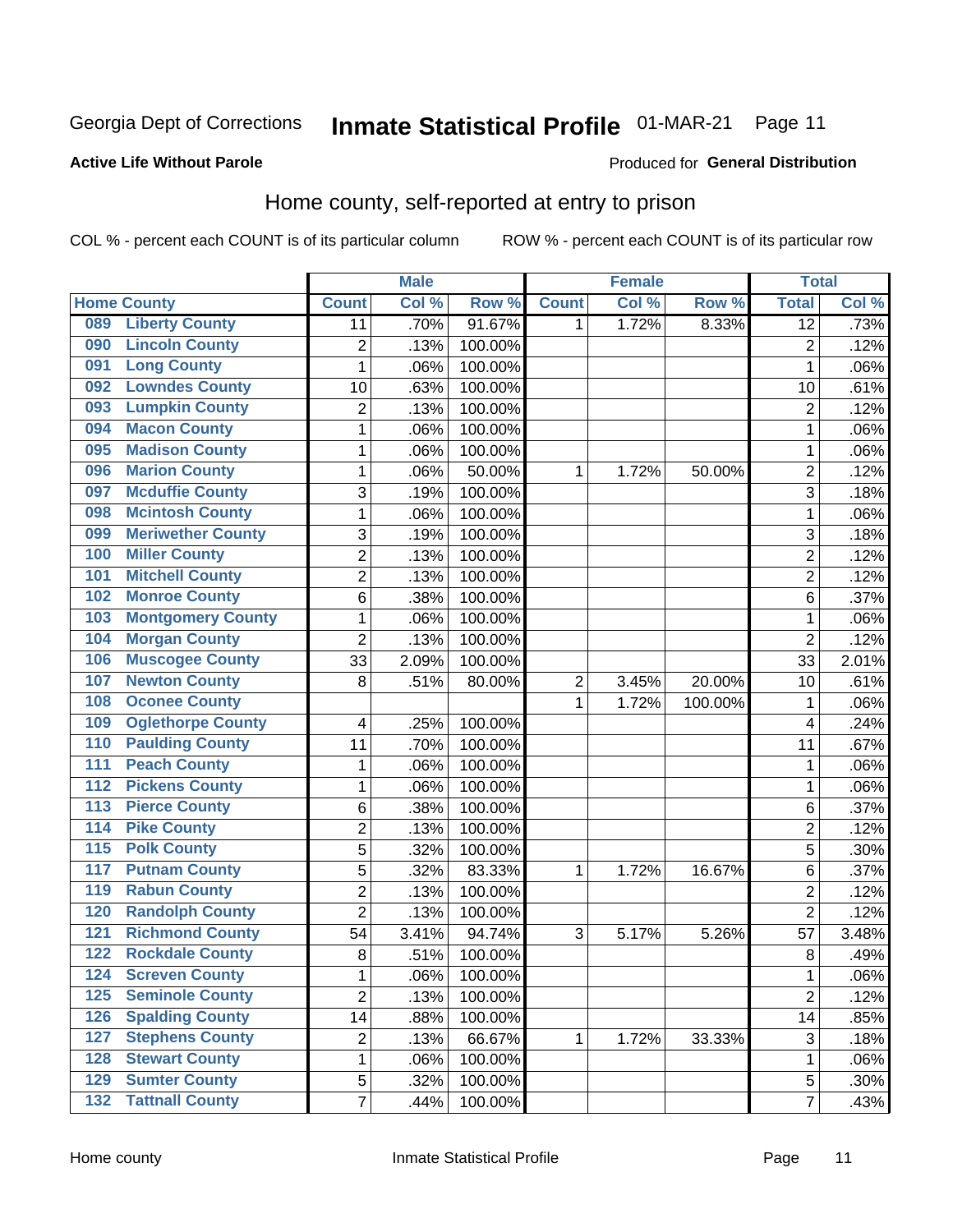Georgia Dept of Corrections **Inmate Statistical Profile** 01-MAR-21

**Active Life Without Parole**

Produced for **General Distribution**

## Home county, self-reported at entry to prison

COL % - percent each COUNT is of its particular column ROW % - percent each COUNT is of its particular row

| Home County | | Male | | | Female | | | Total | |
|---|---|---|---|---|---|---|---|---|---|
| | | Count | Col % | Row % | Count | Col % | Row % | Total | Col % |
| 089 | Liberty County | 11 | .70% | 91.67% | 1 | 1.72% | 8.33% | 12 | .73% |
| 090 | Lincoln County | 2 | .13% | 100.00% | | | | 2 | .12% |
| 091 | Long County | 1 | .06% | 100.00% | | | | 1 | .06% |
| 092 | Lowndes County | 10 | .63% | 100.00% | | | | 10 | .61% |
| 093 | Lumpkin County | 2 | .13% | 100.00% | | | | 2 | .12% |
| 094 | Macon County | 1 | .06% | 100.00% | | | | 1 | .06% |
| 095 | Madison County | 1 | .06% | 100.00% | | | | 1 | .06% |
| 096 | Marion County | 1 | .06% | 50.00% | 1 | 1.72% | 50.00% | 2 | .12% |
| 097 | Mcduffie County | 3 | .19% | 100.00% | | | | 3 | .18% |
| 098 | Mcintosh County | 1 | .06% | 100.00% | | | | 1 | .06% |
| 099 | Meriwether County | 3 | .19% | 100.00% | | | | 3 | .18% |
| 100 | Miller County | 2 | .13% | 100.00% | | | | 2 | .12% |
| 101 | Mitchell County | 2 | .13% | 100.00% | | | | 2 | .12% |
| 102 | Monroe County | 6 | .38% | 100.00% | | | | 6 | .37% |
| 103 | Montgomery County | 1 | .06% | 100.00% | | | | 1 | .06% |
| 104 | Morgan County | 2 | .13% | 100.00% | | | | 2 | .12% |
| 106 | Muscogee County | 33 | 2.09% | 100.00% | | | | 33 | 2.01% |
| 107 | Newton County | 8 | .51% | 80.00% | 2 | 3.45% | 20.00% | 10 | .61% |
| 108 | Oconee County | | | | 1 | 1.72% | 100.00% | 1 | .06% |
| 109 | Oglethorpe County | 4 | .25% | 100.00% | | | | 4 | .24% |
| 110 | Paulding County | 11 | .70% | 100.00% | | | | 11 | .67% |
| 111 | Peach County | 1 | .06% | 100.00% | | | | 1 | .06% |
| 112 | Pickens County | 1 | .06% | 100.00% | | | | 1 | .06% |
| 113 | Pierce County | 6 | .38% | 100.00% | | | | 6 | .37% |
| 114 | Pike County | 2 | .13% | 100.00% | | | | 2 | .12% |
| 115 | Polk County | 5 | .32% | 100.00% | | | | 5 | .30% |
| 117 | Putnam County | 5 | .32% | 83.33% | 1 | 1.72% | 16.67% | 6 | .37% |
| 119 | Rabun County | 2 | .13% | 100.00% | | | | 2 | .12% |
| 120 | Randolph County | 2 | .13% | 100.00% | | | | 2 | .12% |
| 121 | Richmond County | 54 | 3.41% | 94.74% | 3 | 5.17% | 5.26% | 57 | 3.48% |
| 122 | Rockdale County | 8 | .51% | 100.00% | | | | 8 | .49% |
| 124 | Screven County | 1 | .06% | 100.00% | | | | 1 | .06% |
| 125 | Seminole County | 2 | .13% | 100.00% | | | | 2 | .12% |
| 126 | Spalding County | 14 | .88% | 100.00% | | | | 14 | .85% |
| 127 | Stephens County | 2 | .13% | 66.67% | 1 | 1.72% | 33.33% | 3 | .18% |
| 128 | Stewart County | 1 | .06% | 100.00% | | | | 1 | .06% |
| 129 | Sumter County | 5 | .32% | 100.00% | | | | 5 | .30% |
| 132 | Tattnall County | 7 | .44% | 100.00% | | | | 7 | .43% |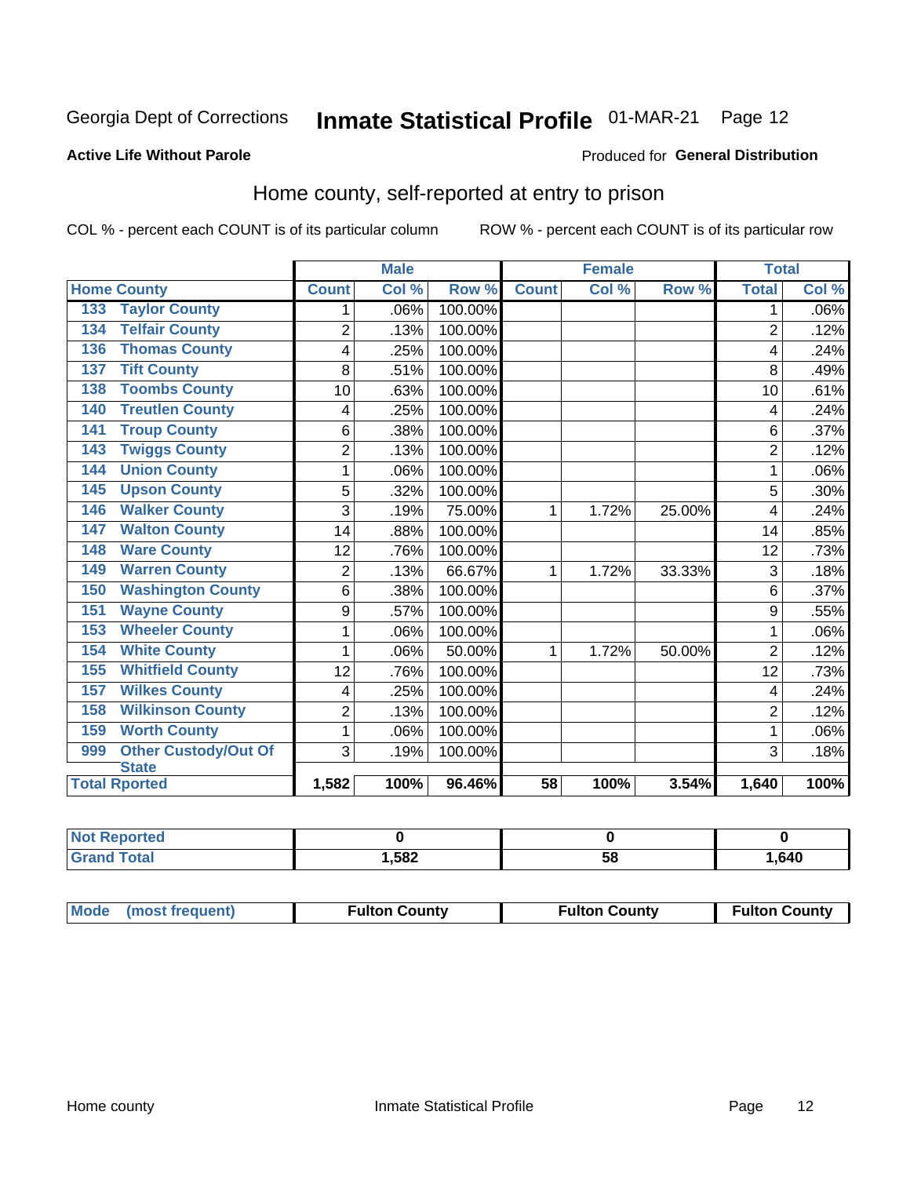Georgia Dept of Corrections **Inmate Statistical Profile** 01-MAR-21 Page 12

**Active Life Without Parole**

Produced for **General Distribution**

## Home county, self-reported at entry to prison

COL % - percent each COUNT is of its particular column ROW % - percent each COUNT is of its particular row

| Home County | | Male | | | Female | | | Total | |
|---|---|---|---|---|---|---|---|---|---|
| | | Count | Col % | Row % | Count | Col % | Row % | Total | Col % |
| 133 | Taylor County | 1 | .06% | 100.00% | | | | 1 | .06% |
| 134 | Telfair County | 2 | .13% | 100.00% | | | | 2 | .12% |
| 136 | Thomas County | 4 | .25% | 100.00% | | | | 4 | .24% |
| 137 | Tift County | 8 | .51% | 100.00% | | | | 8 | .49% |
| 138 | Toombs County | 10 | .63% | 100.00% | | | | 10 | .61% |
| 140 | Treutlen County | 4 | .25% | 100.00% | | | | 4 | .24% |
| 141 | Troup County | 6 | .38% | 100.00% | | | | 6 | .37% |
| 143 | Twiggs County | 2 | .13% | 100.00% | | | | 2 | .12% |
| 144 | Union County | 1 | .06% | 100.00% | | | | 1 | .06% |
| 145 | Upson County | 5 | .32% | 100.00% | | | | 5 | .30% |
| 146 | Walker County | 3 | .19% | 75.00% | 1 | 1.72% | 25.00% | 4 | .24% |
| 147 | Walton County | 14 | .88% | 100.00% | | | | 14 | .85% |
| 148 | Ware County | 12 | .76% | 100.00% | | | | 12 | .73% |
| 149 | Warren County | 2 | .13% | 66.67% | 1 | 1.72% | 33.33% | 3 | .18% |
| 150 | Washington County | 6 | .38% | 100.00% | | | | 6 | .37% |
| 151 | Wayne County | 9 | .57% | 100.00% | | | | 9 | .55% |
| 153 | Wheeler County | 1 | .06% | 100.00% | | | | 1 | .06% |
| 154 | White County | 1 | .06% | 50.00% | 1 | 1.72% | 50.00% | 2 | .12% |
| 155 | Whitfield County | 12 | .76% | 100.00% | | | | 12 | .73% |
| 157 | Wilkes County | 4 | .25% | 100.00% | | | | 4 | .24% |
| 158 | Wilkinson County | 2 | .13% | 100.00% | | | | 2 | .12% |
| 159 | Worth County | 1 | .06% | 100.00% | | | | 1 | .06% |
| 999 | Other Custody/Out Of State | 3 | .19% | 100.00% | | | | 3 | .18% |
| **Total Rported** | | **1,582** | **100%** | **96.46%** | **58** | **100%** | **3.54%** | **1,640** | **100%** |

| | Male | Female | Total |
|---|---|---|---|
| Not Reported | 0 | 0 | 0 |
| Grand Total | 1,582 | 58 | 1,640 |

| | Male | Female | Total |
|---|---|---|---|
| Mode (most frequent) | Fulton County | Fulton County | Fulton County |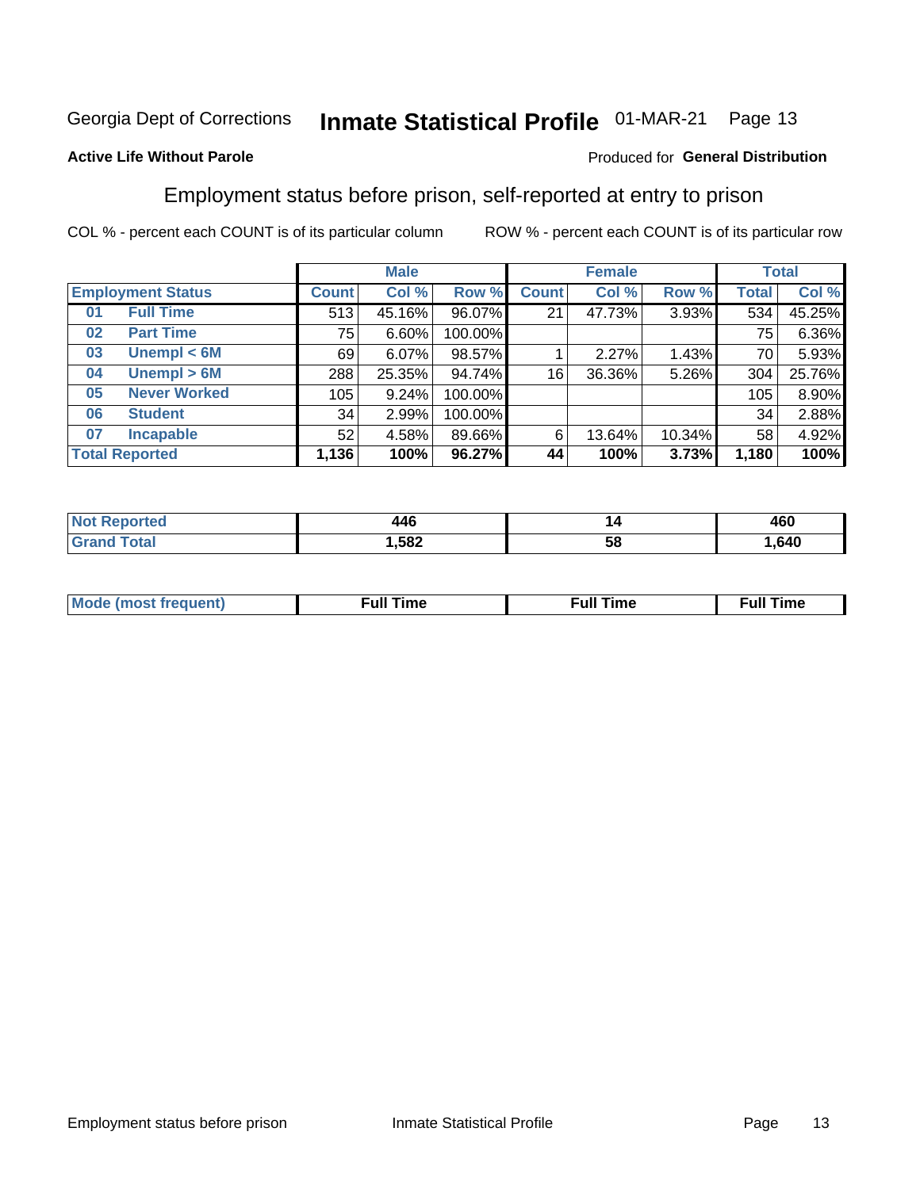Georgia Dept of Corrections **Inmate Statistical Profile** 01-MAR-21

**Active Life Without Parole**

Produced for **General Distribution**

## Employment status before prison, self-reported at entry to prison

COL % - percent each COUNT is of its particular column     ROW % - percent each COUNT is of its particular row

| Employment Status | | Male | | | Female | | | Total | |
|---|---|---|---|---|---|---|---|---|---|
| | | Count | Col % | Row % | Count | Col % | Row % | Total | Col % |
| 01 | Full Time | 513 | 45.16% | 96.07% | 21 | 47.73% | 3.93% | 534 | 45.25% |
| 02 | Part Time | 75 | 6.60% | 100.00% | | | | 75 | 6.36% |
| 03 | Unempl < 6M | 69 | 6.07% | 98.57% | 1 | 2.27% | 1.43% | 70 | 5.93% |
| 04 | Unempl > 6M | 288 | 25.35% | 94.74% | 16 | 36.36% | 5.26% | 304 | 25.76% |
| 05 | Never Worked | 105 | 9.24% | 100.00% | | | | 105 | 8.90% |
| 06 | Student | 34 | 2.99% | 100.00% | | | | 34 | 2.88% |
| 07 | Incapable | 52 | 4.58% | 89.66% | 6 | 13.64% | 10.34% | 58 | 4.92% |
| **Total Reported** | | **1,136** | **100%** | **96.27%** | **44** | **100%** | **3.73%** | **1,180** | **100%** |

| | Male | Female | Total |
|---|---|---|---|
| Not Reported | 446 | 14 | 460 |
| Grand Total | 1,582 | 58 | 1,640 |

| | Male | Female | Total |
|---|---|---|---|
| Mode (most frequent) | Full Time | Full Time | Full Time |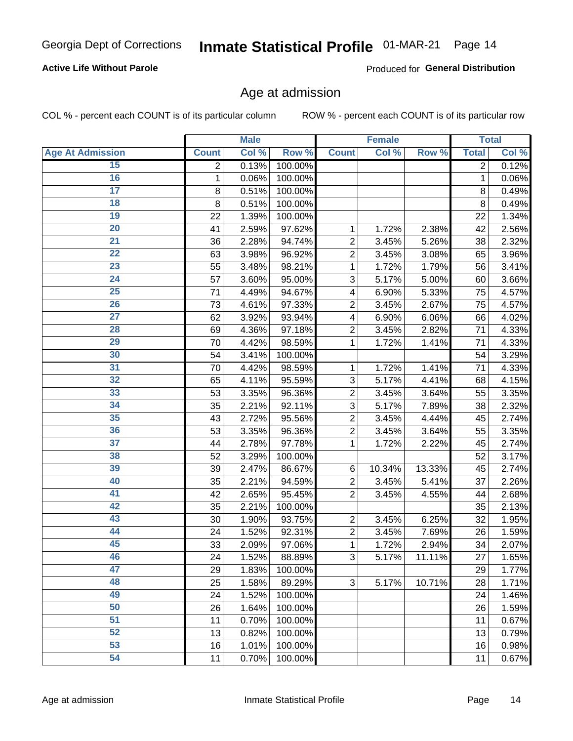Georgia Dept of Corrections **Inmate Statistical Profile** 01-MAR-21 Page 14

**Active Life Without Parole**

Produced for **General Distribution**

## Age at admission

COL % - percent each COUNT is of its particular column    ROW % - percent each COUNT is of its particular row

| | Male | | | Female | | | Total | |
|---|---|---|---|---|---|---|---|---|
| Age At Admission | Count | Col % | Row % | Count | Col % | Row % | Total | Col % |
| 15 | 2 | 0.13% | 100.00% | | | | 2 | 0.12% |
| 16 | 1 | 0.06% | 100.00% | | | | 1 | 0.06% |
| 17 | 8 | 0.51% | 100.00% | | | | 8 | 0.49% |
| 18 | 8 | 0.51% | 100.00% | | | | 8 | 0.49% |
| 19 | 22 | 1.39% | 100.00% | | | | 22 | 1.34% |
| 20 | 41 | 2.59% | 97.62% | 1 | 1.72% | 2.38% | 42 | 2.56% |
| 21 | 36 | 2.28% | 94.74% | 2 | 3.45% | 5.26% | 38 | 2.32% |
| 22 | 63 | 3.98% | 96.92% | 2 | 3.45% | 3.08% | 65 | 3.96% |
| 23 | 55 | 3.48% | 98.21% | 1 | 1.72% | 1.79% | 56 | 3.41% |
| 24 | 57 | 3.60% | 95.00% | 3 | 5.17% | 5.00% | 60 | 3.66% |
| 25 | 71 | 4.49% | 94.67% | 4 | 6.90% | 5.33% | 75 | 4.57% |
| 26 | 73 | 4.61% | 97.33% | 2 | 3.45% | 2.67% | 75 | 4.57% |
| 27 | 62 | 3.92% | 93.94% | 4 | 6.90% | 6.06% | 66 | 4.02% |
| 28 | 69 | 4.36% | 97.18% | 2 | 3.45% | 2.82% | 71 | 4.33% |
| 29 | 70 | 4.42% | 98.59% | 1 | 1.72% | 1.41% | 71 | 4.33% |
| 30 | 54 | 3.41% | 100.00% | | | | 54 | 3.29% |
| 31 | 70 | 4.42% | 98.59% | 1 | 1.72% | 1.41% | 71 | 4.33% |
| 32 | 65 | 4.11% | 95.59% | 3 | 5.17% | 4.41% | 68 | 4.15% |
| 33 | 53 | 3.35% | 96.36% | 2 | 3.45% | 3.64% | 55 | 3.35% |
| 34 | 35 | 2.21% | 92.11% | 3 | 5.17% | 7.89% | 38 | 2.32% |
| 35 | 43 | 2.72% | 95.56% | 2 | 3.45% | 4.44% | 45 | 2.74% |
| 36 | 53 | 3.35% | 96.36% | 2 | 3.45% | 3.64% | 55 | 3.35% |
| 37 | 44 | 2.78% | 97.78% | 1 | 1.72% | 2.22% | 45 | 2.74% |
| 38 | 52 | 3.29% | 100.00% | | | | 52 | 3.17% |
| 39 | 39 | 2.47% | 86.67% | 6 | 10.34% | 13.33% | 45 | 2.74% |
| 40 | 35 | 2.21% | 94.59% | 2 | 3.45% | 5.41% | 37 | 2.26% |
| 41 | 42 | 2.65% | 95.45% | 2 | 3.45% | 4.55% | 44 | 2.68% |
| 42 | 35 | 2.21% | 100.00% | | | | 35 | 2.13% |
| 43 | 30 | 1.90% | 93.75% | 2 | 3.45% | 6.25% | 32 | 1.95% |
| 44 | 24 | 1.52% | 92.31% | 2 | 3.45% | 7.69% | 26 | 1.59% |
| 45 | 33 | 2.09% | 97.06% | 1 | 1.72% | 2.94% | 34 | 2.07% |
| 46 | 24 | 1.52% | 88.89% | 3 | 5.17% | 11.11% | 27 | 1.65% |
| 47 | 29 | 1.83% | 100.00% | | | | 29 | 1.77% |
| 48 | 25 | 1.58% | 89.29% | 3 | 5.17% | 10.71% | 28 | 1.71% |
| 49 | 24 | 1.52% | 100.00% | | | | 24 | 1.46% |
| 50 | 26 | 1.64% | 100.00% | | | | 26 | 1.59% |
| 51 | 11 | 0.70% | 100.00% | | | | 11 | 0.67% |
| 52 | 13 | 0.82% | 100.00% | | | | 13 | 0.79% |
| 53 | 16 | 1.01% | 100.00% | | | | 16 | 0.98% |
| 54 | 11 | 0.70% | 100.00% | | | | 11 | 0.67% |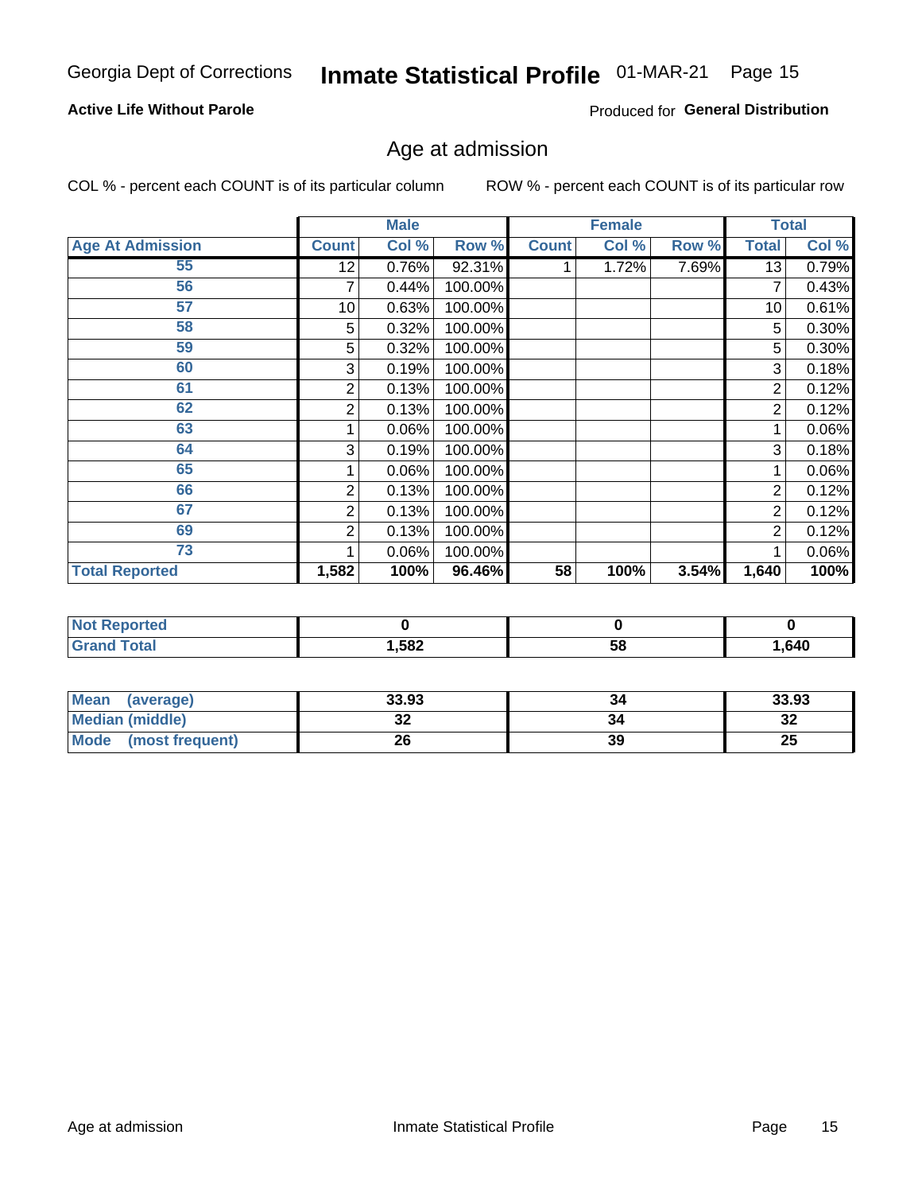Georgia Dept of Corrections **Inmate Statistical Profile** 01-MAR-21

**Active Life Without Parole**

Produced for **General Distribution**

## Age at admission

COL % - percent each COUNT is of its particular column    ROW % - percent each COUNT is of its particular row

| | Male | | | Female | | | Total | |
|---|---|---|---|---|---|---|---|---|
| **Age At Admission** | **Count** | **Col %** | **Row %** | **Count** | **Col %** | **Row %** | **Total** | **Col %** |
| 55 | 12 | 0.76% | 92.31% | 1 | 1.72% | 7.69% | 13 | 0.79% |
| 56 | 7 | 0.44% | 100.00% | | | | 7 | 0.43% |
| 57 | 10 | 0.63% | 100.00% | | | | 10 | 0.61% |
| 58 | 5 | 0.32% | 100.00% | | | | 5 | 0.30% |
| 59 | 5 | 0.32% | 100.00% | | | | 5 | 0.30% |
| 60 | 3 | 0.19% | 100.00% | | | | 3 | 0.18% |
| 61 | 2 | 0.13% | 100.00% | | | | 2 | 0.12% |
| 62 | 2 | 0.13% | 100.00% | | | | 2 | 0.12% |
| 63 | 1 | 0.06% | 100.00% | | | | 1 | 0.06% |
| 64 | 3 | 0.19% | 100.00% | | | | 3 | 0.18% |
| 65 | 1 | 0.06% | 100.00% | | | | 1 | 0.06% |
| 66 | 2 | 0.13% | 100.00% | | | | 2 | 0.12% |
| 67 | 2 | 0.13% | 100.00% | | | | 2 | 0.12% |
| 69 | 2 | 0.13% | 100.00% | | | | 2 | 0.12% |
| 73 | 1 | 0.06% | 100.00% | | | | 1 | 0.06% |
| **Total Reported** | **1,582** | **100%** | **96.46%** | **58** | **100%** | **3.54%** | **1,640** | **100%** |

| | Male | Female | Total |
|---|---|---|---|
| **Not Reported** | 0 | 0 | 0 |
| **Grand Total** | 1,582 | 58 | 1,640 |

| | Male | Female | Total |
|---|---|---|---|
| **Mean (average)** | 33.93 | 34 | 33.93 |
| **Median (middle)** | 32 | 34 | 32 |
| **Mode (most frequent)** | 26 | 39 | 25 |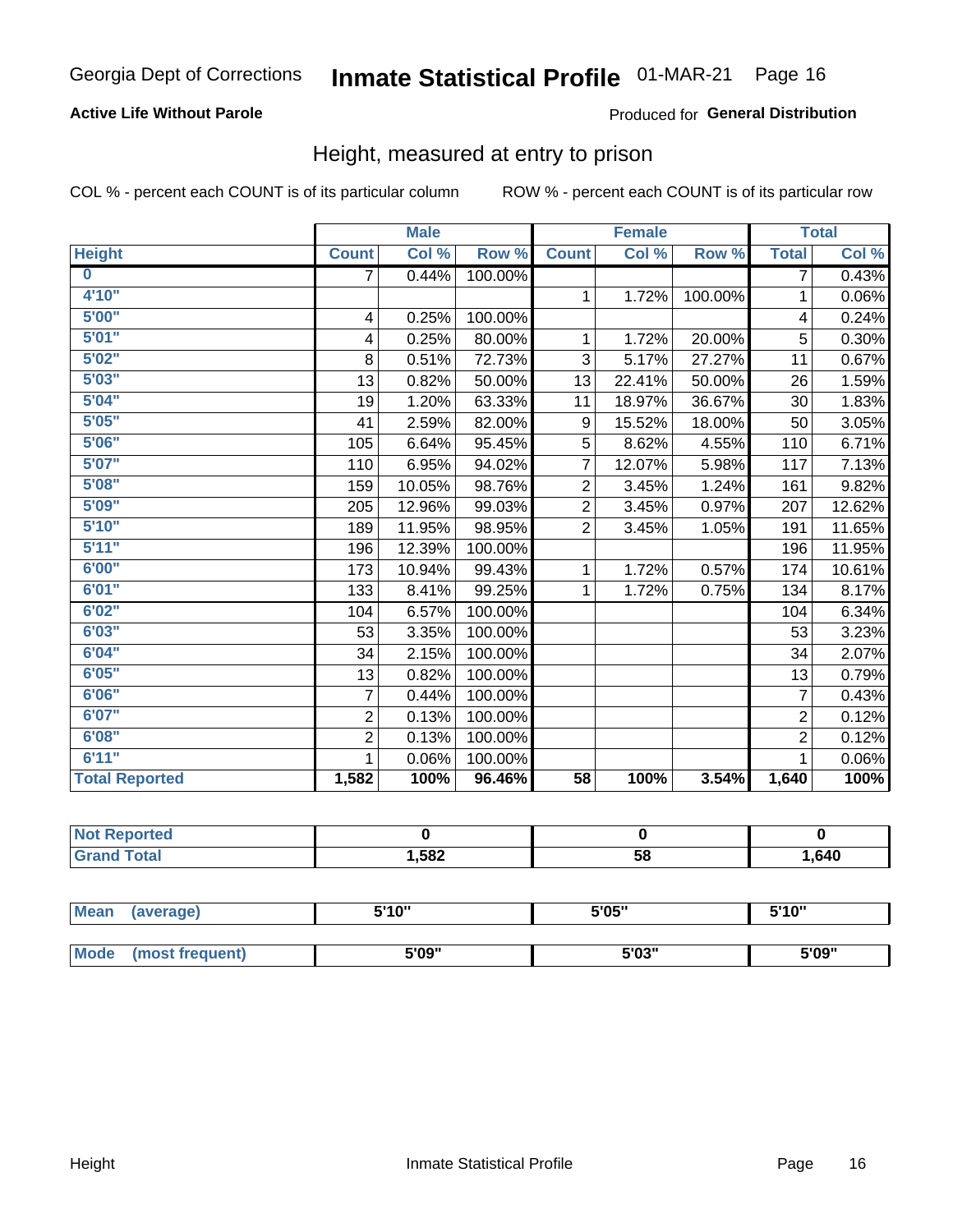# Georgia Dept of Corrections — Inmate Statistical Profile — 01-MAR-21

**Active Life Without Parole**

Produced for **General Distribution**

## Height, measured at entry to prison

COL % - percent each COUNT is of its particular column

ROW % - percent each COUNT is of its particular row

| Height | Male Count | Male Col % | Male Row % | Female Count | Female Col % | Female Row % | Total | Total Col % |
|---|---|---|---|---|---|---|---|---|
| 0 | 7 | 0.44% | 100.00% | | | | 7 | 0.43% |
| 4'10" | | | | 1 | 1.72% | 100.00% | 1 | 0.06% |
| 5'00" | 4 | 0.25% | 100.00% | | | | 4 | 0.24% |
| 5'01" | 4 | 0.25% | 80.00% | 1 | 1.72% | 20.00% | 5 | 0.30% |
| 5'02" | 8 | 0.51% | 72.73% | 3 | 5.17% | 27.27% | 11 | 0.67% |
| 5'03" | 13 | 0.82% | 50.00% | 13 | 22.41% | 50.00% | 26 | 1.59% |
| 5'04" | 19 | 1.20% | 63.33% | 11 | 18.97% | 36.67% | 30 | 1.83% |
| 5'05" | 41 | 2.59% | 82.00% | 9 | 15.52% | 18.00% | 50 | 3.05% |
| 5'06" | 105 | 6.64% | 95.45% | 5 | 8.62% | 4.55% | 110 | 6.71% |
| 5'07" | 110 | 6.95% | 94.02% | 7 | 12.07% | 5.98% | 117 | 7.13% |
| 5'08" | 159 | 10.05% | 98.76% | 2 | 3.45% | 1.24% | 161 | 9.82% |
| 5'09" | 205 | 12.96% | 99.03% | 2 | 3.45% | 0.97% | 207 | 12.62% |
| 5'10" | 189 | 11.95% | 98.95% | 2 | 3.45% | 1.05% | 191 | 11.65% |
| 5'11" | 196 | 12.39% | 100.00% | | | | 196 | 11.95% |
| 6'00" | 173 | 10.94% | 99.43% | 1 | 1.72% | 0.57% | 174 | 10.61% |
| 6'01" | 133 | 8.41% | 99.25% | 1 | 1.72% | 0.75% | 134 | 8.17% |
| 6'02" | 104 | 6.57% | 100.00% | | | | 104 | 6.34% |
| 6'03" | 53 | 3.35% | 100.00% | | | | 53 | 3.23% |
| 6'04" | 34 | 2.15% | 100.00% | | | | 34 | 2.07% |
| 6'05" | 13 | 0.82% | 100.00% | | | | 13 | 0.79% |
| 6'06" | 7 | 0.44% | 100.00% | | | | 7 | 0.43% |
| 6'07" | 2 | 0.13% | 100.00% | | | | 2 | 0.12% |
| 6'08" | 2 | 0.13% | 100.00% | | | | 2 | 0.12% |
| 6'11" | 1 | 0.06% | 100.00% | | | | 1 | 0.06% |
| **Total Reported** | **1,582** | **100%** | **96.46%** | **58** | **100%** | **3.54%** | **1,640** | **100%** |

| | Male | Female | Total |
|---|---|---|---|
| Not Reported | 0 | 0 | 0 |
| Grand Total | 1,582 | 58 | 1,640 |

| | Male | Female | Total |
|---|---|---|---|
| Mean (average) | 5'10" | 5'05" | 5'10" |
| Mode (most frequent) | 5'09" | 5'03" | 5'09" |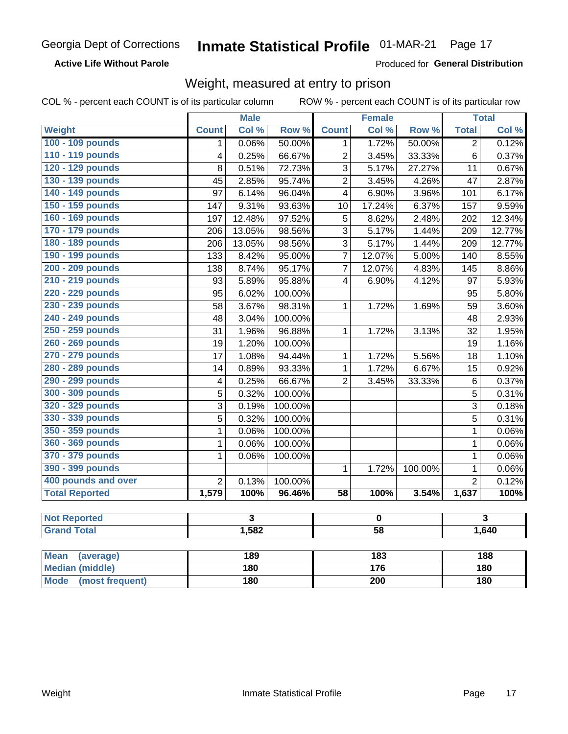Georgia Dept of Corrections **Inmate Statistical Profile** 01-MAR-21

**Active Life Without Parole**

Produced for **General Distribution**

## Weight, measured at entry to prison

COL % - percent each COUNT is of its particular column ROW % - percent each COUNT is of its particular row

| | Male | | | Female | | | Total | |
|---|---|---|---|---|---|---|---|---|
| Weight | Count | Col % | Row % | Count | Col % | Row % | Total | Col % |
| 100 - 109 pounds | 1 | 0.06% | 50.00% | 1 | 1.72% | 50.00% | 2 | 0.12% |
| 110 - 119 pounds | 4 | 0.25% | 66.67% | 2 | 3.45% | 33.33% | 6 | 0.37% |
| 120 - 129 pounds | 8 | 0.51% | 72.73% | 3 | 5.17% | 27.27% | 11 | 0.67% |
| 130 - 139 pounds | 45 | 2.85% | 95.74% | 2 | 3.45% | 4.26% | 47 | 2.87% |
| 140 - 149 pounds | 97 | 6.14% | 96.04% | 4 | 6.90% | 3.96% | 101 | 6.17% |
| 150 - 159 pounds | 147 | 9.31% | 93.63% | 10 | 17.24% | 6.37% | 157 | 9.59% |
| 160 - 169 pounds | 197 | 12.48% | 97.52% | 5 | 8.62% | 2.48% | 202 | 12.34% |
| 170 - 179 pounds | 206 | 13.05% | 98.56% | 3 | 5.17% | 1.44% | 209 | 12.77% |
| 180 - 189 pounds | 206 | 13.05% | 98.56% | 3 | 5.17% | 1.44% | 209 | 12.77% |
| 190 - 199 pounds | 133 | 8.42% | 95.00% | 7 | 12.07% | 5.00% | 140 | 8.55% |
| 200 - 209 pounds | 138 | 8.74% | 95.17% | 7 | 12.07% | 4.83% | 145 | 8.86% |
| 210 - 219 pounds | 93 | 5.89% | 95.88% | 4 | 6.90% | 4.12% | 97 | 5.93% |
| 220 - 229 pounds | 95 | 6.02% | 100.00% | | | | 95 | 5.80% |
| 230 - 239 pounds | 58 | 3.67% | 98.31% | 1 | 1.72% | 1.69% | 59 | 3.60% |
| 240 - 249 pounds | 48 | 3.04% | 100.00% | | | | 48 | 2.93% |
| 250 - 259 pounds | 31 | 1.96% | 96.88% | 1 | 1.72% | 3.13% | 32 | 1.95% |
| 260 - 269 pounds | 19 | 1.20% | 100.00% | | | | 19 | 1.16% |
| 270 - 279 pounds | 17 | 1.08% | 94.44% | 1 | 1.72% | 5.56% | 18 | 1.10% |
| 280 - 289 pounds | 14 | 0.89% | 93.33% | 1 | 1.72% | 6.67% | 15 | 0.92% |
| 290 - 299 pounds | 4 | 0.25% | 66.67% | 2 | 3.45% | 33.33% | 6 | 0.37% |
| 300 - 309 pounds | 5 | 0.32% | 100.00% | | | | 5 | 0.31% |
| 320 - 329 pounds | 3 | 0.19% | 100.00% | | | | 3 | 0.18% |
| 330 - 339 pounds | 5 | 0.32% | 100.00% | | | | 5 | 0.31% |
| 350 - 359 pounds | 1 | 0.06% | 100.00% | | | | 1 | 0.06% |
| 360 - 369 pounds | 1 | 0.06% | 100.00% | | | | 1 | 0.06% |
| 370 - 379 pounds | 1 | 0.06% | 100.00% | | | | 1 | 0.06% |
| 390 - 399 pounds | | | | 1 | 1.72% | 100.00% | 1 | 0.06% |
| 400 pounds and over | 2 | 0.13% | 100.00% | | | | 2 | 0.12% |
| **Total Reported** | **1,579** | **100%** | **96.46%** | **58** | **100%** | **3.54%** | **1,637** | **100%** |

| | Male | Female | Total |
|---|---|---|---|
| Not Reported | 3 | 0 | 3 |
| Grand Total | 1,582 | 58 | 1,640 |

| | Male | Female | Total |
|---|---|---|---|
| Mean (average) | 189 | 183 | 188 |
| Median (middle) | 180 | 176 | 180 |
| Mode (most frequent) | 180 | 200 | 180 |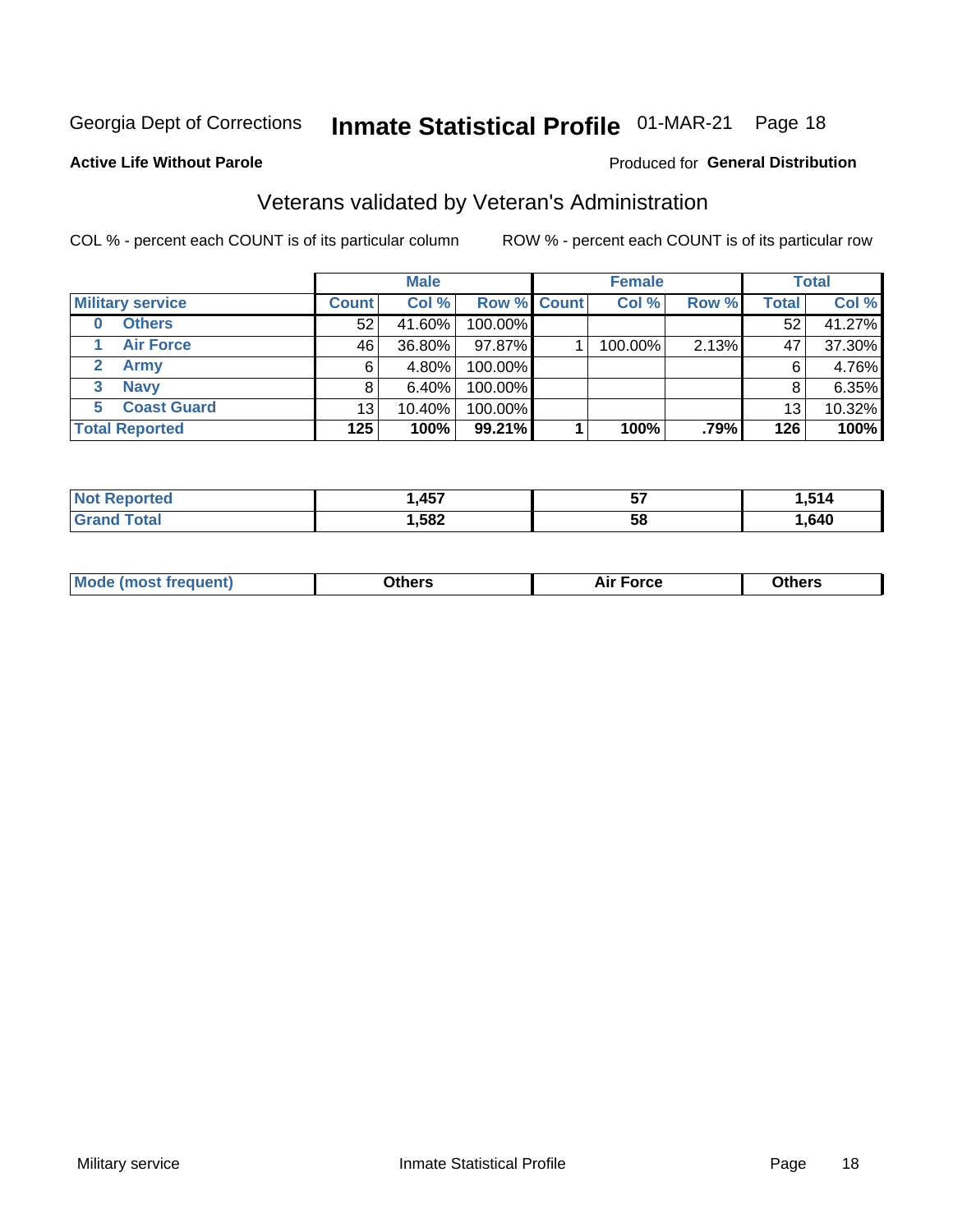Georgia Dept of Corrections **Inmate Statistical Profile** 01-MAR-21 Page 18

**Active Life Without Parole**

Produced for **General Distribution**

## Veterans validated by Veteran's Administration

COL % - percent each COUNT is of its particular column

ROW % - percent each COUNT is of its particular row

| | Male | | | Female | | | Total | |
|---|---|---|---|---|---|---|---|---|
| **Military service** | **Count** | **Col %** | **Row %** | **Count** | **Col %** | **Row %** | **Total** | **Col %** |
| **0 Others** | 52 | 41.60% | 100.00% | | | | 52 | 41.27% |
| **1 Air Force** | 46 | 36.80% | 97.87% | 1 | 100.00% | 2.13% | 47 | 37.30% |
| **2 Army** | 6 | 4.80% | 100.00% | | | | 6 | 4.76% |
| **3 Navy** | 8 | 6.40% | 100.00% | | | | 8 | 6.35% |
| **5 Coast Guard** | 13 | 10.40% | 100.00% | | | | 13 | 10.32% |
| **Total Reported** | **125** | **100%** | **99.21%** | **1** | **100%** | **.79%** | **126** | **100%** |

| | Male | Female | Total |
|---|---|---|---|
| **Not Reported** | **1,457** | **57** | **1,514** |
| **Grand Total** | **1,582** | **58** | **1,640** |

| | Male | Female | Total |
|---|---|---|---|
| **Mode (most frequent)** | **Others** | **Air Force** | **Others** |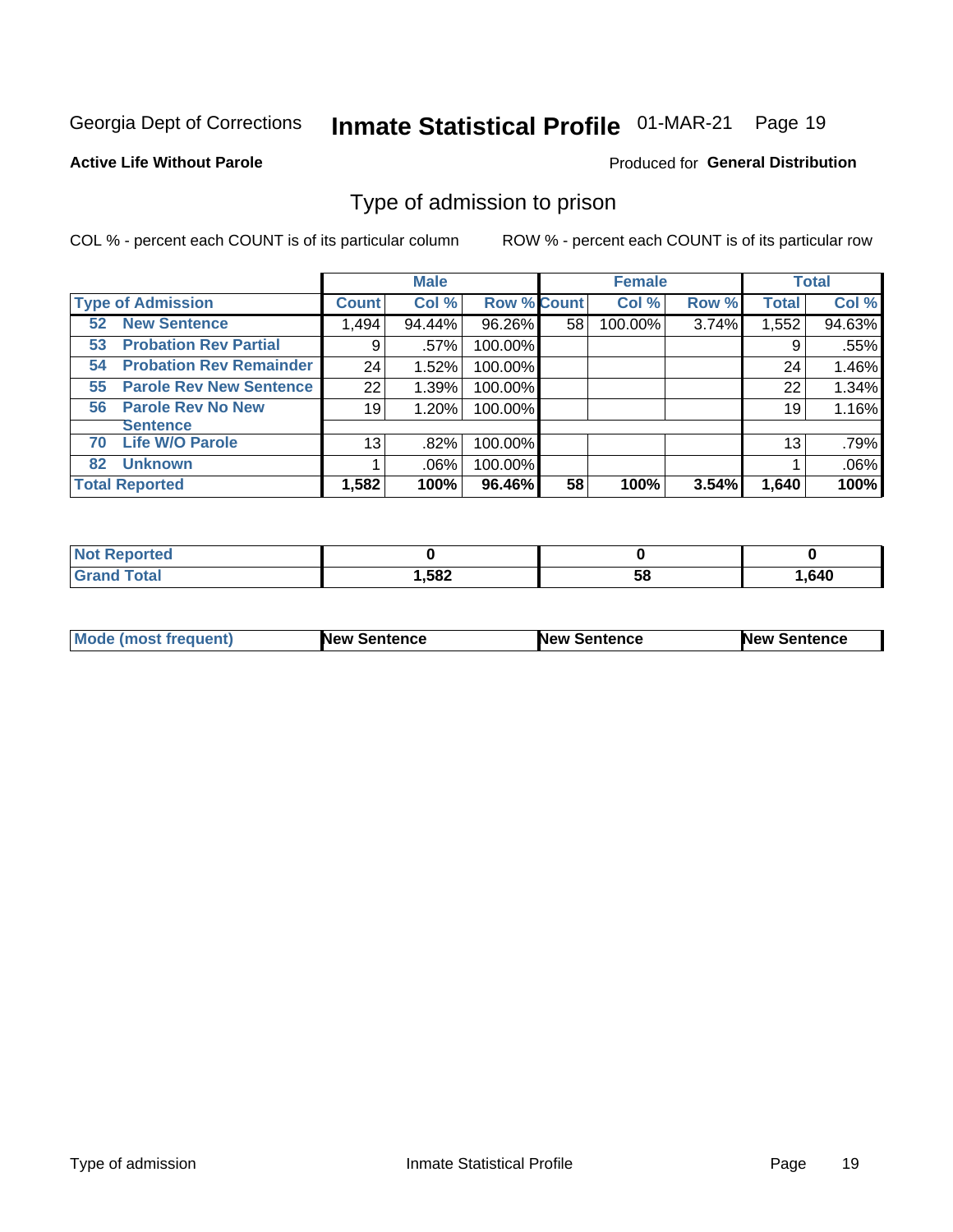Georgia Dept of Corrections **Inmate Statistical Profile** 01-MAR-21

**Active Life Without Parole**

Produced for **General Distribution**

## Type of admission to prison

COL % - percent each COUNT is of its particular column

ROW % - percent each COUNT is of its particular row

| | Male | | | Female | | | Total | |
|---|---|---|---|---|---|---|---|---|
| **Type of Admission** | **Count** | **Col %** | **Row %** | **Count** | **Col %** | **Row %** | **Total** | **Col %** |
| 52 **New Sentence** | 1,494 | 94.44% | 96.26% | 58 | 100.00% | 3.74% | 1,552 | 94.63% |
| 53 **Probation Rev Partial** | 9 | .57% | 100.00% | | | | 9 | .55% |
| 54 **Probation Rev Remainder** | 24 | 1.52% | 100.00% | | | | 24 | 1.46% |
| 55 **Parole Rev New Sentence** | 22 | 1.39% | 100.00% | | | | 22 | 1.34% |
| 56 **Parole Rev No New Sentence** | 19 | 1.20% | 100.00% | | | | 19 | 1.16% |
| 70 **Life W/O Parole** | 13 | .82% | 100.00% | | | | 13 | .79% |
| 82 **Unknown** | 1 | .06% | 100.00% | | | | 1 | .06% |
| **Total Reported** | **1,582** | **100%** | **96.46%** | **58** | **100%** | **3.54%** | **1,640** | **100%** |

| | Male | Female | Total |
|---|---|---|---|
| **Not Reported** | **0** | **0** | **0** |
| **Grand Total** | **1,582** | **58** | **1,640** |

| | Male | Female | Total |
|---|---|---|---|
| **Mode (most frequent)** | **New Sentence** | **New Sentence** | **New Sentence** |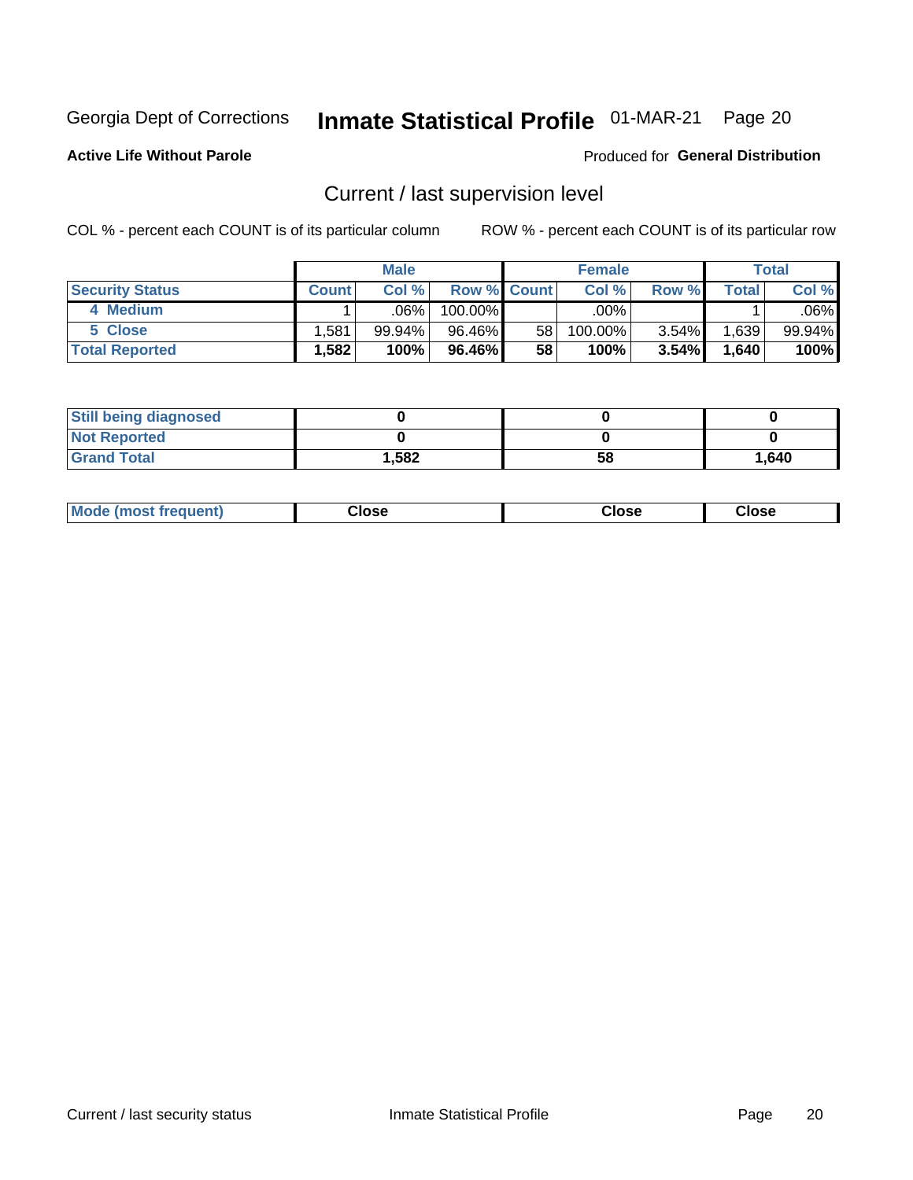Georgia Dept of Corrections **Inmate Statistical Profile** 01-MAR-21 Page 20

**Active Life Without Parole**

Produced for **General Distribution**

## Current / last supervision level

COL % - percent each COUNT is of its particular column

ROW % - percent each COUNT is of its particular row

| | Male | | | Female | | | Total | |
|---|---|---|---|---|---|---|---|---|
| **Security Status** | **Count** | **Col %** | **Row %** | **Count** | **Col %** | **Row %** | **Total** | **Col %** |
| 4 Medium | 1 | .06% | 100.00% | | .00% | | 1 | .06% |
| 5 Close | 1,581 | 99.94% | 96.46% | 58 | 100.00% | 3.54% | 1,639 | 99.94% |
| **Total Reported** | **1,582** | **100%** | **96.46%** | **58** | **100%** | **3.54%** | **1,640** | **100%** |

| | Male | Female | Total |
|---|---|---|---|
| **Still being diagnosed** | **0** | **0** | **0** |
| **Not Reported** | **0** | **0** | **0** |
| **Grand Total** | **1,582** | **58** | **1,640** |

| | Male | Female | Total |
|---|---|---|---|
| **Mode (most frequent)** | **Close** | **Close** | **Close** |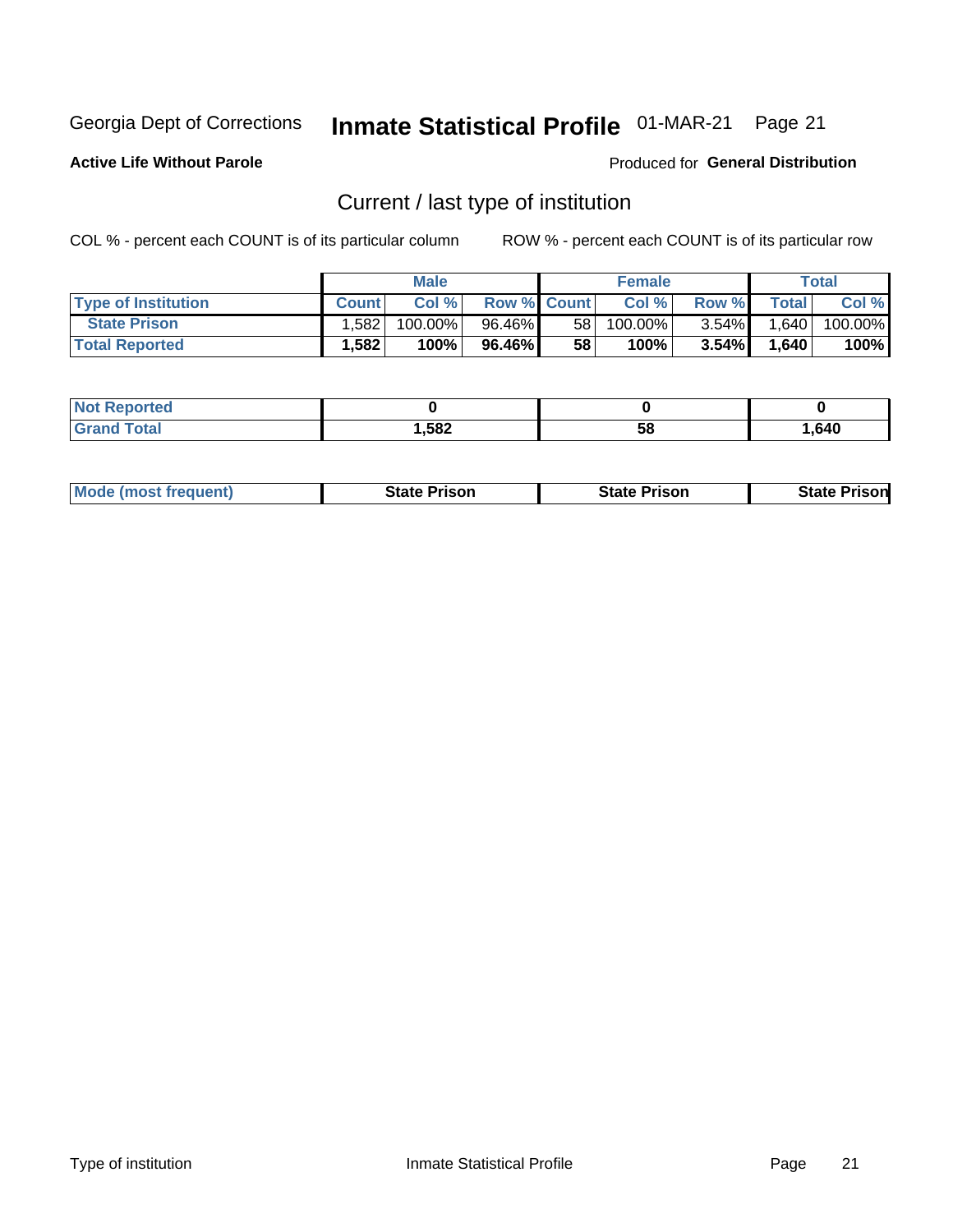Georgia Dept of Corrections **Inmate Statistical Profile** 01-MAR-21

**Active Life Without Parole**

Produced for **General Distribution**

## Current / last type of institution

COL % - percent each COUNT is of its particular column ROW % - percent each COUNT is of its particular row

| | Male | | | Female | | | Total | |
|---|---|---|---|---|---|---|---|---|
| **Type of Institution** | **Count** | **Col %** | **Row %** | **Count** | **Col %** | **Row %** | **Total** | **Col %** |
| **State Prison** | 1,582 | 100.00% | 96.46% | 58 | 100.00% | 3.54% | 1,640 | 100.00% |
| **Total Reported** | **1,582** | **100%** | **96.46%** | **58** | **100%** | **3.54%** | **1,640** | **100%** |

| | Male | Female | Total |
|---|---|---|---|
| **Not Reported** | **0** | **0** | **0** |
| **Grand Total** | **1,582** | **58** | **1,640** |

| | Male | Female | Total |
|---|---|---|---|
| **Mode (most frequent)** | **State Prison** | **State Prison** | **State Prison** |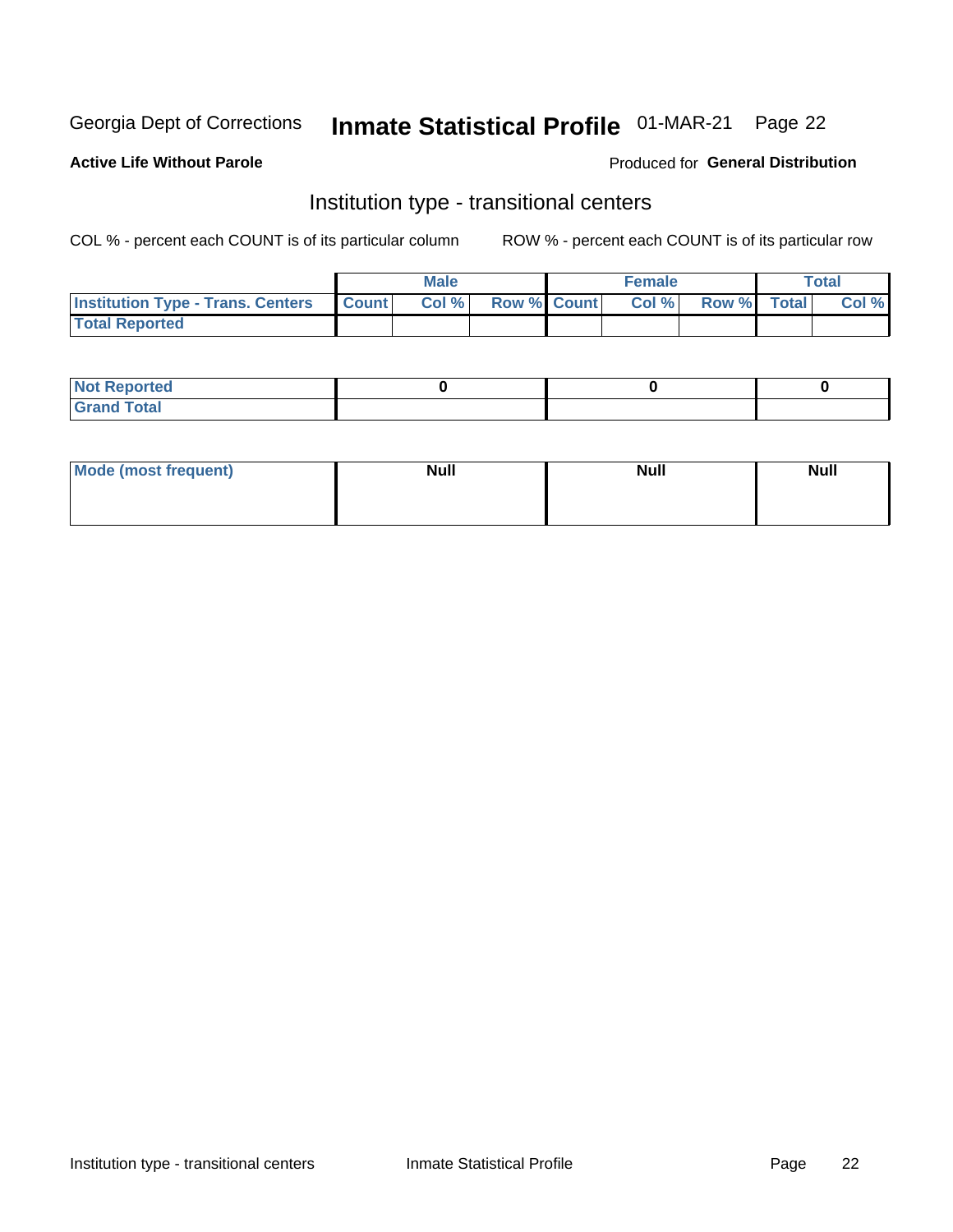**Active Life Without Parole** Produced for **General Distribution**

## Institution type - transitional centers

COL % - percent each COUNT is of its particular column ROW % - percent each COUNT is of its particular row

| | Male | | | Female | | | Total | |
|---|---|---|---|---|---|---|---|---|
| Institution Type - Trans. Centers | Count | Col % | Row % | Count | Col % | Row % | Total | Col % |
| Total Reported | | | | | | | | |

| | Male | Female | Total |
|---|---|---|---|
| Not Reported | 0 | 0 | 0 |
| Grand Total | | | |

| | Male | Female | Total |
|---|---|---|---|
| Mode (most frequent) | Null | Null | Null |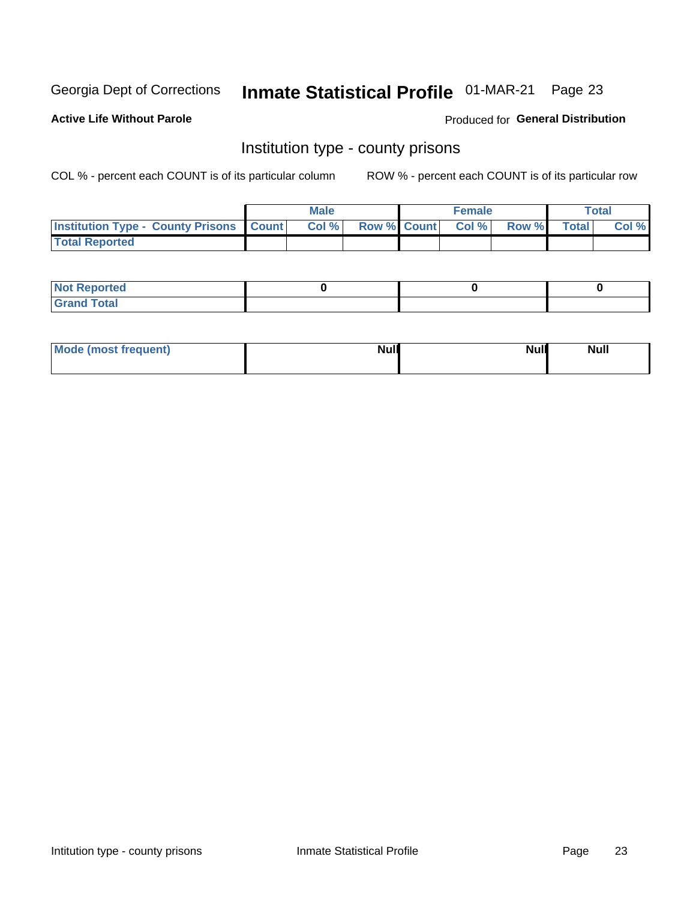Georgia Dept of Corrections **Inmate Statistical Profile** 01-MAR-21

**Active Life Without Parole**

Produced for **General Distribution**

## Institution type - county prisons

COL % - percent each COUNT is of its particular column

ROW % - percent each COUNT is of its particular row

| | Male | | | Female | | | Total | |
|---|---|---|---|---|---|---|---|---|
| **Institution Type - County Prisons** | **Count** | **Col %** | **Row %** | **Count** | **Col %** | **Row %** | **Total** | **Col %** |
| **Total Reported** | | | | | | | | |

| | Male | Female | Total |
|---|---|---|---|
| **Not Reported** | 0 | 0 | 0 |
| **Grand Total** | | | |

| | Male | Female | Total |
|---|---|---|---|
| **Mode (most frequent)** | Null | Null | Null |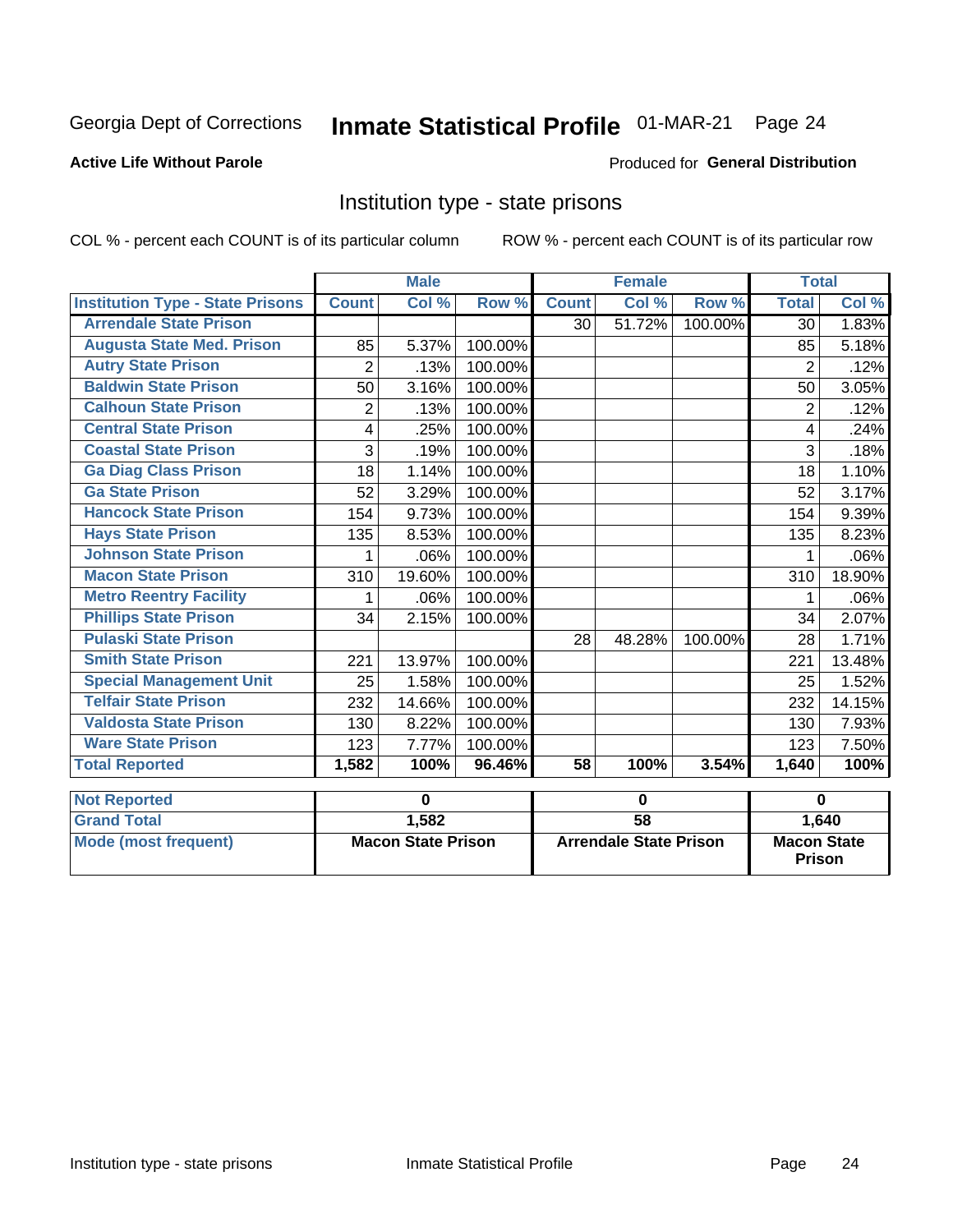Georgia Dept of Corrections **Inmate Statistical Profile** 01-MAR-21

**Active Life Without Parole**

Produced for **General Distribution**

## Institution type - state prisons

COL % - percent each COUNT is of its particular column

ROW % - percent each COUNT is of its particular row

| | Male | | | Female | | | Total | |
|---|---|---|---|---|---|---|---|---|
| **Institution Type - State Prisons** | **Count** | **Col %** | **Row %** | **Count** | **Col %** | **Row %** | **Total** | **Col %** |
| **Arrendale State Prison** | | | | 30 | 51.72% | 100.00% | 30 | 1.83% |
| **Augusta State Med. Prison** | 85 | 5.37% | 100.00% | | | | 85 | 5.18% |
| **Autry State Prison** | 2 | .13% | 100.00% | | | | 2 | .12% |
| **Baldwin State Prison** | 50 | 3.16% | 100.00% | | | | 50 | 3.05% |
| **Calhoun State Prison** | 2 | .13% | 100.00% | | | | 2 | .12% |
| **Central State Prison** | 4 | .25% | 100.00% | | | | 4 | .24% |
| **Coastal State Prison** | 3 | .19% | 100.00% | | | | 3 | .18% |
| **Ga Diag Class Prison** | 18 | 1.14% | 100.00% | | | | 18 | 1.10% |
| **Ga State Prison** | 52 | 3.29% | 100.00% | | | | 52 | 3.17% |
| **Hancock State Prison** | 154 | 9.73% | 100.00% | | | | 154 | 9.39% |
| **Hays State Prison** | 135 | 8.53% | 100.00% | | | | 135 | 8.23% |
| **Johnson State Prison** | 1 | .06% | 100.00% | | | | 1 | .06% |
| **Macon State Prison** | 310 | 19.60% | 100.00% | | | | 310 | 18.90% |
| **Metro Reentry Facility** | 1 | .06% | 100.00% | | | | 1 | .06% |
| **Phillips State Prison** | 34 | 2.15% | 100.00% | | | | 34 | 2.07% |
| **Pulaski State Prison** | | | | 28 | 48.28% | 100.00% | 28 | 1.71% |
| **Smith State Prison** | 221 | 13.97% | 100.00% | | | | 221 | 13.48% |
| **Special Management Unit** | 25 | 1.58% | 100.00% | | | | 25 | 1.52% |
| **Telfair State Prison** | 232 | 14.66% | 100.00% | | | | 232 | 14.15% |
| **Valdosta State Prison** | 130 | 8.22% | 100.00% | | | | 130 | 7.93% |
| **Ware State Prison** | 123 | 7.77% | 100.00% | | | | 123 | 7.50% |
| **Total Reported** | **1,582** | **100%** | **96.46%** | **58** | **100%** | **3.54%** | **1,640** | **100%** |

| | Male | Female | Total |
|---|---|---|---|
| **Not Reported** | **0** | **0** | **0** |
| **Grand Total** | **1,582** | **58** | **1,640** |
| **Mode (most frequent)** | **Macon State Prison** | **Arrendale State Prison** | **Macon State Prison** |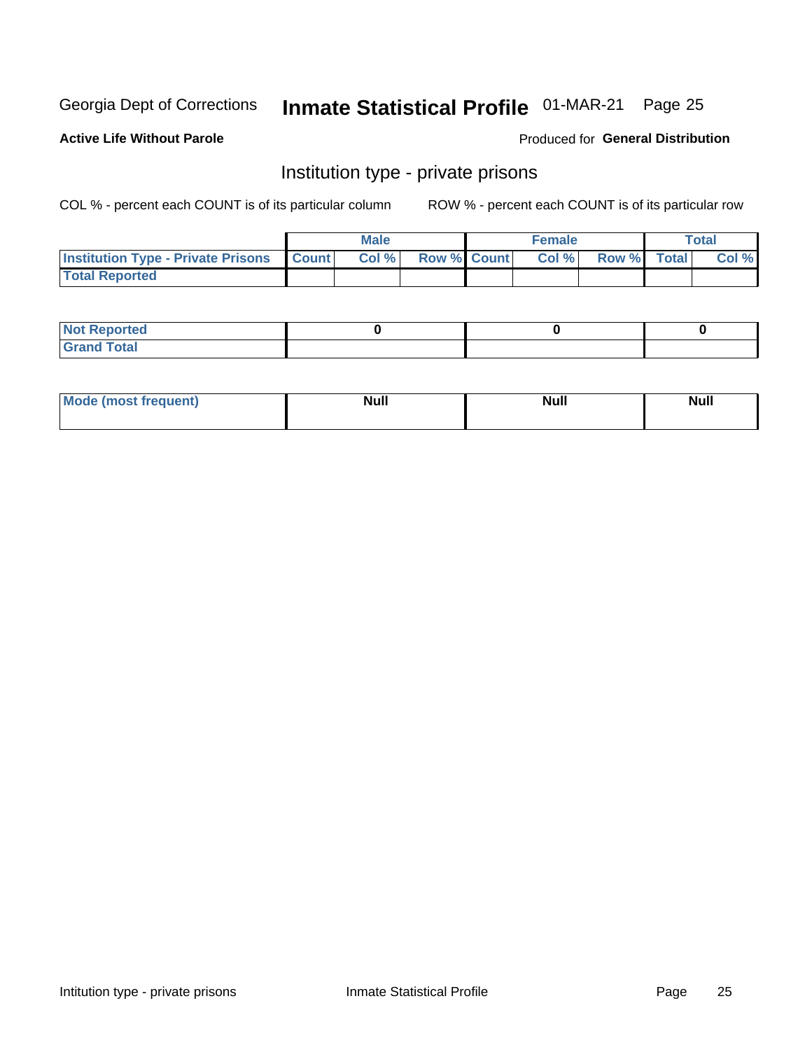Georgia Dept of Corrections **Inmate Statistical Profile** 01-MAR-21

**Active Life Without Parole**

Produced for **General Distribution**

## Institution type - private prisons

COL % - percent each COUNT is of its particular column ROW % - percent each COUNT is of its particular row

| | Male | | | Female | | | Total | |
|---|---|---|---|---|---|---|---|---|
| Institution Type - Private Prisons | Count | Col % | Row % | Count | Col % | Row % | Total | Col % |
| Total Reported | | | | | | | | |

| | Male | Female | Total |
|---|---|---|---|
| Not Reported | 0 | 0 | 0 |
| Grand Total | | | |

| | Male | Female | Total |
|---|---|---|---|
| Mode (most frequent) | Null | Null | Null |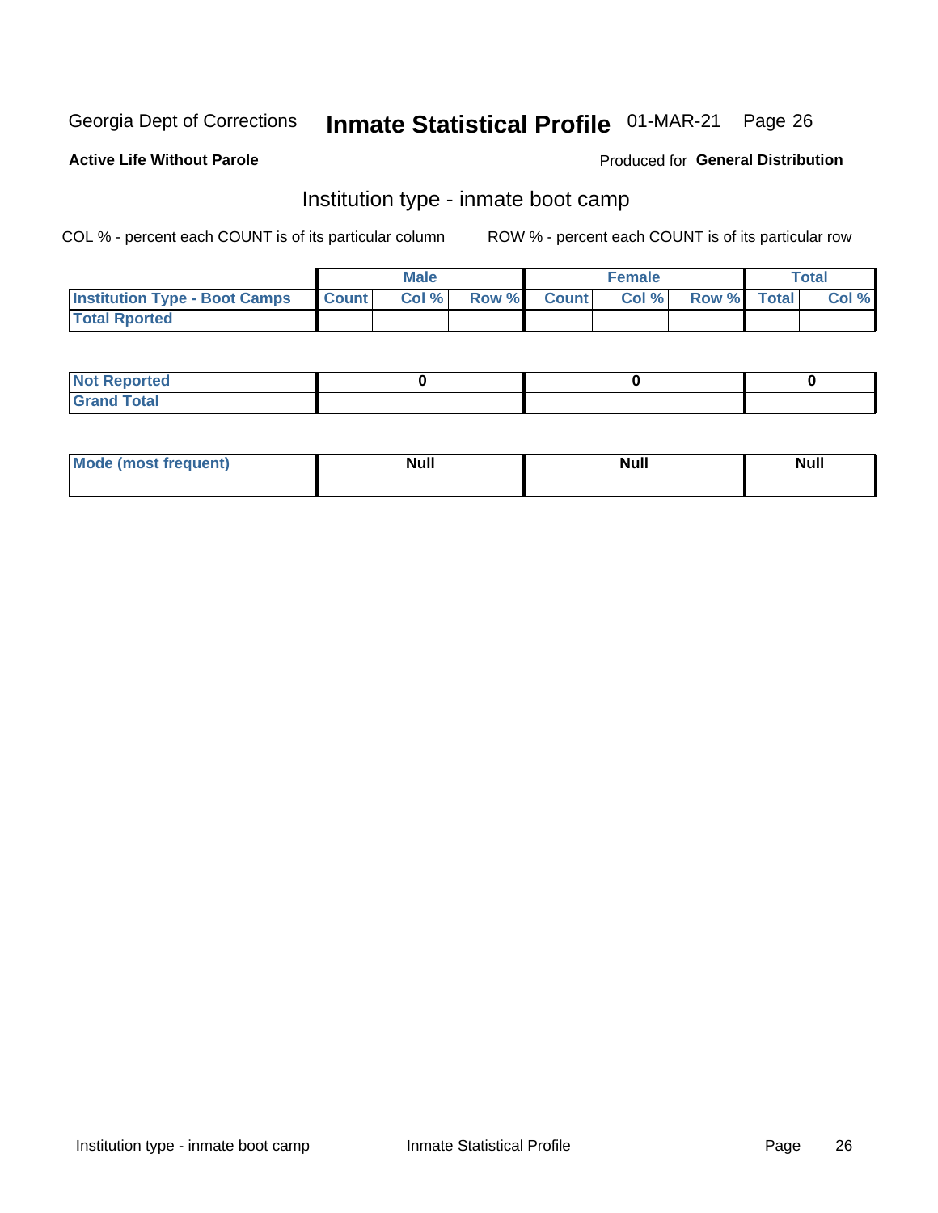Georgia Dept of Corrections **Inmate Statistical Profile** 01-MAR-21

**Active Life Without Parole**

Produced for **General Distribution**

## Institution type - inmate boot camp

COL % - percent each COUNT is of its particular column

ROW % - percent each COUNT is of its particular row

| | Male | | | Female | | | Total | |
|---|---|---|---|---|---|---|---|---|
| **Institution Type - Boot Camps** | **Count** | **Col %** | **Row %** | **Count** | **Col %** | **Row %** | **Total** | **Col %** |
| **Total Rported** | | | | | | | | |

| | Male | Female | Total |
|---|---|---|---|
| **Not Reported** | 0 | 0 | 0 |
| **Grand Total** | | | |

| | Male | Female | Total |
|---|---|---|---|
| **Mode (most frequent)** | Null | Null | Null |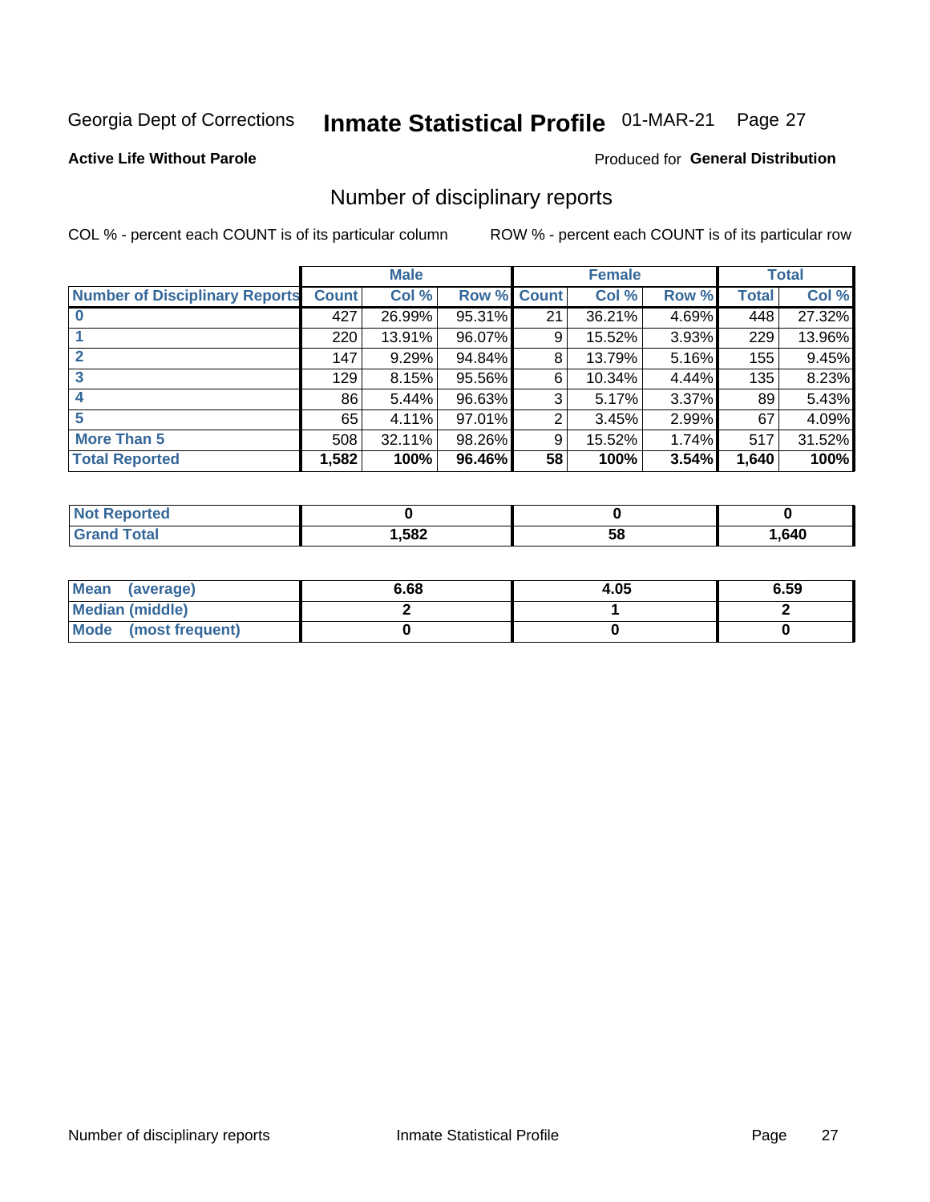Georgia Dept of Corrections **Inmate Statistical Profile** 01-MAR-21

**Active Life Without Parole**

Produced for **General Distribution**

## Number of disciplinary reports

COL % - percent each COUNT is of its particular column

ROW % - percent each COUNT is of its particular row

| | Male | | | Female | | | Total | |
|---|---|---|---|---|---|---|---|---|
| **Number of Disciplinary Reports** | **Count** | **Col %** | **Row %** | **Count** | **Col %** | **Row %** | **Total** | **Col %** |
| **0** | 427 | 26.99% | 95.31% | 21 | 36.21% | 4.69% | 448 | 27.32% |
| **1** | 220 | 13.91% | 96.07% | 9 | 15.52% | 3.93% | 229 | 13.96% |
| **2** | 147 | 9.29% | 94.84% | 8 | 13.79% | 5.16% | 155 | 9.45% |
| **3** | 129 | 8.15% | 95.56% | 6 | 10.34% | 4.44% | 135 | 8.23% |
| **4** | 86 | 5.44% | 96.63% | 3 | 5.17% | 3.37% | 89 | 5.43% |
| **5** | 65 | 4.11% | 97.01% | 2 | 3.45% | 2.99% | 67 | 4.09% |
| **More Than 5** | 508 | 32.11% | 98.26% | 9 | 15.52% | 1.74% | 517 | 31.52% |
| **Total Reported** | **1,582** | **100%** | **96.46%** | **58** | **100%** | **3.54%** | **1,640** | **100%** |

| | Male | Female | Total |
|---|---|---|---|
| **Not Reported** | **0** | **0** | **0** |
| **Grand Total** | **1,582** | **58** | **1,640** |

| | Male | Female | Total |
|---|---|---|---|
| **Mean (average)** | **6.68** | **4.05** | **6.59** |
| **Median (middle)** | **2** | **1** | **2** |
| **Mode (most frequent)** | **0** | **0** | **0** |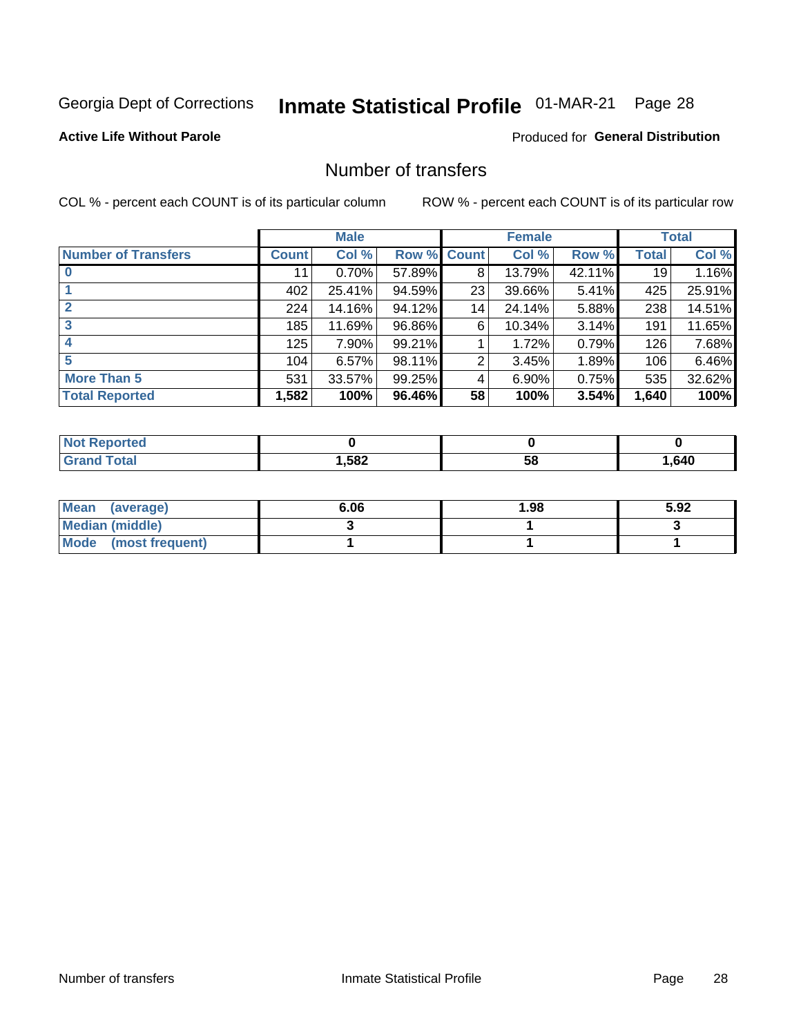Georgia Dept of Corrections **Inmate Statistical Profile** 01-MAR-21

**Active Life Without Parole**

Produced for **General Distribution**

## Number of transfers

COL % - percent each COUNT is of its particular column ROW % - percent each COUNT is of its particular row

| | Male | | | Female | | | Total | |
|---|---|---|---|---|---|---|---|---|
| **Number of Transfers** | **Count** | **Col %** | **Row %** | **Count** | **Col %** | **Row %** | **Total** | **Col %** |
| **0** | 11 | 0.70% | 57.89% | 8 | 13.79% | 42.11% | 19 | 1.16% |
| **1** | 402 | 25.41% | 94.59% | 23 | 39.66% | 5.41% | 425 | 25.91% |
| **2** | 224 | 14.16% | 94.12% | 14 | 24.14% | 5.88% | 238 | 14.51% |
| **3** | 185 | 11.69% | 96.86% | 6 | 10.34% | 3.14% | 191 | 11.65% |
| **4** | 125 | 7.90% | 99.21% | 1 | 1.72% | 0.79% | 126 | 7.68% |
| **5** | 104 | 6.57% | 98.11% | 2 | 3.45% | 1.89% | 106 | 6.46% |
| **More Than 5** | 531 | 33.57% | 99.25% | 4 | 6.90% | 0.75% | 535 | 32.62% |
| **Total Reported** | **1,582** | **100%** | **96.46%** | **58** | **100%** | **3.54%** | **1,640** | **100%** |

| | Male | Female | Total |
|---|---|---|---|
| **Not Reported** | **0** | **0** | **0** |
| **Grand Total** | **1,582** | **58** | **1,640** |

| | Male | Female | Total |
|---|---|---|---|
| **Mean (average)** | **6.06** | **1.98** | **5.92** |
| **Median (middle)** | **3** | **1** | **3** |
| **Mode (most frequent)** | **1** | **1** | **1** |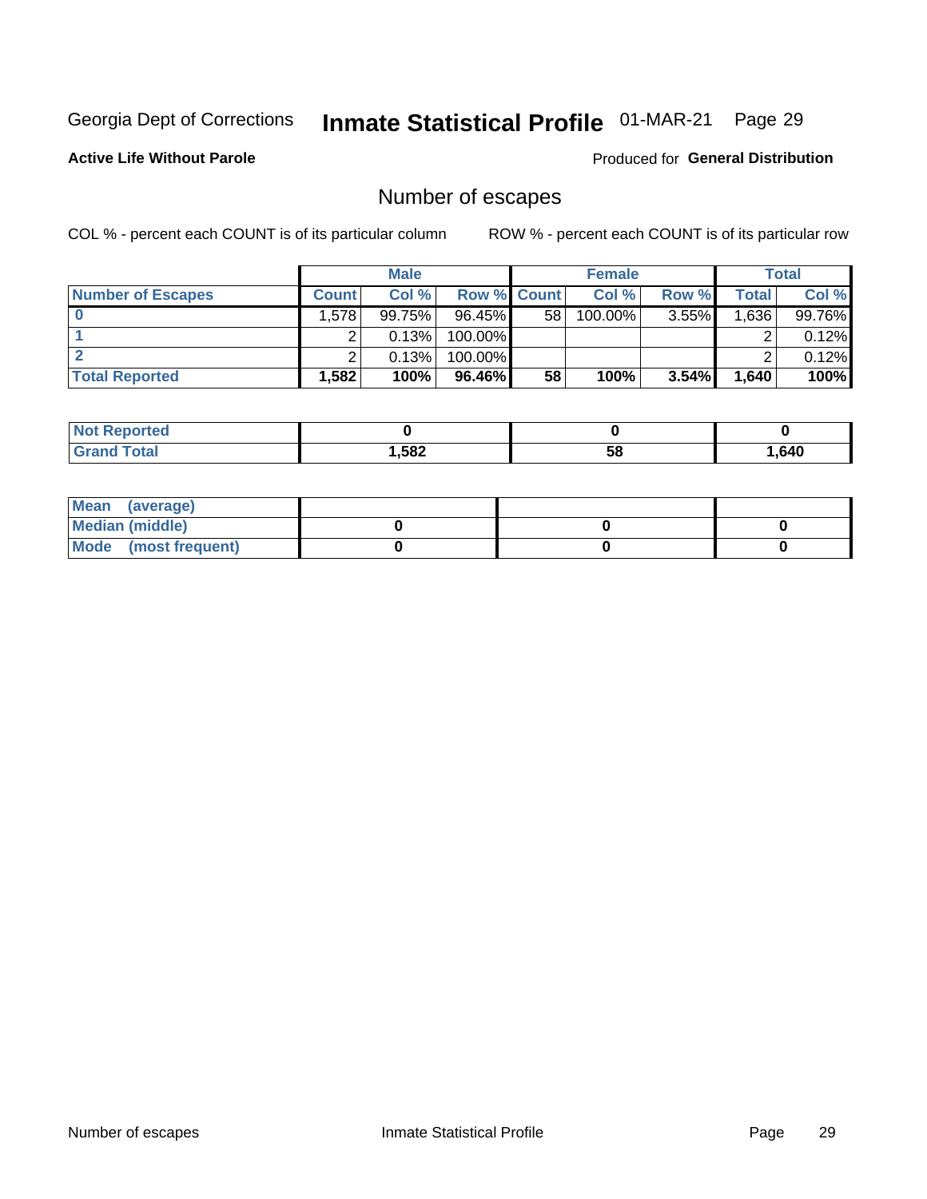Georgia Dept of Corrections **Inmate Statistical Profile** 01-MAR-21 Page 29

**Active Life Without Parole**

Produced for **General Distribution**

## Number of escapes

COL % - percent each COUNT is of its particular column

ROW % - percent each COUNT is of its particular row

| | Male | | | Female | | | Total | |
|---|---|---|---|---|---|---|---|---|
| **Number of Escapes** | **Count** | **Col %** | **Row %** | **Count** | **Col %** | **Row %** | **Total** | **Col %** |
| **0** | 1,578 | 99.75% | 96.45% | 58 | 100.00% | 3.55% | 1,636 | 99.76% |
| **1** | 2 | 0.13% | 100.00% | | | | 2 | 0.12% |
| **2** | 2 | 0.13% | 100.00% | | | | 2 | 0.12% |
| **Total Reported** | **1,582** | **100%** | **96.46%** | **58** | **100%** | **3.54%** | **1,640** | **100%** |

| | Male | Female | Total |
|---|---|---|---|
| **Not Reported** | **0** | **0** | **0** |
| **Grand Total** | **1,582** | **58** | **1,640** |

| | Male | Female | Total |
|---|---|---|---|
| **Mean (average)** | | | |
| **Median (middle)** | **0** | **0** | **0** |
| **Mode (most frequent)** | **0** | **0** | **0** |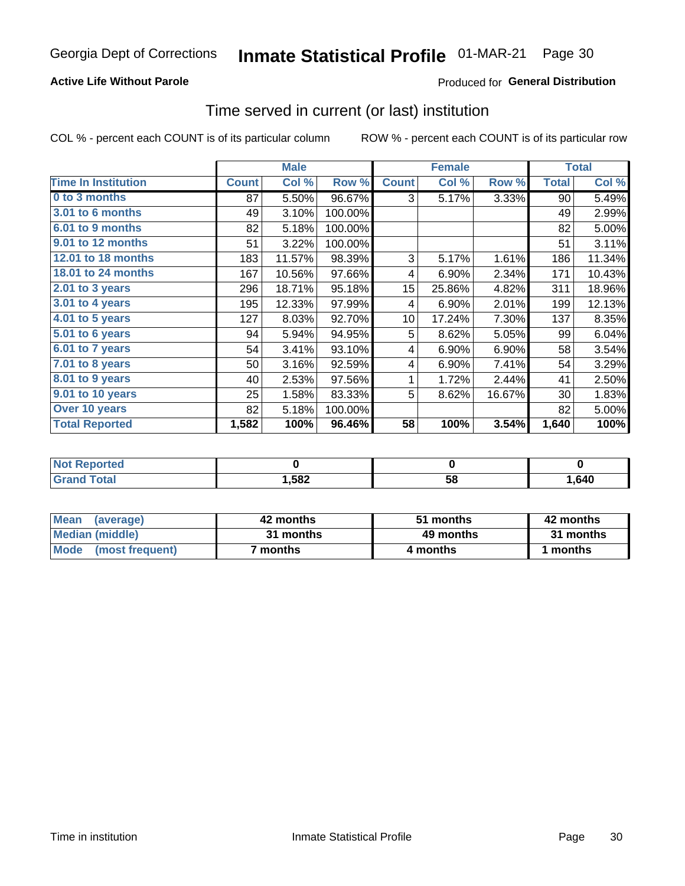Georgia Dept of Corrections **Inmate Statistical Profile** 01-MAR-21

**Active Life Without Parole**

Produced for **General Distribution**

## Time served in current (or last) institution

COL % - percent each COUNT is of its particular column ROW % - percent each COUNT is of its particular row

| | Male | | | Female | | | Total | |
|---|---|---|---|---|---|---|---|---|
| **Time In Institution** | **Count** | **Col %** | **Row %** | **Count** | **Col %** | **Row %** | **Total** | **Col %** |
| 0 to 3 months | 87 | 5.50% | 96.67% | 3 | 5.17% | 3.33% | 90 | 5.49% |
| 3.01 to 6 months | 49 | 3.10% | 100.00% | | | | 49 | 2.99% |
| 6.01 to 9 months | 82 | 5.18% | 100.00% | | | | 82 | 5.00% |
| 9.01 to 12 months | 51 | 3.22% | 100.00% | | | | 51 | 3.11% |
| 12.01 to 18 months | 183 | 11.57% | 98.39% | 3 | 5.17% | 1.61% | 186 | 11.34% |
| 18.01 to 24 months | 167 | 10.56% | 97.66% | 4 | 6.90% | 2.34% | 171 | 10.43% |
| 2.01 to 3 years | 296 | 18.71% | 95.18% | 15 | 25.86% | 4.82% | 311 | 18.96% |
| 3.01 to 4 years | 195 | 12.33% | 97.99% | 4 | 6.90% | 2.01% | 199 | 12.13% |
| 4.01 to 5 years | 127 | 8.03% | 92.70% | 10 | 17.24% | 7.30% | 137 | 8.35% |
| 5.01 to 6 years | 94 | 5.94% | 94.95% | 5 | 8.62% | 5.05% | 99 | 6.04% |
| 6.01 to 7 years | 54 | 3.41% | 93.10% | 4 | 6.90% | 6.90% | 58 | 3.54% |
| 7.01 to 8 years | 50 | 3.16% | 92.59% | 4 | 6.90% | 7.41% | 54 | 3.29% |
| 8.01 to 9 years | 40 | 2.53% | 97.56% | 1 | 1.72% | 2.44% | 41 | 2.50% |
| 9.01 to 10 years | 25 | 1.58% | 83.33% | 5 | 8.62% | 16.67% | 30 | 1.83% |
| Over 10 years | 82 | 5.18% | 100.00% | | | | 82 | 5.00% |
| **Total Reported** | **1,582** | **100%** | **96.46%** | **58** | **100%** | **3.54%** | **1,640** | **100%** |

| | Male | Female | Total |
|---|---|---|---|
| Not Reported | 0 | 0 | 0 |
| Grand Total | 1,582 | 58 | 1,640 |

| | Male | Female | Total |
|---|---|---|---|
| Mean (average) | 42 months | 51 months | 42 months |
| Median (middle) | 31 months | 49 months | 31 months |
| Mode (most frequent) | 7 months | 4 months | 1 months |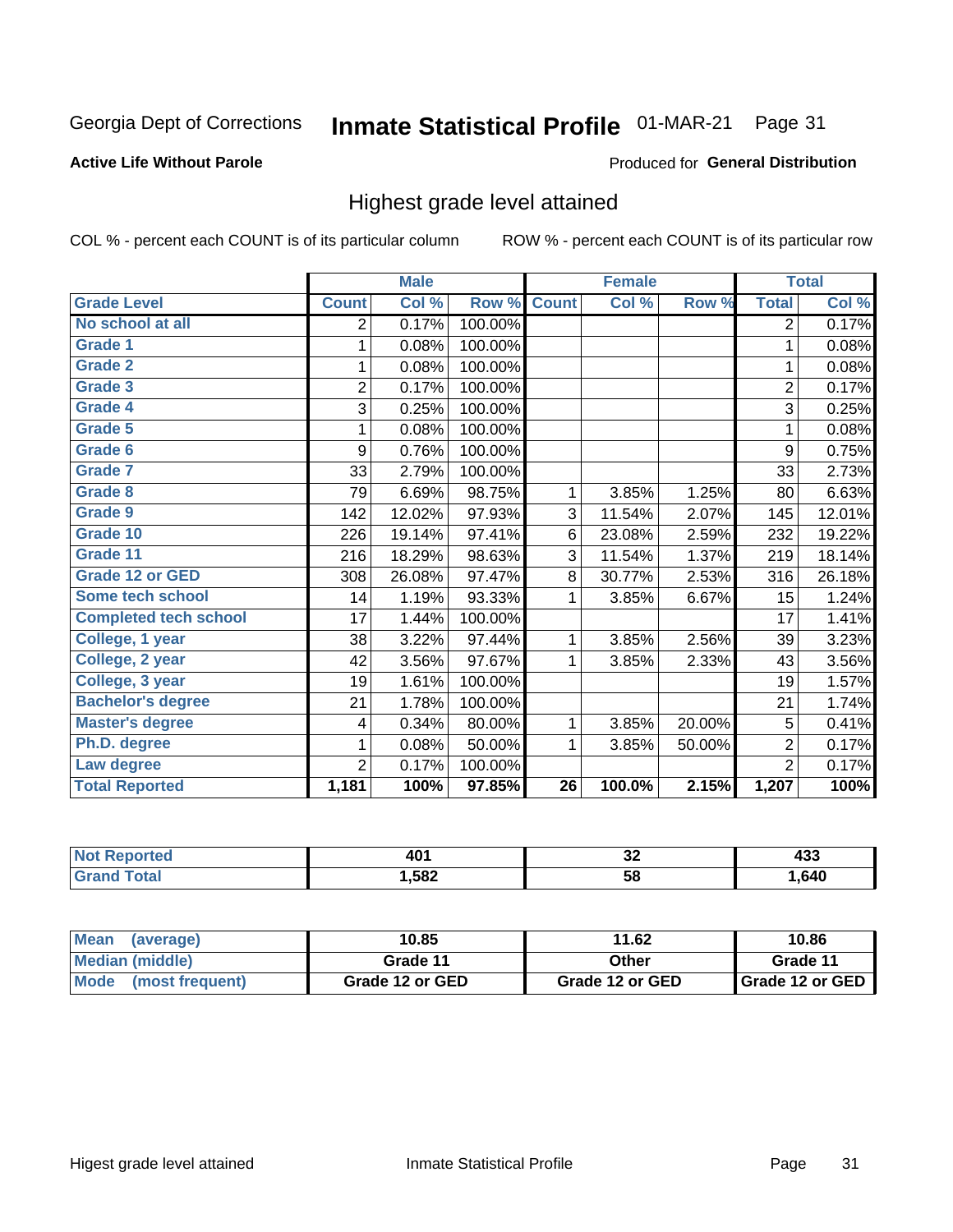Georgia Dept of Corrections **Inmate Statistical Profile** 01-MAR-21

**Active Life Without Parole**

Produced for **General Distribution**

## Highest grade level attained

COL % - percent each COUNT is of its particular column ROW % - percent each COUNT is of its particular row

| | Male | | | Female | | | Total | |
|---|---|---|---|---|---|---|---|---|
| **Grade Level** | **Count** | **Col %** | **Row %** | **Count** | **Col %** | **Row %** | **Total** | **Col %** |
| No school at all | 2 | 0.17% | 100.00% | | | | 2 | 0.17% |
| Grade 1 | 1 | 0.08% | 100.00% | | | | 1 | 0.08% |
| Grade 2 | 1 | 0.08% | 100.00% | | | | 1 | 0.08% |
| Grade 3 | 2 | 0.17% | 100.00% | | | | 2 | 0.17% |
| Grade 4 | 3 | 0.25% | 100.00% | | | | 3 | 0.25% |
| Grade 5 | 1 | 0.08% | 100.00% | | | | 1 | 0.08% |
| Grade 6 | 9 | 0.76% | 100.00% | | | | 9 | 0.75% |
| Grade 7 | 33 | 2.79% | 100.00% | | | | 33 | 2.73% |
| Grade 8 | 79 | 6.69% | 98.75% | 1 | 3.85% | 1.25% | 80 | 6.63% |
| Grade 9 | 142 | 12.02% | 97.93% | 3 | 11.54% | 2.07% | 145 | 12.01% |
| Grade 10 | 226 | 19.14% | 97.41% | 6 | 23.08% | 2.59% | 232 | 19.22% |
| Grade 11 | 216 | 18.29% | 98.63% | 3 | 11.54% | 1.37% | 219 | 18.14% |
| Grade 12 or GED | 308 | 26.08% | 97.47% | 8 | 30.77% | 2.53% | 316 | 26.18% |
| Some tech school | 14 | 1.19% | 93.33% | 1 | 3.85% | 6.67% | 15 | 1.24% |
| Completed tech school | 17 | 1.44% | 100.00% | | | | 17 | 1.41% |
| College, 1 year | 38 | 3.22% | 97.44% | 1 | 3.85% | 2.56% | 39 | 3.23% |
| College, 2 year | 42 | 3.56% | 97.67% | 1 | 3.85% | 2.33% | 43 | 3.56% |
| College, 3 year | 19 | 1.61% | 100.00% | | | | 19 | 1.57% |
| Bachelor's degree | 21 | 1.78% | 100.00% | | | | 21 | 1.74% |
| Master's degree | 4 | 0.34% | 80.00% | 1 | 3.85% | 20.00% | 5 | 0.41% |
| Ph.D. degree | 1 | 0.08% | 50.00% | 1 | 3.85% | 50.00% | 2 | 0.17% |
| Law degree | 2 | 0.17% | 100.00% | | | | 2 | 0.17% |
| **Total Reported** | **1,181** | **100%** | **97.85%** | **26** | **100.0%** | **2.15%** | **1,207** | **100%** |

| | Male | Female | Total |
|---|---|---|---|
| Not Reported | 401 | 32 | 433 |
| Grand Total | 1,582 | 58 | 1,640 |

| | Male | Female | Total |
|---|---|---|---|
| Mean (average) | 10.85 | 11.62 | 10.86 |
| Median (middle) | Grade 11 | Other | Grade 11 |
| Mode (most frequent) | Grade 12 or GED | Grade 12 or GED | Grade 12 or GED |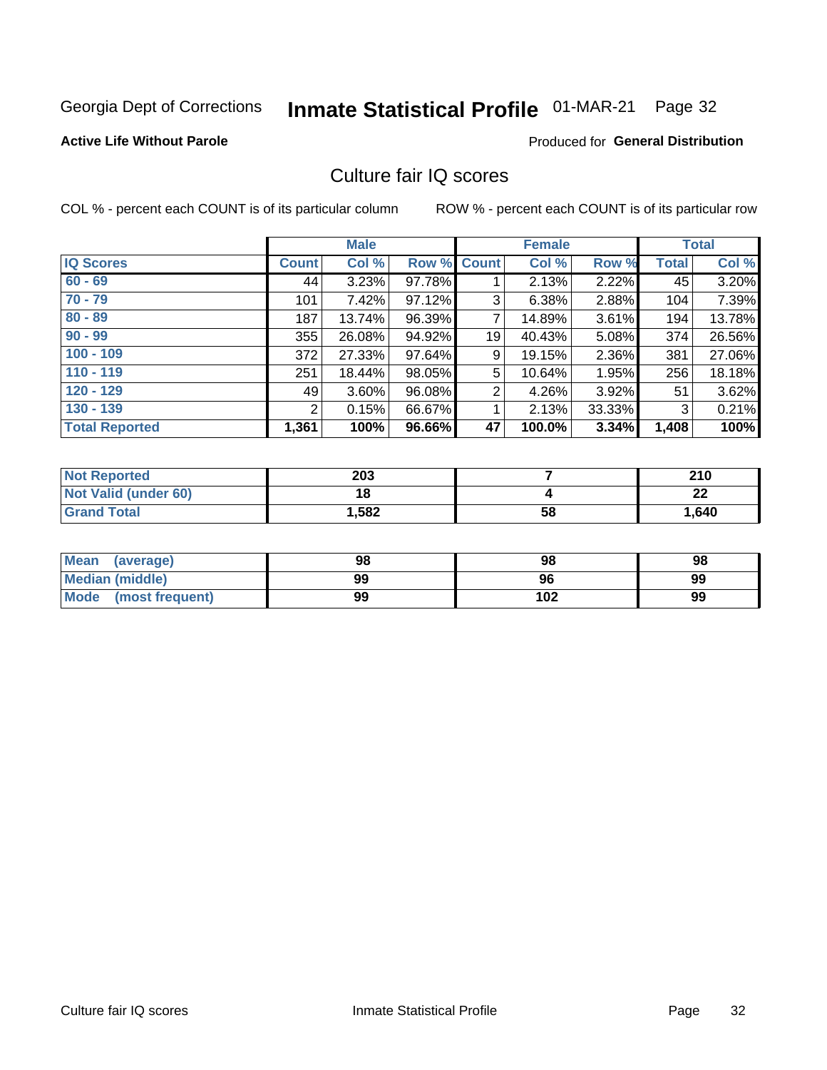Georgia Dept of Corrections **Inmate Statistical Profile** 01-MAR-21

**Active Life Without Parole**

Produced for **General Distribution**

## Culture fair IQ scores

COL % - percent each COUNT is of its particular column

ROW % - percent each COUNT is of its particular row

| | Male | | | Female | | | Total | |
|---|---|---|---|---|---|---|---|---|
| **IQ Scores** | **Count** | **Col %** | **Row %** | **Count** | **Col %** | **Row %** | **Total** | **Col %** |
| 60 - 69 | 44 | 3.23% | 97.78% | 1 | 2.13% | 2.22% | 45 | 3.20% |
| 70 - 79 | 101 | 7.42% | 97.12% | 3 | 6.38% | 2.88% | 104 | 7.39% |
| 80 - 89 | 187 | 13.74% | 96.39% | 7 | 14.89% | 3.61% | 194 | 13.78% |
| 90 - 99 | 355 | 26.08% | 94.92% | 19 | 40.43% | 5.08% | 374 | 26.56% |
| 100 - 109 | 372 | 27.33% | 97.64% | 9 | 19.15% | 2.36% | 381 | 27.06% |
| 110 - 119 | 251 | 18.44% | 98.05% | 5 | 10.64% | 1.95% | 256 | 18.18% |
| 120 - 129 | 49 | 3.60% | 96.08% | 2 | 4.26% | 3.92% | 51 | 3.62% |
| 130 - 139 | 2 | 0.15% | 66.67% | 1 | 2.13% | 33.33% | 3 | 0.21% |
| **Total Reported** | **1,361** | **100%** | **96.66%** | **47** | **100.0%** | **3.34%** | **1,408** | **100%** |

| | Male | Female | Total |
|---|---|---|---|
| Not Reported | 203 | 7 | 210 |
| Not Valid (under 60) | 18 | 4 | 22 |
| Grand Total | 1,582 | 58 | 1,640 |

| | Male | Female | Total |
|---|---|---|---|
| Mean (average) | 98 | 98 | 98 |
| Median (middle) | 99 | 96 | 99 |
| Mode (most frequent) | 99 | 102 | 99 |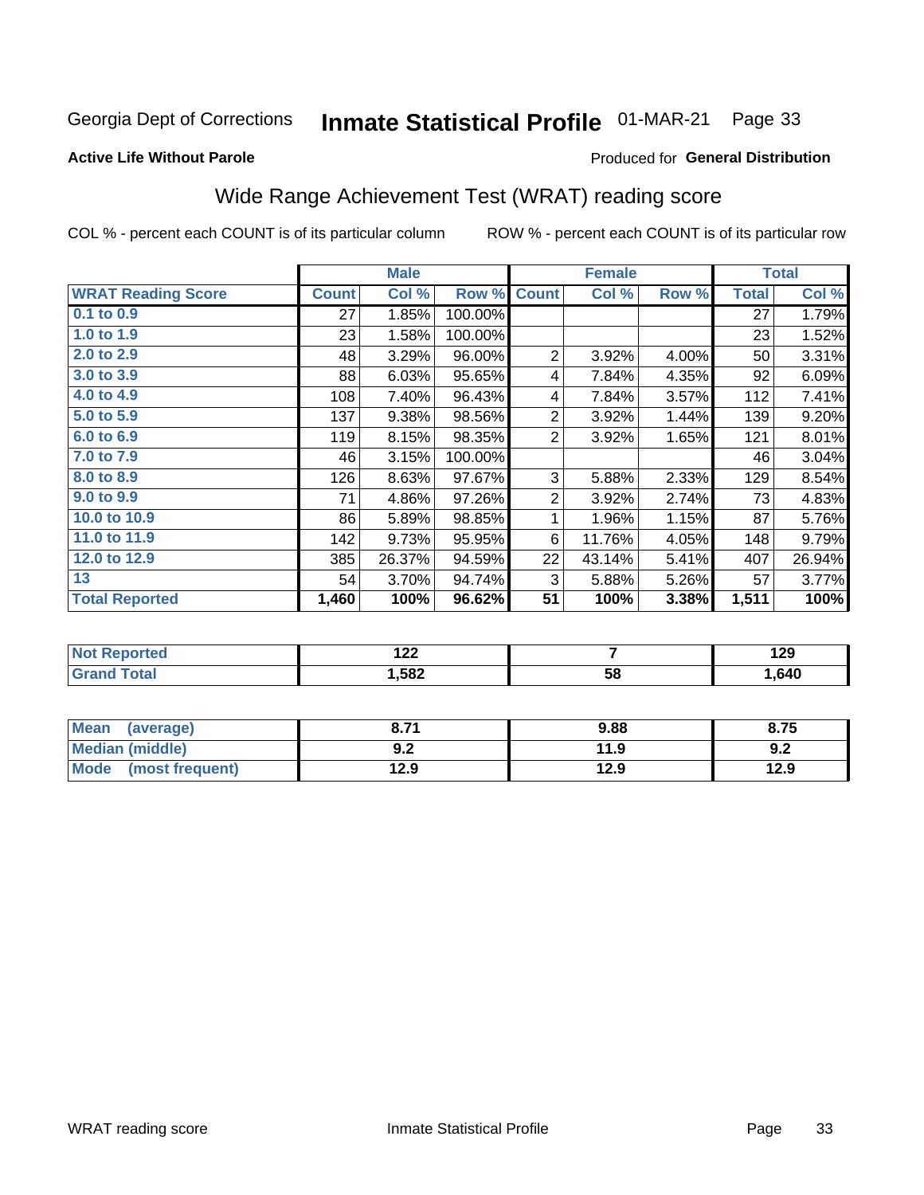Georgia Dept of Corrections **Inmate Statistical Profile** 01-MAR-21

**Active Life Without Parole**

Produced for **General Distribution**

## Wide Range Achievement Test (WRAT) reading score

COL % - percent each COUNT is of its particular column        ROW % - percent each COUNT is of its particular row

| | Male | | | Female | | | Total | |
|---|---|---|---|---|---|---|---|---|
| **WRAT Reading Score** | **Count** | **Col %** | **Row %** | **Count** | **Col %** | **Row %** | **Total** | **Col %** |
| 0.1 to 0.9 | 27 | 1.85% | 100.00% | | | | 27 | 1.79% |
| 1.0 to 1.9 | 23 | 1.58% | 100.00% | | | | 23 | 1.52% |
| 2.0 to 2.9 | 48 | 3.29% | 96.00% | 2 | 3.92% | 4.00% | 50 | 3.31% |
| 3.0 to 3.9 | 88 | 6.03% | 95.65% | 4 | 7.84% | 4.35% | 92 | 6.09% |
| 4.0 to 4.9 | 108 | 7.40% | 96.43% | 4 | 7.84% | 3.57% | 112 | 7.41% |
| 5.0 to 5.9 | 137 | 9.38% | 98.56% | 2 | 3.92% | 1.44% | 139 | 9.20% |
| 6.0 to 6.9 | 119 | 8.15% | 98.35% | 2 | 3.92% | 1.65% | 121 | 8.01% |
| 7.0 to 7.9 | 46 | 3.15% | 100.00% | | | | 46 | 3.04% |
| 8.0 to 8.9 | 126 | 8.63% | 97.67% | 3 | 5.88% | 2.33% | 129 | 8.54% |
| 9.0 to 9.9 | 71 | 4.86% | 97.26% | 2 | 3.92% | 2.74% | 73 | 4.83% |
| 10.0 to 10.9 | 86 | 5.89% | 98.85% | 1 | 1.96% | 1.15% | 87 | 5.76% |
| 11.0 to 11.9 | 142 | 9.73% | 95.95% | 6 | 11.76% | 4.05% | 148 | 9.79% |
| 12.0 to 12.9 | 385 | 26.37% | 94.59% | 22 | 43.14% | 5.41% | 407 | 26.94% |
| 13 | 54 | 3.70% | 94.74% | 3 | 5.88% | 5.26% | 57 | 3.77% |
| **Total Reported** | **1,460** | **100%** | **96.62%** | **51** | **100%** | **3.38%** | **1,511** | **100%** |

| | Male | Female | Total |
|---|---|---|---|
| Not Reported | 122 | 7 | 129 |
| Grand Total | 1,582 | 58 | 1,640 |

| | Male | Female | Total |
|---|---|---|---|
| Mean (average) | 8.71 | 9.88 | 8.75 |
| Median (middle) | 9.2 | 11.9 | 9.2 |
| Mode (most frequent) | 12.9 | 12.9 | 12.9 |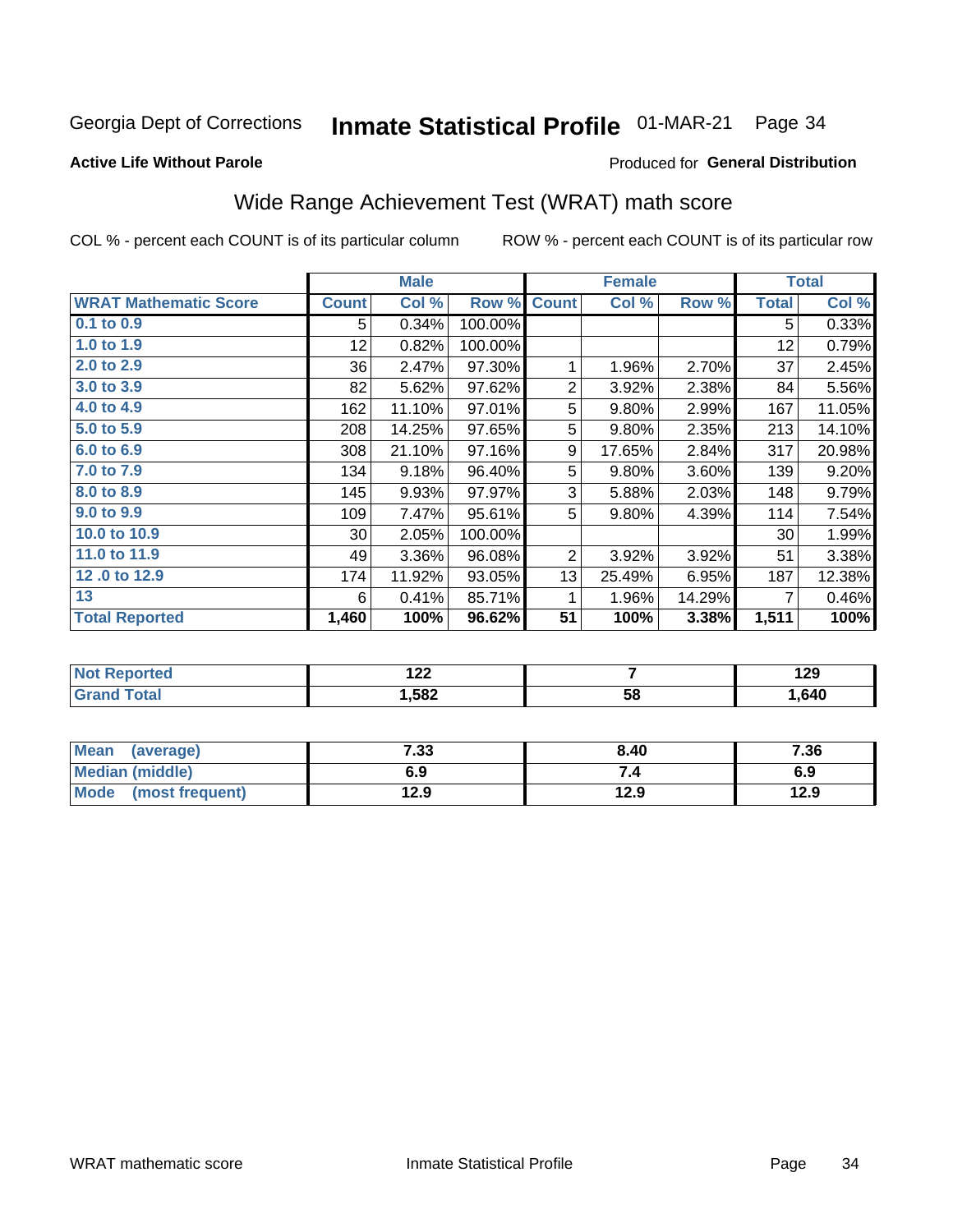Georgia Dept of Corrections **Inmate Statistical Profile** 01-MAR-21 Page 34

**Active Life Without Parole**

Produced for **General Distribution**

## Wide Range Achievement Test (WRAT) math score

COL % - percent each COUNT is of its particular column ROW % - percent each COUNT is of its particular row

| | Male | | | Female | | | Total | |
|---|---|---|---|---|---|---|---|---|
| **WRAT Mathematic Score** | **Count** | **Col %** | **Row %** | **Count** | **Col %** | **Row %** | **Total** | **Col %** |
| 0.1 to 0.9 | 5 | 0.34% | 100.00% | | | | 5 | 0.33% |
| 1.0 to 1.9 | 12 | 0.82% | 100.00% | | | | 12 | 0.79% |
| 2.0 to 2.9 | 36 | 2.47% | 97.30% | 1 | 1.96% | 2.70% | 37 | 2.45% |
| 3.0 to 3.9 | 82 | 5.62% | 97.62% | 2 | 3.92% | 2.38% | 84 | 5.56% |
| 4.0 to 4.9 | 162 | 11.10% | 97.01% | 5 | 9.80% | 2.99% | 167 | 11.05% |
| 5.0 to 5.9 | 208 | 14.25% | 97.65% | 5 | 9.80% | 2.35% | 213 | 14.10% |
| 6.0 to 6.9 | 308 | 21.10% | 97.16% | 9 | 17.65% | 2.84% | 317 | 20.98% |
| 7.0 to 7.9 | 134 | 9.18% | 96.40% | 5 | 9.80% | 3.60% | 139 | 9.20% |
| 8.0 to 8.9 | 145 | 9.93% | 97.97% | 3 | 5.88% | 2.03% | 148 | 9.79% |
| 9.0 to 9.9 | 109 | 7.47% | 95.61% | 5 | 9.80% | 4.39% | 114 | 7.54% |
| 10.0 to 10.9 | 30 | 2.05% | 100.00% | | | | 30 | 1.99% |
| 11.0 to 11.9 | 49 | 3.36% | 96.08% | 2 | 3.92% | 3.92% | 51 | 3.38% |
| 12 .0 to 12.9 | 174 | 11.92% | 93.05% | 13 | 25.49% | 6.95% | 187 | 12.38% |
| 13 | 6 | 0.41% | 85.71% | 1 | 1.96% | 14.29% | 7 | 0.46% |
| **Total Reported** | **1,460** | **100%** | **96.62%** | **51** | **100%** | **3.38%** | **1,511** | **100%** |

| | Male | Female | Total |
|---|---|---|---|
| Not Reported | **122** | **7** | **129** |
| Grand Total | **1,582** | **58** | **1,640** |

| | Male | Female | Total |
|---|---|---|---|
| Mean (average) | **7.33** | **8.40** | **7.36** |
| Median (middle) | **6.9** | **7.4** | **6.9** |
| Mode (most frequent) | **12.9** | **12.9** | **12.9** |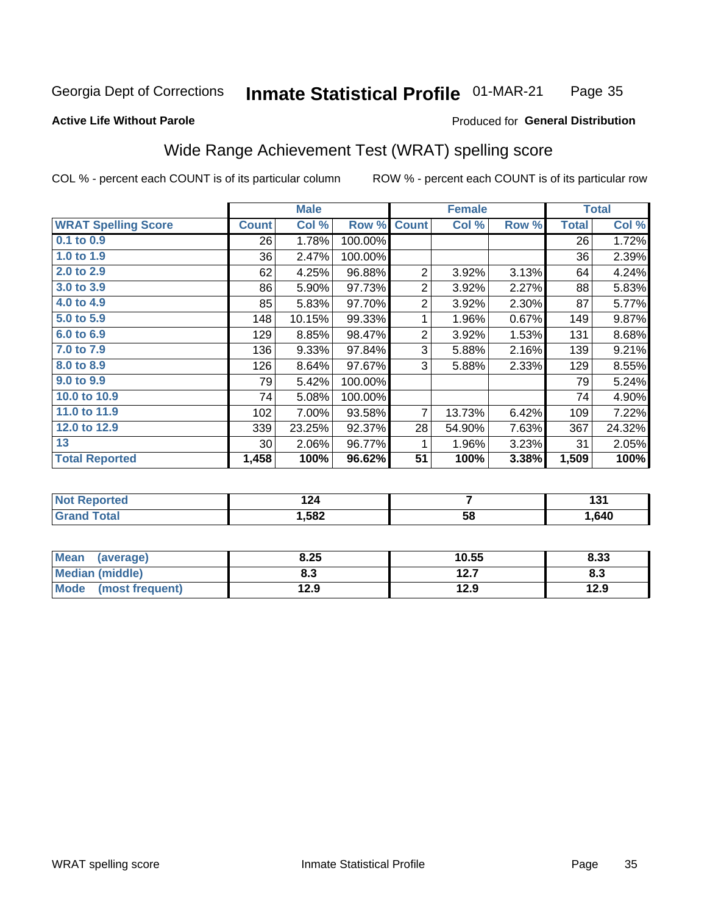Georgia Dept of Corrections **Inmate Statistical Profile** 01-MAR-21

**Active Life Without Parole**

Produced for **General Distribution**

## Wide Range Achievement Test (WRAT) spelling score

COL % - percent each COUNT is of its particular column ROW % - percent each COUNT is of its particular row

| | Male | | | Female | | | Total | |
|---|---|---|---|---|---|---|---|---|
| **WRAT Spelling Score** | **Count** | **Col %** | **Row %** | **Count** | **Col %** | **Row %** | **Total** | **Col %** |
| **0.1 to 0.9** | 26 | 1.78% | 100.00% | | | | 26 | 1.72% |
| **1.0 to 1.9** | 36 | 2.47% | 100.00% | | | | 36 | 2.39% |
| **2.0 to 2.9** | 62 | 4.25% | 96.88% | 2 | 3.92% | 3.13% | 64 | 4.24% |
| **3.0 to 3.9** | 86 | 5.90% | 97.73% | 2 | 3.92% | 2.27% | 88 | 5.83% |
| **4.0 to 4.9** | 85 | 5.83% | 97.70% | 2 | 3.92% | 2.30% | 87 | 5.77% |
| **5.0 to 5.9** | 148 | 10.15% | 99.33% | 1 | 1.96% | 0.67% | 149 | 9.87% |
| **6.0 to 6.9** | 129 | 8.85% | 98.47% | 2 | 3.92% | 1.53% | 131 | 8.68% |
| **7.0 to 7.9** | 136 | 9.33% | 97.84% | 3 | 5.88% | 2.16% | 139 | 9.21% |
| **8.0 to 8.9** | 126 | 8.64% | 97.67% | 3 | 5.88% | 2.33% | 129 | 8.55% |
| **9.0 to 9.9** | 79 | 5.42% | 100.00% | | | | 79 | 5.24% |
| **10.0 to 10.9** | 74 | 5.08% | 100.00% | | | | 74 | 4.90% |
| **11.0 to 11.9** | 102 | 7.00% | 93.58% | 7 | 13.73% | 6.42% | 109 | 7.22% |
| **12.0 to 12.9** | 339 | 23.25% | 92.37% | 28 | 54.90% | 7.63% | 367 | 24.32% |
| **13** | 30 | 2.06% | 96.77% | 1 | 1.96% | 3.23% | 31 | 2.05% |
| **Total Reported** | **1,458** | **100%** | **96.62%** | **51** | **100%** | **3.38%** | **1,509** | **100%** |

| | Male | Female | Total |
|---|---|---|---|
| **Not Reported** | **124** | **7** | **131** |
| **Grand Total** | **1,582** | **58** | **1,640** |

| | Male | Female | Total |
|---|---|---|---|
| **Mean (average)** | **8.25** | **10.55** | **8.33** |
| **Median (middle)** | **8.3** | **12.7** | **8.3** |
| **Mode (most frequent)** | **12.9** | **12.9** | **12.9** |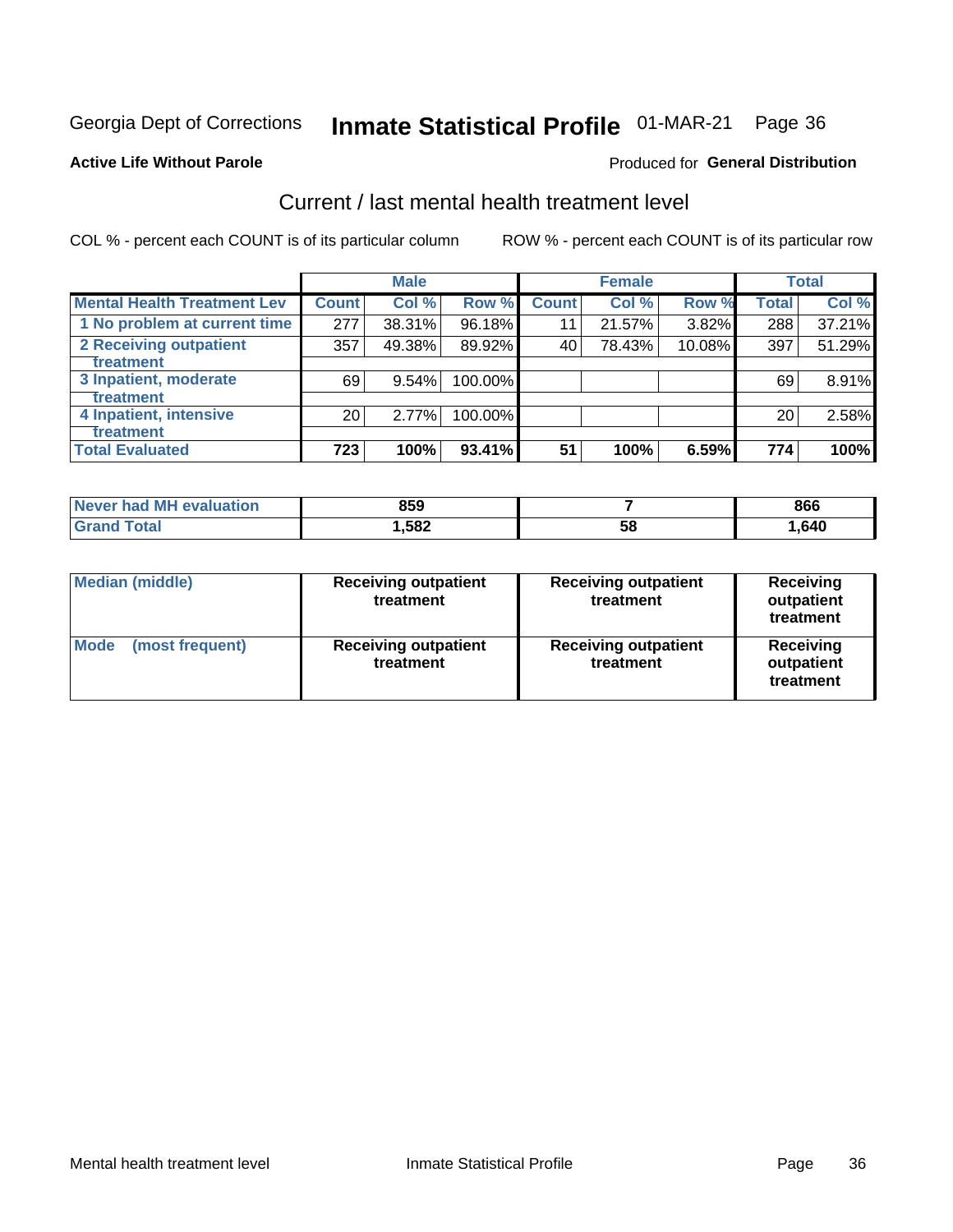Georgia Dept of Corrections **Inmate Statistical Profile** 01-MAR-21

**Active Life Without Parole**

Produced for **General Distribution**

## Current / last mental health treatment level

COL % - percent each COUNT is of its particular column

ROW % - percent each COUNT is of its particular row

| | Male | | | Female | | | Total | |
|---|---|---|---|---|---|---|---|---|
| **Mental Health Treatment Lev** | **Count** | **Col %** | **Row %** | **Count** | **Col %** | **Row %** | **Total** | **Col %** |
| 1 No problem at current time | 277 | 38.31% | 96.18% | 11 | 21.57% | 3.82% | 288 | 37.21% |
| 2 Receiving outpatient treatment | 357 | 49.38% | 89.92% | 40 | 78.43% | 10.08% | 397 | 51.29% |
| 3 Inpatient, moderate treatment | 69 | 9.54% | 100.00% | | | | 69 | 8.91% |
| 4 Inpatient, intensive treatment | 20 | 2.77% | 100.00% | | | | 20 | 2.58% |
| **Total Evaluated** | **723** | **100%** | **93.41%** | **51** | **100%** | **6.59%** | **774** | **100%** |

| | Male | Female | Total |
|---|---|---|---|
| **Never had MH evaluation** | **859** | **7** | **866** |
| **Grand Total** | **1,582** | **58** | **1,640** |

| | Male | Female | Total |
|---|---|---|---|
| **Median (middle)** | **Receiving outpatient treatment** | **Receiving outpatient treatment** | **Receiving outpatient treatment** |
| **Mode (most frequent)** | **Receiving outpatient treatment** | **Receiving outpatient treatment** | **Receiving outpatient treatment** |

Mental health treatment level | Inmate Statistical Profile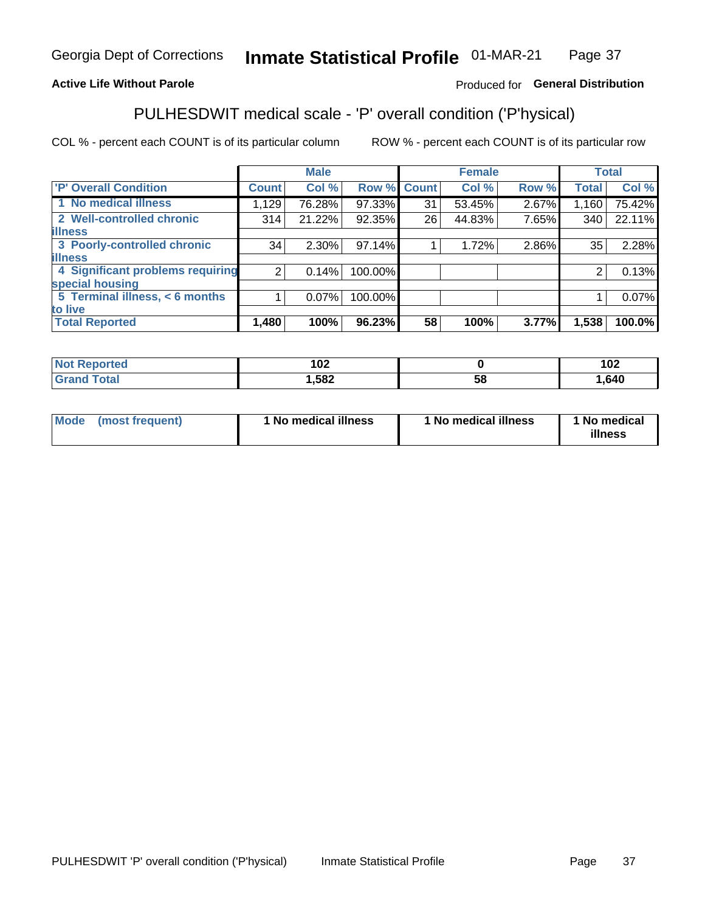Georgia Dept of Corrections **Inmate Statistical Profile** 01-MAR-21

**Active Life Without Parole**

Produced for **General Distribution**

## PULHESDWIT medical scale - 'P' overall condition ('P'hysical)

COL % - percent each COUNT is of its particular column

ROW % - percent each COUNT is of its particular row

| | Male | | | Female | | | Total | |
|---|---|---|---|---|---|---|---|---|
| 'P' Overall Condition | Count | Col % | Row % | Count | Col % | Row % | Total | Col % |
| 1 No medical illness | 1,129 | 76.28% | 97.33% | 31 | 53.45% | 2.67% | 1,160 | 75.42% |
| 2 Well-controlled chronic illness | 314 | 21.22% | 92.35% | 26 | 44.83% | 7.65% | 340 | 22.11% |
| 3 Poorly-controlled chronic illness | 34 | 2.30% | 97.14% | 1 | 1.72% | 2.86% | 35 | 2.28% |
| 4 Significant problems requiring special housing | 2 | 0.14% | 100.00% | | | | 2 | 0.13% |
| 5 Terminal illness, < 6 months to live | 1 | 0.07% | 100.00% | | | | 1 | 0.07% |
| **Total Reported** | **1,480** | **100%** | **96.23%** | **58** | **100%** | **3.77%** | **1,538** | **100.0%** |

| | Male | Female | Total |
|---|---|---|---|
| Not Reported | 102 | 0 | 102 |
| Grand Total | 1,582 | 58 | 1,640 |

| | Male | Female | Total |
|---|---|---|---|
| Mode (most frequent) | 1 No medical illness | 1 No medical illness | 1 No medical illness |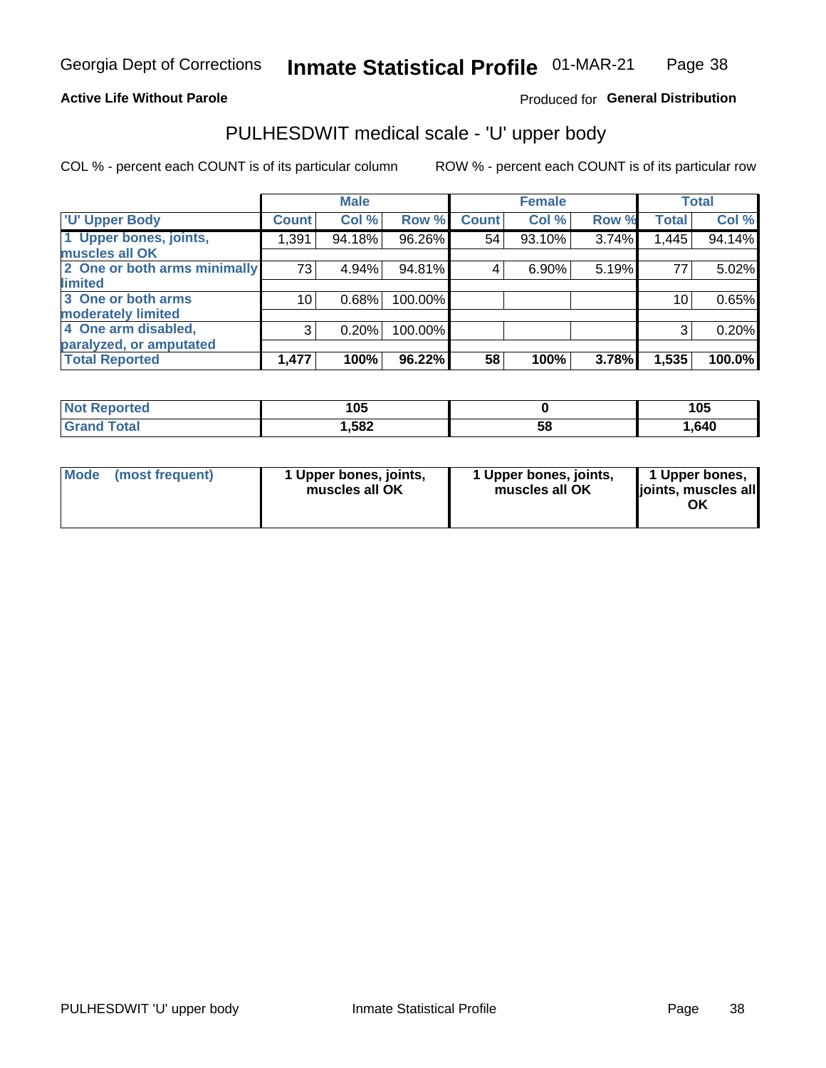Georgia Dept of Corrections **Inmate Statistical Profile** 01-MAR-21

**Active Life Without Parole**

Produced for **General Distribution**

## PULHESDWIT medical scale - 'U' upper body

COL % - percent each COUNT is of its particular column

ROW % - percent each COUNT is of its particular row

| | Male | | | Female | | | Total | |
|---|---|---|---|---|---|---|---|---|
| 'U' Upper Body | Count | Col % | Row % | Count | Col % | Row % | Total | Col % |
| 1 Upper bones, joints, muscles all OK | 1,391 | 94.18% | 96.26% | 54 | 93.10% | 3.74% | 1,445 | 94.14% |
| 2 One or both arms minimally limited | 73 | 4.94% | 94.81% | 4 | 6.90% | 5.19% | 77 | 5.02% |
| 3 One or both arms moderately limited | 10 | 0.68% | 100.00% | | | | 10 | 0.65% |
| 4 One arm disabled, paralyzed, or amputated | 3 | 0.20% | 100.00% | | | | 3 | 0.20% |
| **Total Reported** | **1,477** | **100%** | **96.22%** | **58** | **100%** | **3.78%** | **1,535** | **100.0%** |

| | Male | Female | Total |
|---|---|---|---|
| Not Reported | 105 | 0 | 105 |
| Grand Total | 1,582 | 58 | 1,640 |

| | Male | Female | Total |
|---|---|---|---|
| Mode (most frequent) | 1 Upper bones, joints, muscles all OK | 1 Upper bones, joints, muscles all OK | 1 Upper bones, joints, muscles all OK |

PULHESDWIT 'U' upper body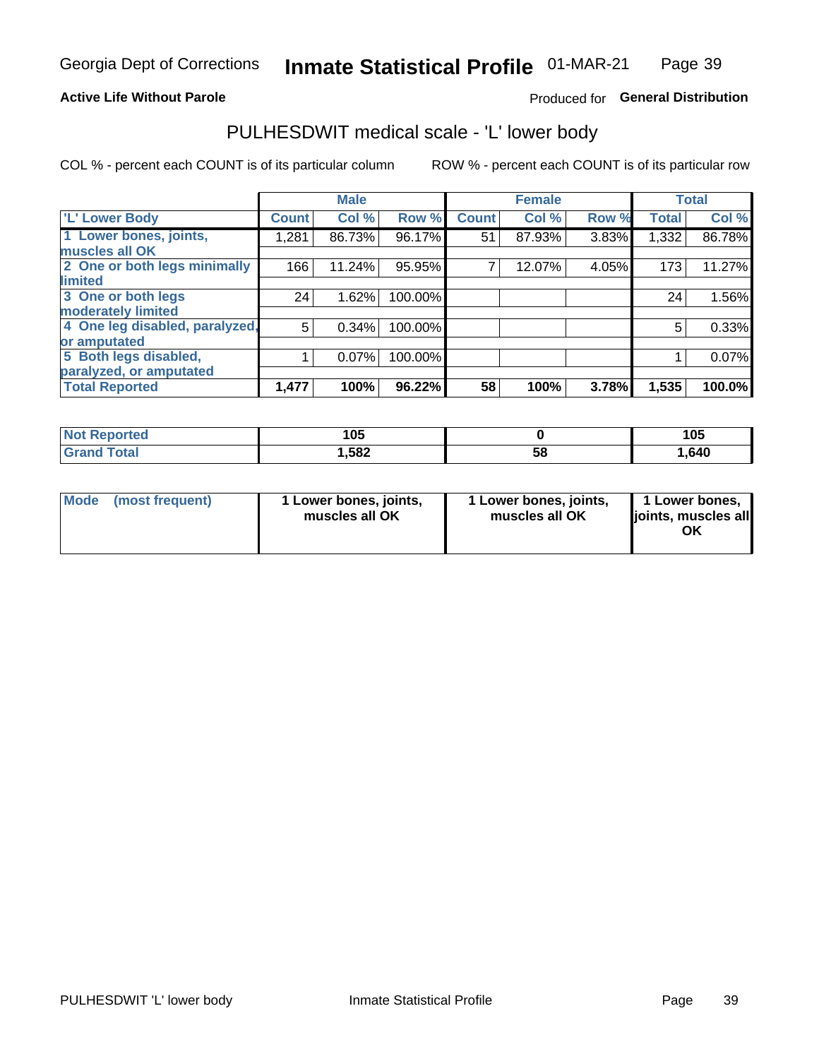Georgia Dept of Corrections **Inmate Statistical Profile** 01-MAR-21

**Active Life Without Parole**

Produced for **General Distribution**

## PULHESDWIT medical scale - 'L' lower body

COL % - percent each COUNT is of its particular column

ROW % - percent each COUNT is of its particular row

| | Male | | | Female | | | Total | |
|---|---|---|---|---|---|---|---|---|
| 'L' Lower Body | Count | Col % | Row % | Count | Col % | Row % | Total | Col % |
| 1 Lower bones, joints, muscles all OK | 1,281 | 86.73% | 96.17% | 51 | 87.93% | 3.83% | 1,332 | 86.78% |
| 2 One or both legs minimally limited | 166 | 11.24% | 95.95% | 7 | 12.07% | 4.05% | 173 | 11.27% |
| 3 One or both legs moderately limited | 24 | 1.62% | 100.00% | | | | 24 | 1.56% |
| 4 One leg disabled, paralyzed, or amputated | 5 | 0.34% | 100.00% | | | | 5 | 0.33% |
| 5 Both legs disabled, paralyzed, or amputated | 1 | 0.07% | 100.00% | | | | 1 | 0.07% |
| **Total Reported** | **1,477** | **100%** | **96.22%** | **58** | **100%** | **3.78%** | **1,535** | **100.0%** |

| | Male | Female | Total |
|---|---|---|---|
| Not Reported | 105 | 0 | 105 |
| Grand Total | 1,582 | 58 | 1,640 |

| | Male | Female | Total |
|---|---|---|---|
| Mode (most frequent) | 1 Lower bones, joints, muscles all OK | 1 Lower bones, joints, muscles all OK | 1 Lower bones, joints, muscles all OK |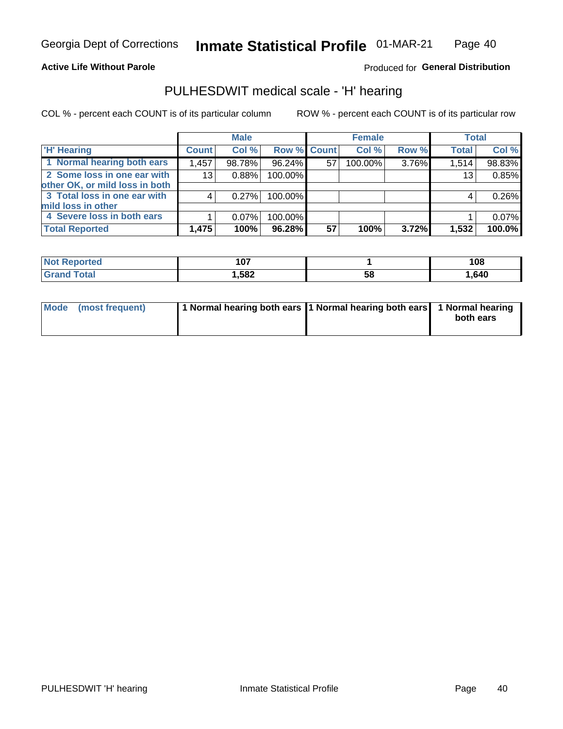Georgia Dept of Corrections **Inmate Statistical Profile** 01-MAR-21

**Active Life Without Parole**

Produced for **General Distribution**

## PULHESDWIT medical scale - 'H' hearing

COL % - percent each COUNT is of its particular column

ROW % - percent each COUNT is of its particular row

| | Male | | | Female | | | Total | |
|---|---|---|---|---|---|---|---|---|
| 'H' Hearing | Count | Col % | Row % | Count | Col % | Row % | Total | Col % |
| 1 Normal hearing both ears | 1,457 | 98.78% | 96.24% | 57 | 100.00% | 3.76% | 1,514 | 98.83% |
| 2 Some loss in one ear with other OK, or mild loss in both | 13 | 0.88% | 100.00% | | | | 13 | 0.85% |
| 3 Total loss in one ear with mild loss in other | 4 | 0.27% | 100.00% | | | | 4 | 0.26% |
| 4 Severe loss in both ears | 1 | 0.07% | 100.00% | | | | 1 | 0.07% |
| **Total Reported** | **1,475** | **100%** | **96.28%** | **57** | **100%** | **3.72%** | **1,532** | **100.0%** |

| | Male | Female | Total |
|---|---|---|---|
| Not Reported | 107 | 1 | 108 |
| Grand Total | 1,582 | 58 | 1,640 |

| | Male | Female | Total |
|---|---|---|---|
| Mode (most frequent) | 1 Normal hearing both ears | 1 Normal hearing both ears | 1 Normal hearing both ears |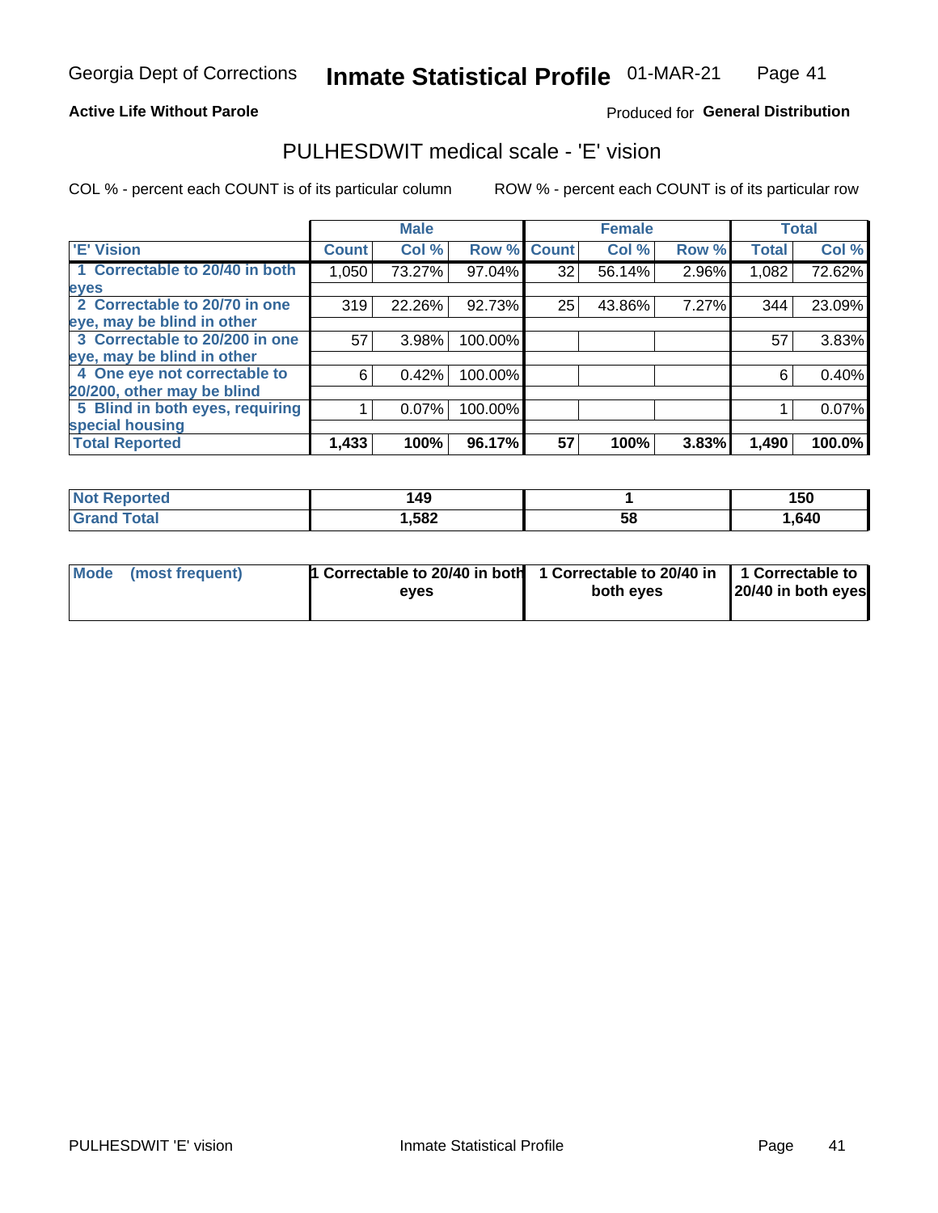Georgia Dept of Corrections **Inmate Statistical Profile** 01-MAR-21

**Active Life Without Parole**

Produced for **General Distribution**

## PULHESDWIT medical scale - 'E' vision

COL % - percent each COUNT is of its particular column

ROW % - percent each COUNT is of its particular row

| | Male | | | Female | | | Total | |
|---|---|---|---|---|---|---|---|---|
| **'E' Vision** | **Count** | **Col %** | **Row %** | **Count** | **Col %** | **Row %** | **Total** | **Col %** |
| **1 Correctable to 20/40 in both eyes** | 1,050 | 73.27% | 97.04% | 32 | 56.14% | 2.96% | 1,082 | 72.62% |
| **2 Correctable to 20/70 in one eye, may be blind in other** | 319 | 22.26% | 92.73% | 25 | 43.86% | 7.27% | 344 | 23.09% |
| **3 Correctable to 20/200 in one eye, may be blind in other** | 57 | 3.98% | 100.00% | | | | 57 | 3.83% |
| **4 One eye not correctable to 20/200, other may be blind** | 6 | 0.42% | 100.00% | | | | 6 | 0.40% |
| **5 Blind in both eyes, requiring special housing** | 1 | 0.07% | 100.00% | | | | 1 | 0.07% |
| **Total Reported** | **1,433** | **100%** | **96.17%** | **57** | **100%** | **3.83%** | **1,490** | **100.0%** |

| | Male | Female | Total |
|---|---|---|---|
| **Not Reported** | **149** | **1** | **150** |
| **Grand Total** | **1,582** | **58** | **1,640** |

| | Male | Female | Total |
|---|---|---|---|
| **Mode (most frequent)** | **1 Correctable to 20/40 in both eyes** | **1 Correctable to 20/40 in both eyes** | **1 Correctable to 20/40 in both eyes** |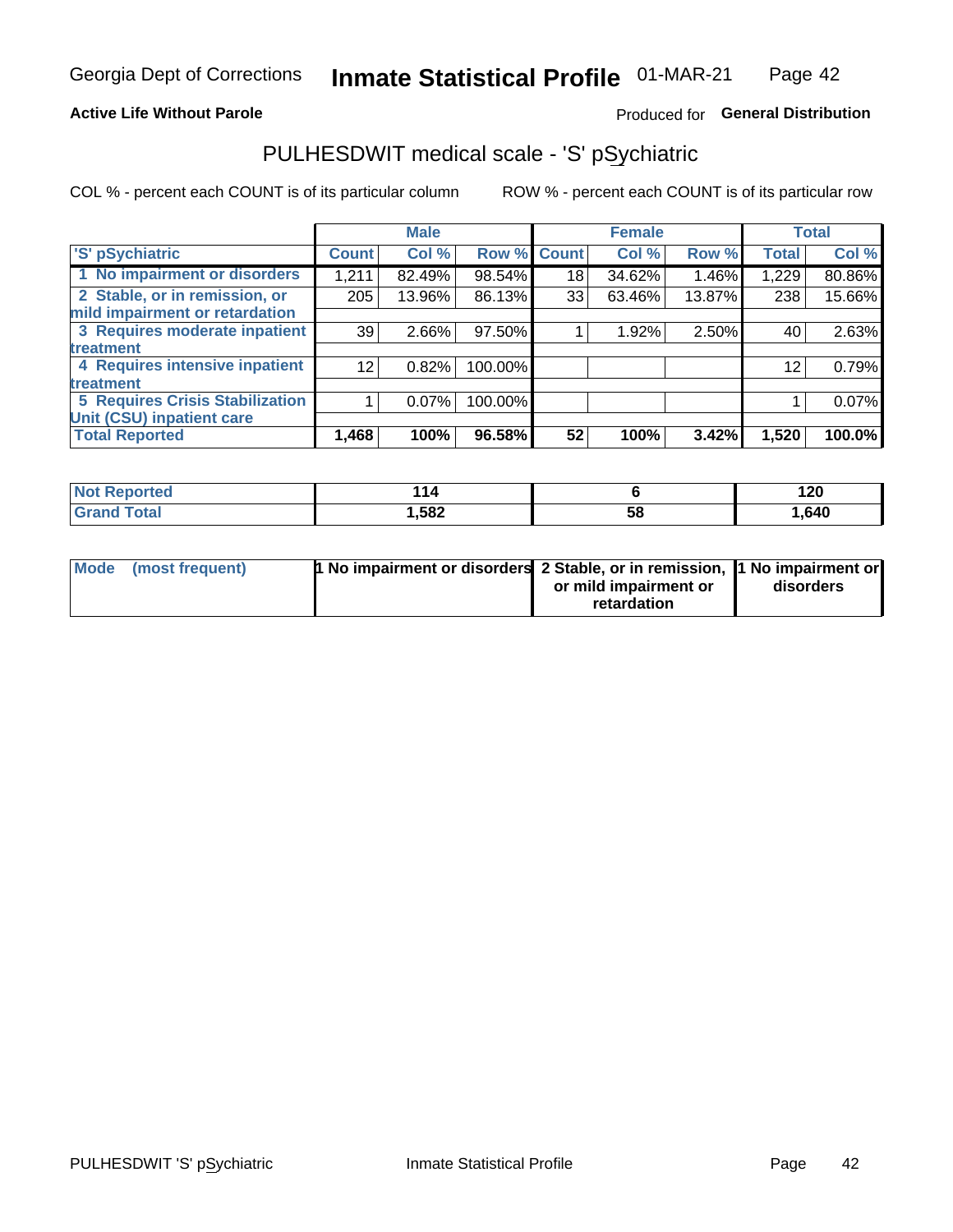Georgia Dept of Corrections **Inmate Statistical Profile** 01-MAR-21

**Active Life Without Parole**

Produced for **General Distribution**

## PULHESDWIT medical scale - 'S' pSychiatric

COL % - percent each COUNT is of its particular column

ROW % - percent each COUNT is of its particular row

| | Male | | | Female | | | Total | |
|---|---|---|---|---|---|---|---|---|
| 'S' pSychiatric | Count | Col % | Row % | Count | Col % | Row % | Total | Col % |
| 1 No impairment or disorders | 1,211 | 82.49% | 98.54% | 18 | 34.62% | 1.46% | 1,229 | 80.86% |
| 2 Stable, or in remission, or mild impairment or retardation | 205 | 13.96% | 86.13% | 33 | 63.46% | 13.87% | 238 | 15.66% |
| 3 Requires moderate inpatient treatment | 39 | 2.66% | 97.50% | 1 | 1.92% | 2.50% | 40 | 2.63% |
| 4 Requires intensive inpatient treatment | 12 | 0.82% | 100.00% | | | | 12 | 0.79% |
| 5 Requires Crisis Stabilization Unit (CSU) inpatient care | 1 | 0.07% | 100.00% | | | | 1 | 0.07% |
| **Total Reported** | **1,468** | **100%** | **96.58%** | **52** | **100%** | **3.42%** | **1,520** | **100.0%** |

| | Male | Female | Total |
|---|---|---|---|
| Not Reported | 114 | 6 | 120 |
| Grand Total | 1,582 | 58 | 1,640 |

| | Male | Female | Total |
|---|---|---|---|
| Mode (most frequent) | 1 No impairment or disorders | 2 Stable, or in remission, or mild impairment or retardation | 1 No impairment or disorders |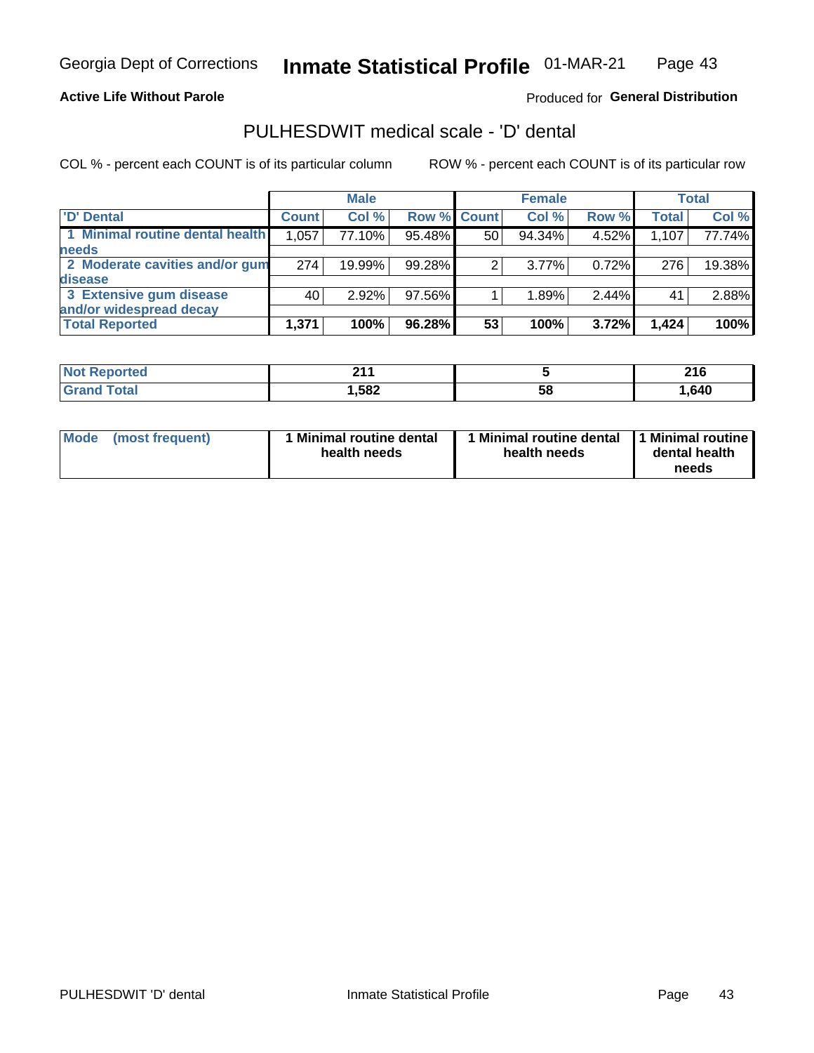**Active Life Without Parole**

Produced for **General Distribution**

## PULHESDWIT medical scale - 'D' dental

COL % - percent each COUNT is of its particular column

ROW % - percent each COUNT is of its particular row

| | Male | | | Female | | | Total | |
|---|---|---|---|---|---|---|---|---|
| 'D' Dental | Count | Col % | Row % | Count | Col % | Row % | Total | Col % |
| 1 Minimal routine dental health needs | 1,057 | 77.10% | 95.48% | 50 | 94.34% | 4.52% | 1,107 | 77.74% |
| 2 Moderate cavities and/or gum disease | 274 | 19.99% | 99.28% | 2 | 3.77% | 0.72% | 276 | 19.38% |
| 3 Extensive gum disease and/or widespread decay | 40 | 2.92% | 97.56% | 1 | 1.89% | 2.44% | 41 | 2.88% |
| **Total Reported** | **1,371** | **100%** | **96.28%** | **53** | **100%** | **3.72%** | **1,424** | **100%** |

| | Male | Female | Total |
|---|---|---|---|
| Not Reported | 211 | 5 | 216 |
| Grand Total | 1,582 | 58 | 1,640 |

| | Male | Female | Total |
|---|---|---|---|
| Mode (most frequent) | 1 Minimal routine dental health needs | 1 Minimal routine dental health needs | 1 Minimal routine dental health needs |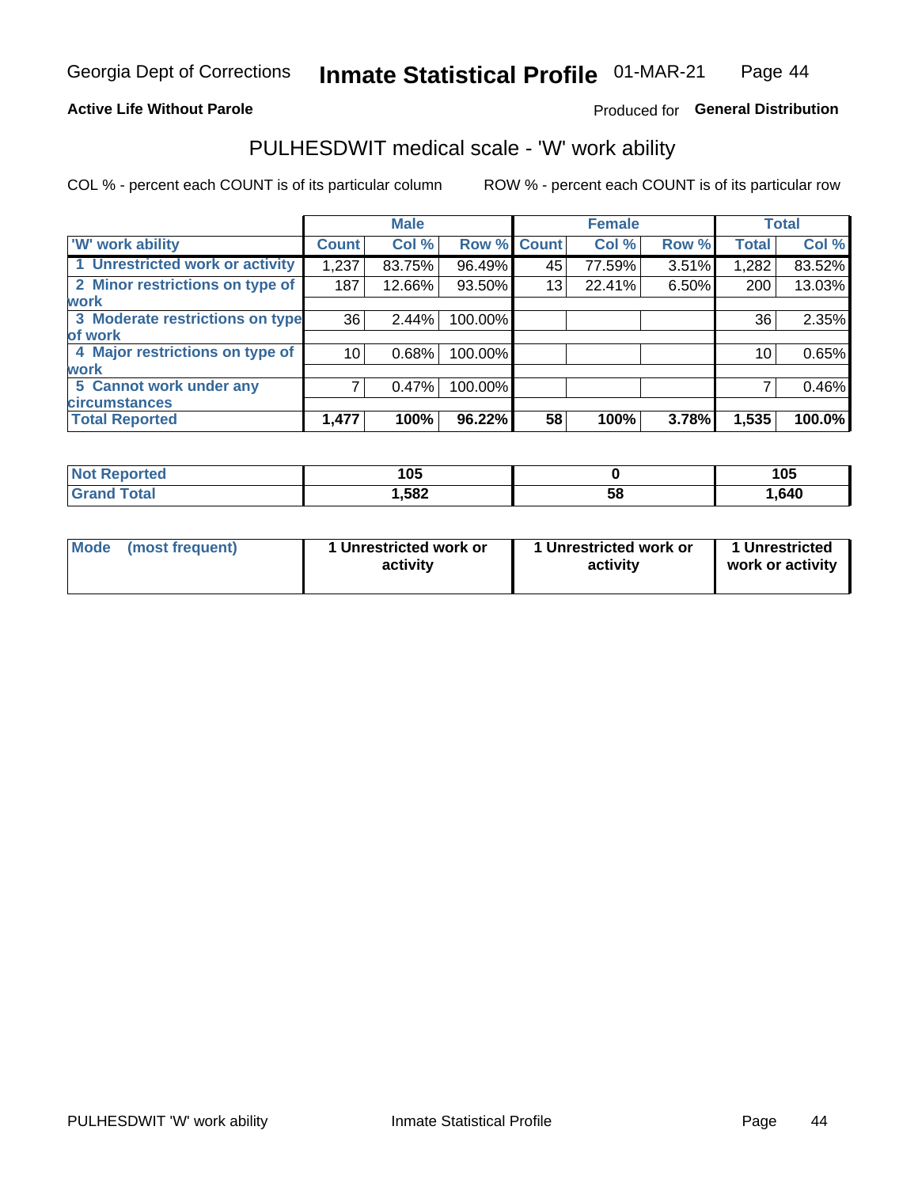Georgia Dept of Corrections **Inmate Statistical Profile** 01-MAR-21

**Active Life Without Parole**

Produced for **General Distribution**

## PULHESDWIT medical scale - 'W' work ability

COL % - percent each COUNT is of its particular column ROW % - percent each COUNT is of its particular row

| | Male | | | Female | | | Total | |
|---|---|---|---|---|---|---|---|---|
| 'W' work ability | Count | Col % | Row % | Count | Col % | Row % | Total | Col % |
| 1 Unrestricted work or activity | 1,237 | 83.75% | 96.49% | 45 | 77.59% | 3.51% | 1,282 | 83.52% |
| 2 Minor restrictions on type of work | 187 | 12.66% | 93.50% | 13 | 22.41% | 6.50% | 200 | 13.03% |
| 3 Moderate restrictions on type of work | 36 | 2.44% | 100.00% | | | | 36 | 2.35% |
| 4 Major restrictions on type of work | 10 | 0.68% | 100.00% | | | | 10 | 0.65% |
| 5 Cannot work under any circumstances | 7 | 0.47% | 100.00% | | | | 7 | 0.46% |
| **Total Reported** | **1,477** | **100%** | **96.22%** | **58** | **100%** | **3.78%** | **1,535** | **100.0%** |

| | Male | Female | Total |
|---|---|---|---|
| Not Reported | 105 | 0 | 105 |
| Grand Total | 1,582 | 58 | 1,640 |

| | Male | Female | Total |
|---|---|---|---|
| Mode (most frequent) | 1 Unrestricted work or activity | 1 Unrestricted work or activity | 1 Unrestricted work or activity |

PULHESDWIT 'W' work ability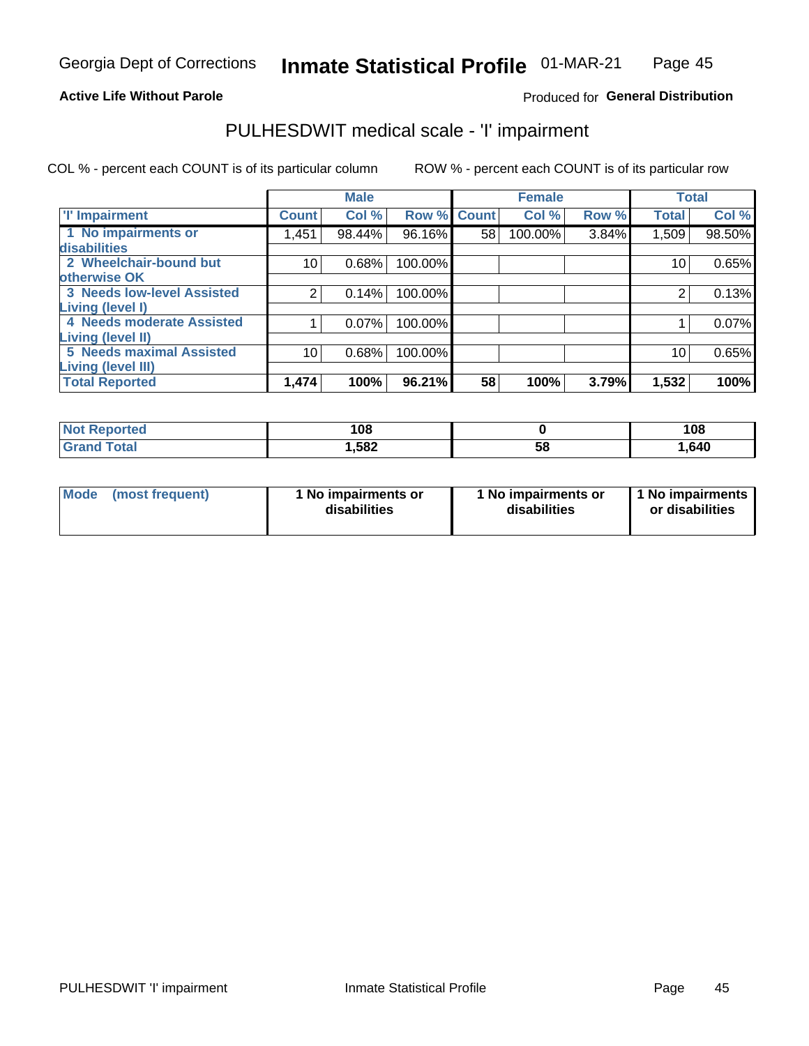Georgia Dept of Corrections **Inmate Statistical Profile** 01-MAR-21

**Active Life Without Parole**

Produced for **General Distribution**

## PULHESDWIT medical scale - 'I' impairment

COL % - percent each COUNT is of its particular column ROW % - percent each COUNT is of its particular row

| | Male | | | Female | | | Total | |
|---|---|---|---|---|---|---|---|---|
| 'I' Impairment | Count | Col % | Row % | Count | Col % | Row % | Total | Col % |
| 1 No impairments or disabilities | 1,451 | 98.44% | 96.16% | 58 | 100.00% | 3.84% | 1,509 | 98.50% |
| 2 Wheelchair-bound but otherwise OK | 10 | 0.68% | 100.00% | | | | 10 | 0.65% |
| 3 Needs low-level Assisted Living (level I) | 2 | 0.14% | 100.00% | | | | 2 | 0.13% |
| 4 Needs moderate Assisted Living (level II) | 1 | 0.07% | 100.00% | | | | 1 | 0.07% |
| 5 Needs maximal Assisted Living (level III) | 10 | 0.68% | 100.00% | | | | 10 | 0.65% |
| **Total Reported** | **1,474** | **100%** | **96.21%** | **58** | **100%** | **3.79%** | **1,532** | **100%** |

| | Male | Female | Total |
|---|---|---|---|
| Not Reported | 108 | 0 | 108 |
| Grand Total | 1,582 | 58 | 1,640 |

| | Male | Female | Total |
|---|---|---|---|
| Mode (most frequent) | 1 No impairments or disabilities | 1 No impairments or disabilities | 1 No impairments or disabilities |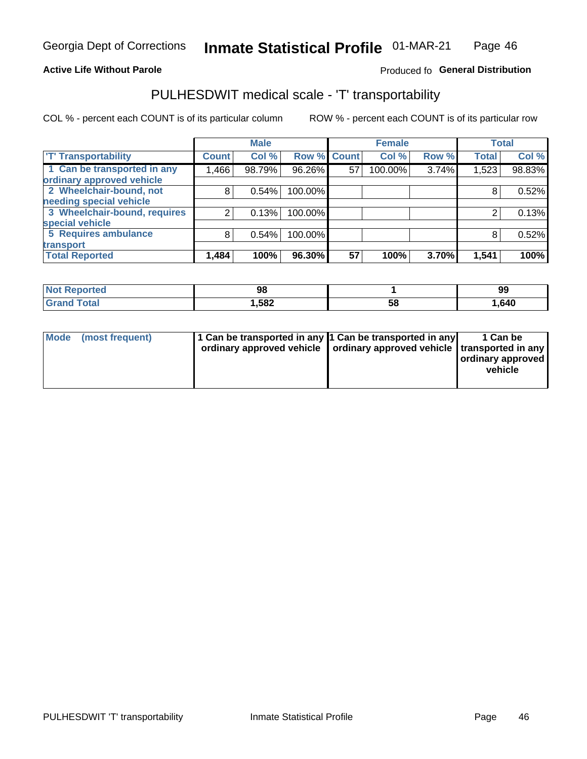Georgia Dept of Corrections **Inmate Statistical Profile** 01-MAR-21

**Active Life Without Parole**

Produced fo **General Distribution**

## PULHESDWIT medical scale - 'T' transportability

COL % - percent each COUNT is of its particular column ROW % - percent each COUNT is of its particular row

| | Male | | | Female | | | Total | |
|---|---|---|---|---|---|---|---|---|
| 'T' Transportability | Count | Col % | Row % | Count | Col % | Row % | Total | Col % |
| 1 Can be transported in any ordinary approved vehicle | 1,466 | 98.79% | 96.26% | 57 | 100.00% | 3.74% | 1,523 | 98.83% |
| 2 Wheelchair-bound, not needing special vehicle | 8 | 0.54% | 100.00% | | | | 8 | 0.52% |
| 3 Wheelchair-bound, requires special vehicle | 2 | 0.13% | 100.00% | | | | 2 | 0.13% |
| 5 Requires ambulance transport | 8 | 0.54% | 100.00% | | | | 8 | 0.52% |
| **Total Reported** | **1,484** | **100%** | **96.30%** | **57** | **100%** | **3.70%** | **1,541** | **100%** |

| | Male | Female | Total |
|---|---|---|---|
| Not Reported | 98 | 1 | 99 |
| Grand Total | 1,582 | 58 | 1,640 |

| | Male | Female | Total |
|---|---|---|---|
| Mode (most frequent) | 1 Can be transported in any ordinary approved vehicle | 1 Can be transported in any ordinary approved vehicle | 1 Can be transported in any ordinary approved vehicle |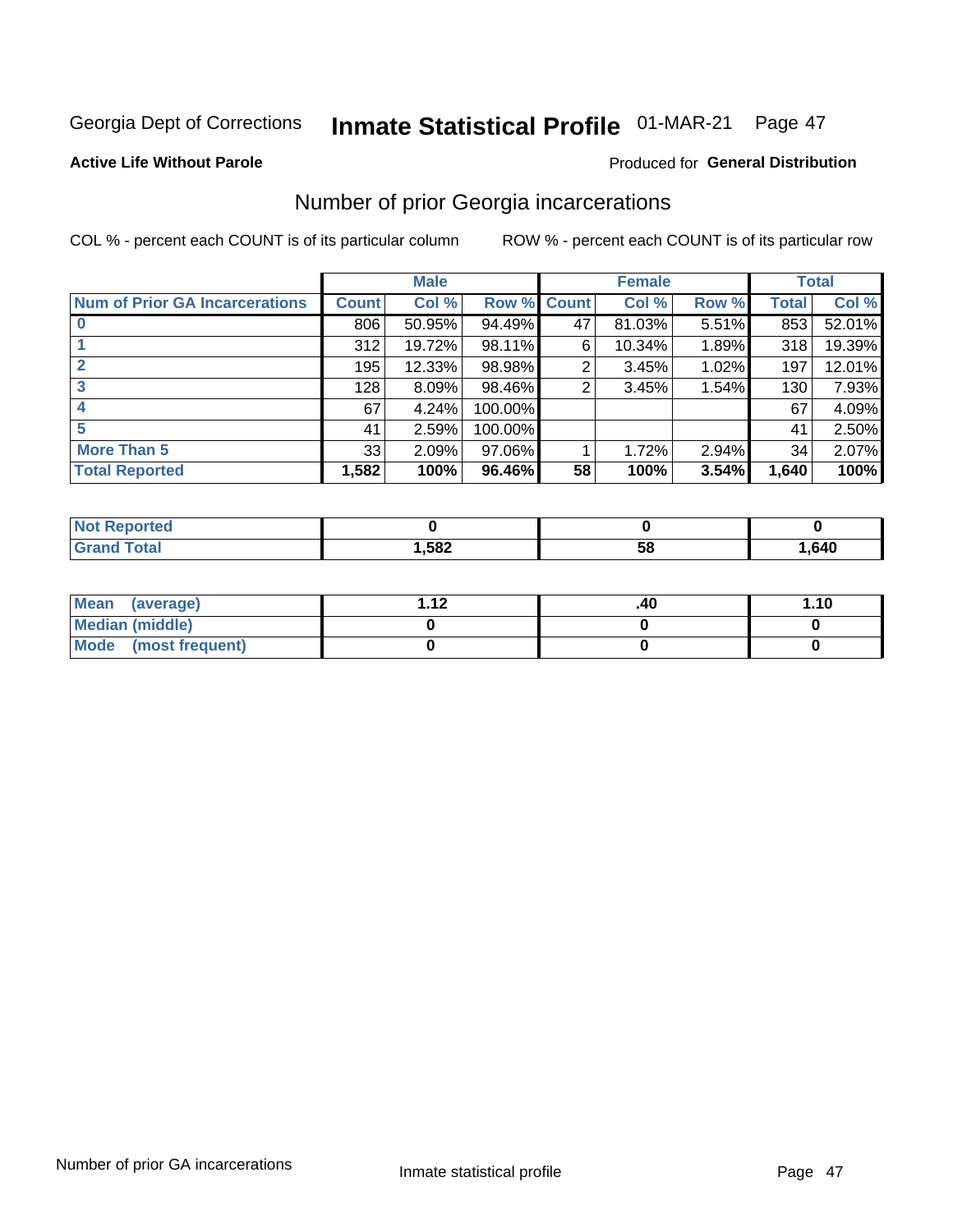Georgia Dept of Corrections **Inmate Statistical Profile** 01-MAR-21 Page 47

**Active Life Without Parole**

Produced for **General Distribution**

## Number of prior Georgia incarcerations

COL % - percent each COUNT is of its particular column

ROW % - percent each COUNT is of its particular row

| Num of Prior GA Incarcerations | Male | | | Female | | | Total | |
|---|---|---|---|---|---|---|---|---|
| | Count | Col % | Row % | Count | Col % | Row % | Total | Col % |
| 0 | 806 | 50.95% | 94.49% | 47 | 81.03% | 5.51% | 853 | 52.01% |
| 1 | 312 | 19.72% | 98.11% | 6 | 10.34% | 1.89% | 318 | 19.39% |
| 2 | 195 | 12.33% | 98.98% | 2 | 3.45% | 1.02% | 197 | 12.01% |
| 3 | 128 | 8.09% | 98.46% | 2 | 3.45% | 1.54% | 130 | 7.93% |
| 4 | 67 | 4.24% | 100.00% | | | | 67 | 4.09% |
| 5 | 41 | 2.59% | 100.00% | | | | 41 | 2.50% |
| More Than 5 | 33 | 2.09% | 97.06% | 1 | 1.72% | 2.94% | 34 | 2.07% |
| **Total Reported** | **1,582** | **100%** | **96.46%** | **58** | **100%** | **3.54%** | **1,640** | **100%** |

| | Male | Female | Total |
|---|---|---|---|
| Not Reported | 0 | 0 | 0 |
| Grand Total | 1,582 | 58 | 1,640 |

| | Male | Female | Total |
|---|---|---|---|
| Mean (average) | 1.12 | .40 | 1.10 |
| Median (middle) | 0 | 0 | 0 |
| Mode (most frequent) | 0 | 0 | 0 |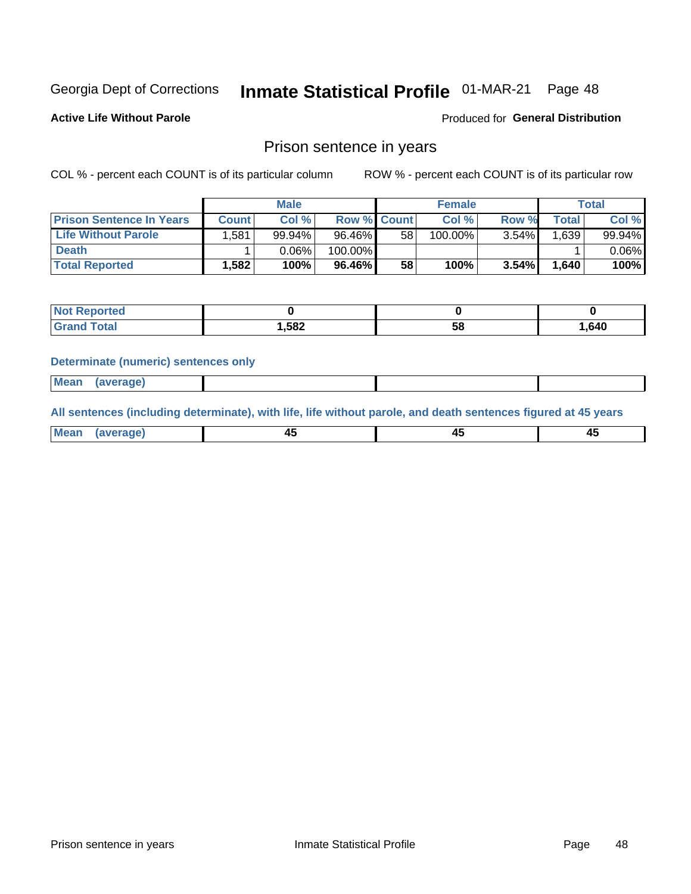Georgia Dept of Corrections **Inmate Statistical Profile** 01-MAR-21

**Active Life Without Parole**

Produced for **General Distribution**

## Prison sentence in years

COL % - percent each COUNT is of its particular column

ROW % - percent each COUNT is of its particular row

| | Male | | | Female | | | Total | |
|---|---|---|---|---|---|---|---|---|
| **Prison Sentence In Years** | **Count** | **Col %** | **Row %** | **Count** | **Col %** | **Row %** | **Total** | **Col %** |
| **Life Without Parole** | 1,581 | 99.94% | 96.46% | 58 | 100.00% | 3.54% | 1,639 | 99.94% |
| **Death** | 1 | 0.06% | 100.00% | | | | 1 | 0.06% |
| **Total Reported** | **1,582** | **100%** | **96.46%** | **58** | **100%** | **3.54%** | **1,640** | **100%** |

| | Male | Female | Total |
|---|---|---|---|
| **Not Reported** | **0** | **0** | **0** |
| **Grand Total** | **1,582** | **58** | **1,640** |

**Determinate (numeric) sentences only**

| | Male | Female | Total |
|---|---|---|---|
| **Mean (average)** | | | |

**All sentences (including determinate), with life, life without parole, and death sentences figured at 45 years**

| | Male | Female | Total |
|---|---|---|---|
| **Mean (average)** | **45** | **45** | **45** |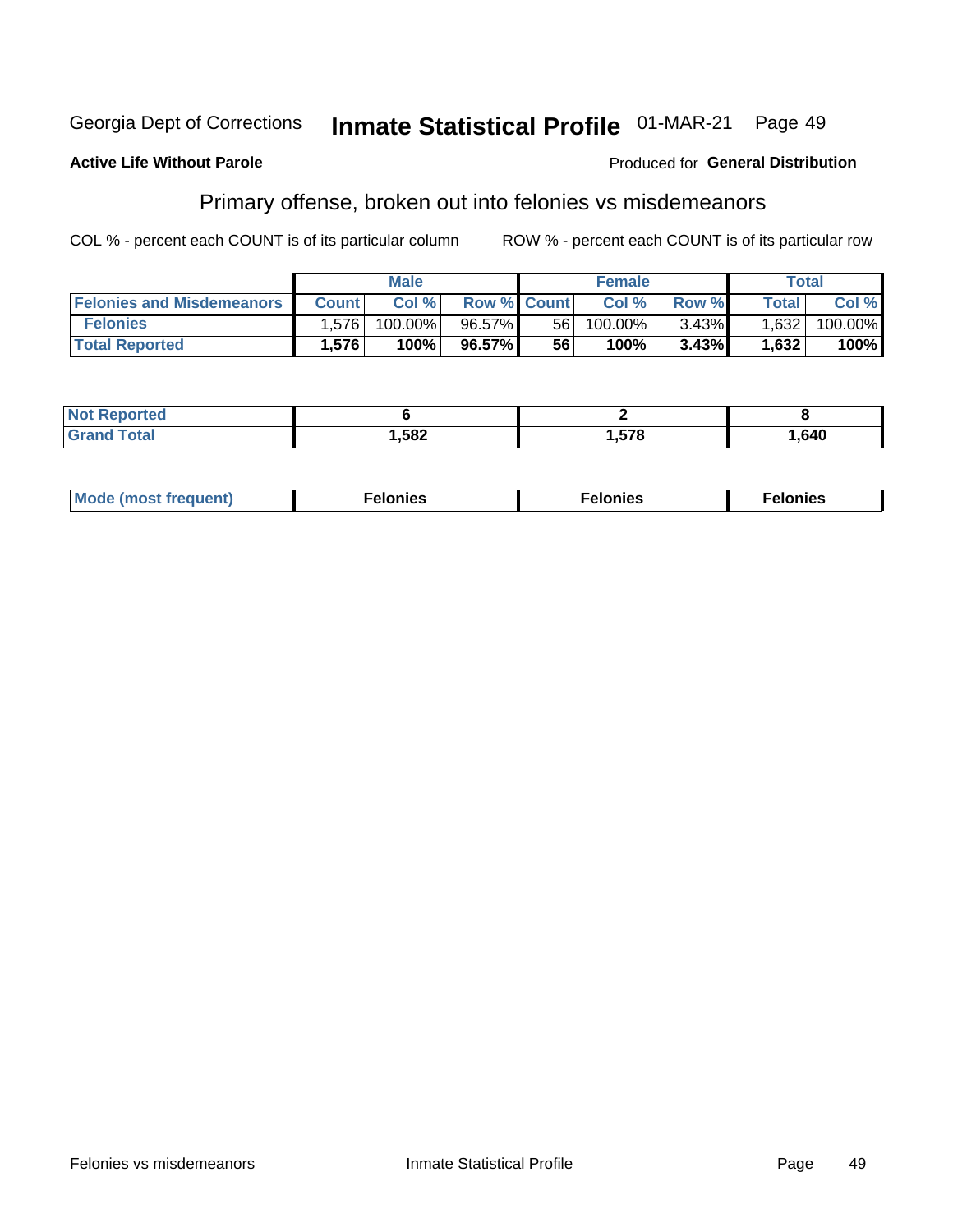Georgia Dept of Corrections **Inmate Statistical Profile** 01-MAR-21

**Active Life Without Parole**

Produced for **General Distribution**

## Primary offense, broken out into felonies vs misdemeanors

COL % - percent each COUNT is of its particular column ROW % - percent each COUNT is of its particular row

| | Male | | | Female | | | Total | |
|---|---|---|---|---|---|---|---|---|
| **Felonies and Misdemeanors** | **Count** | **Col %** | **Row %** | **Count** | **Col %** | **Row %** | **Total** | **Col %** |
| **Felonies** | 1,576 | 100.00% | 96.57% | 56 | 100.00% | 3.43% | 1,632 | 100.00% |
| **Total Reported** | **1,576** | **100%** | **96.57%** | **56** | **100%** | **3.43%** | **1,632** | **100%** |

| | Male | Female | Total |
|---|---|---|---|
| **Not Reported** | **6** | **2** | **8** |
| **Grand Total** | **1,582** | **1,578** | **1,640** |

| | Male | Female | Total |
|---|---|---|---|
| **Mode (most frequent)** | **Felonies** | **Felonies** | **Felonies** |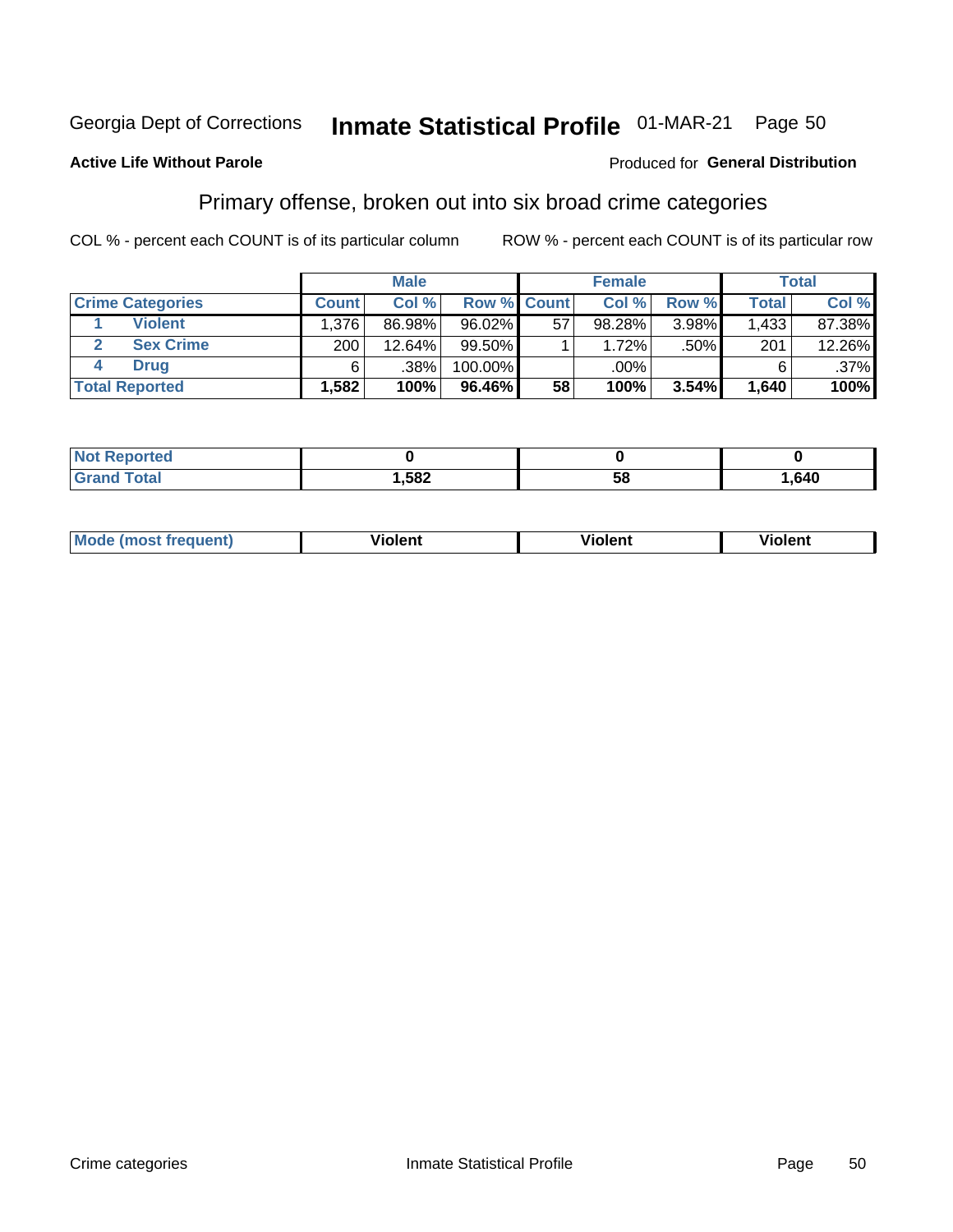Georgia Dept of Corrections **Inmate Statistical Profile** 01-MAR-21 Page 50

**Active Life Without Parole**

Produced for **General Distribution**

## Primary offense, broken out into six broad crime categories

COL % - percent each COUNT is of its particular column     ROW % - percent each COUNT is of its particular row

| | | Male | | | Female | | | Total | |
|---|---|---|---|---|---|---|---|---|---|
| **Crime Categories** | | **Count** | **Col %** | **Row %** | **Count** | **Col %** | **Row %** | **Total** | **Col %** |
| 1 | Violent | 1,376 | 86.98% | 96.02% | 57 | 98.28% | 3.98% | 1,433 | 87.38% |
| 2 | Sex Crime | 200 | 12.64% | 99.50% | 1 | 1.72% | .50% | 201 | 12.26% |
| 4 | Drug | 6 | .38% | 100.00% | | .00% | | 6 | .37% |
| **Total Reported** | | **1,582** | **100%** | **96.46%** | **58** | **100%** | **3.54%** | **1,640** | **100%** |

| | Male | Female | Total |
|---|---|---|---|
| **Not Reported** | **0** | **0** | **0** |
| **Grand Total** | **1,582** | **58** | **1,640** |

| | Male | Female | Total |
|---|---|---|---|
| **Mode (most frequent)** | **Violent** | **Violent** | **Violent** |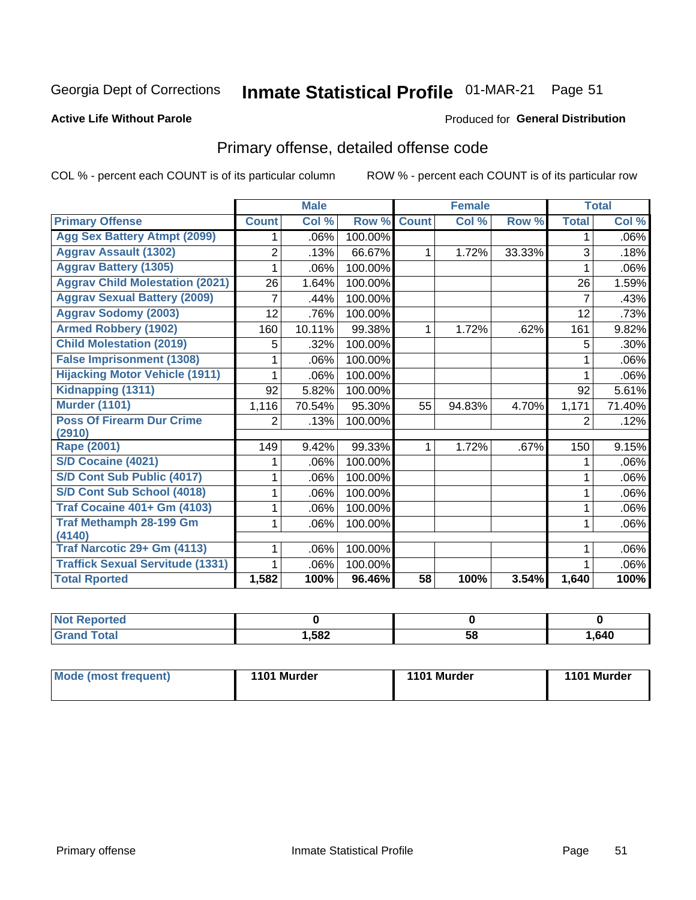Georgia Dept of Corrections **Inmate Statistical Profile** 01-MAR-21 Page 51

**Active Life Without Parole**

Produced for **General Distribution**

## Primary offense, detailed offense code

COL % - percent each COUNT is of its particular column

ROW % - percent each COUNT is of its particular row

| | Male | | | Female | | | Total | |
|---|---|---|---|---|---|---|---|---|
| Primary Offense | Count | Col % | Row % | Count | Col % | Row % | Total | Col % |
| Agg Sex Battery Atmpt (2099) | 1 | .06% | 100.00% | | | | 1 | .06% |
| Aggrav Assault (1302) | 2 | .13% | 66.67% | 1 | 1.72% | 33.33% | 3 | .18% |
| Aggrav Battery (1305) | 1 | .06% | 100.00% | | | | 1 | .06% |
| Aggrav Child Molestation (2021) | 26 | 1.64% | 100.00% | | | | 26 | 1.59% |
| Aggrav Sexual Battery (2009) | 7 | .44% | 100.00% | | | | 7 | .43% |
| Aggrav Sodomy (2003) | 12 | .76% | 100.00% | | | | 12 | .73% |
| Armed Robbery (1902) | 160 | 10.11% | 99.38% | 1 | 1.72% | .62% | 161 | 9.82% |
| Child Molestation (2019) | 5 | .32% | 100.00% | | | | 5 | .30% |
| False Imprisonment (1308) | 1 | .06% | 100.00% | | | | 1 | .06% |
| Hijacking Motor Vehicle (1911) | 1 | .06% | 100.00% | | | | 1 | .06% |
| Kidnapping (1311) | 92 | 5.82% | 100.00% | | | | 92 | 5.61% |
| Murder (1101) | 1,116 | 70.54% | 95.30% | 55 | 94.83% | 4.70% | 1,171 | 71.40% |
| Poss Of Firearm Dur Crime (2910) | 2 | .13% | 100.00% | | | | 2 | .12% |
| Rape (2001) | 149 | 9.42% | 99.33% | 1 | 1.72% | .67% | 150 | 9.15% |
| S/D Cocaine (4021) | 1 | .06% | 100.00% | | | | 1 | .06% |
| S/D Cont Sub Public (4017) | 1 | .06% | 100.00% | | | | 1 | .06% |
| S/D Cont Sub School (4018) | 1 | .06% | 100.00% | | | | 1 | .06% |
| Traf Cocaine 401+ Gm (4103) | 1 | .06% | 100.00% | | | | 1 | .06% |
| Traf Methamph 28-199 Gm (4140) | 1 | .06% | 100.00% | | | | 1 | .06% |
| Traf Narcotic 29+ Gm (4113) | 1 | .06% | 100.00% | | | | 1 | .06% |
| Traffick Sexual Servitude (1331) | 1 | .06% | 100.00% | | | | 1 | .06% |
| **Total Rported** | **1,582** | **100%** | **96.46%** | **58** | **100%** | **3.54%** | **1,640** | **100%** |

| | Male | Female | Total |
|---|---|---|---|
| Not Reported | **0** | **0** | **0** |
| Grand Total | **1,582** | **58** | **1,640** |

| | Male | Female | Total |
|---|---|---|---|
| Mode (most frequent) | **1101 Murder** | **1101 Murder** | **1101 Murder** |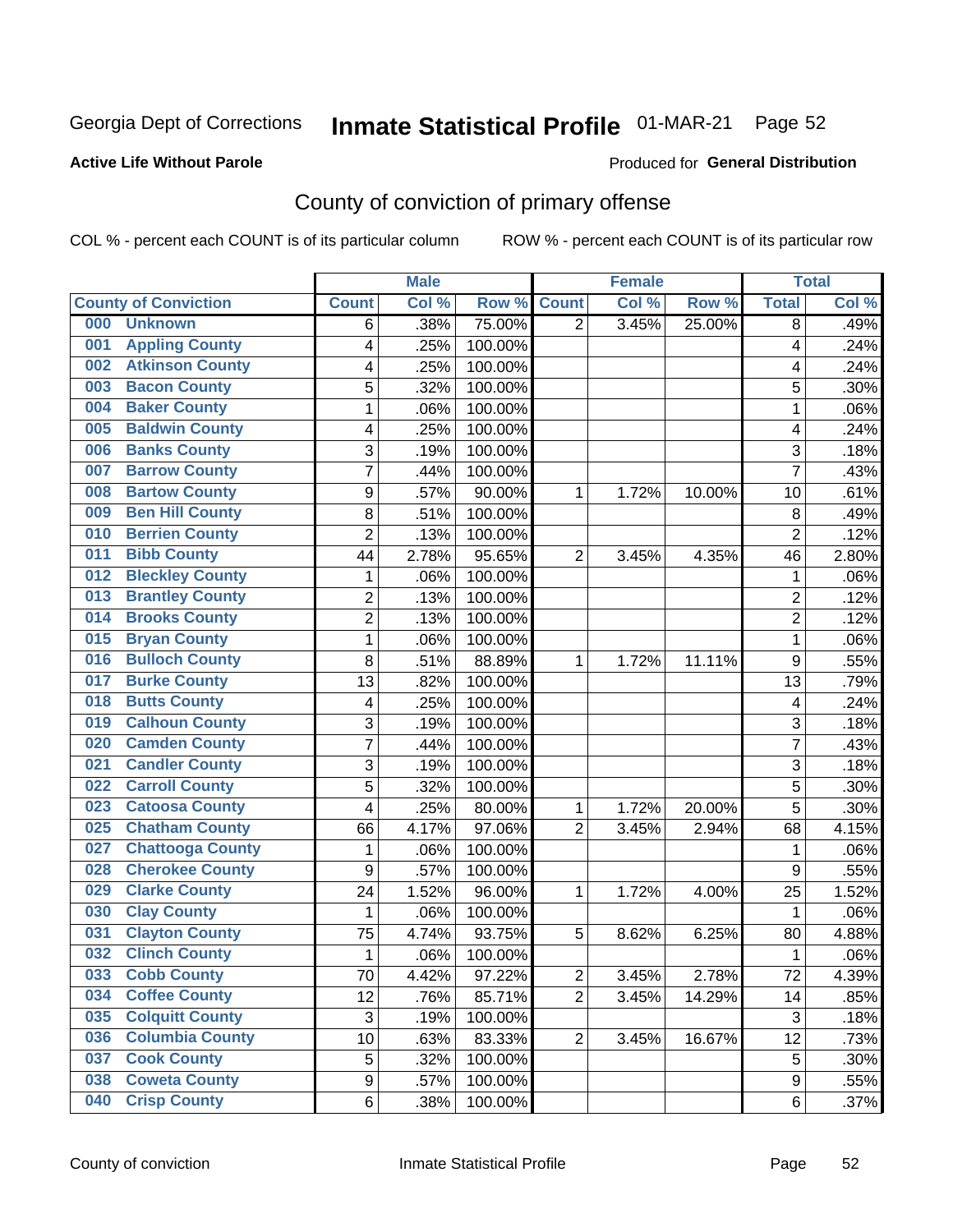Georgia Dept of Corrections **Inmate Statistical Profile** 01-MAR-21 Page 52

**Active Life Without Parole**

Produced for **General Distribution**

## County of conviction of primary offense

COL % - percent each COUNT is of its particular column ROW % - percent each COUNT is of its particular row

| County of Conviction | Male | | | Female | | | Total | |
|---|---|---|---|---|---|---|---|---|
| | Count | Col % | Row % | Count | Col % | Row % | Total | Col % |
| 000 Unknown | 6 | .38% | 75.00% | 2 | 3.45% | 25.00% | 8 | .49% |
| 001 Appling County | 4 | .25% | 100.00% | | | | 4 | .24% |
| 002 Atkinson County | 4 | .25% | 100.00% | | | | 4 | .24% |
| 003 Bacon County | 5 | .32% | 100.00% | | | | 5 | .30% |
| 004 Baker County | 1 | .06% | 100.00% | | | | 1 | .06% |
| 005 Baldwin County | 4 | .25% | 100.00% | | | | 4 | .24% |
| 006 Banks County | 3 | .19% | 100.00% | | | | 3 | .18% |
| 007 Barrow County | 7 | .44% | 100.00% | | | | 7 | .43% |
| 008 Bartow County | 9 | .57% | 90.00% | 1 | 1.72% | 10.00% | 10 | .61% |
| 009 Ben Hill County | 8 | .51% | 100.00% | | | | 8 | .49% |
| 010 Berrien County | 2 | .13% | 100.00% | | | | 2 | .12% |
| 011 Bibb County | 44 | 2.78% | 95.65% | 2 | 3.45% | 4.35% | 46 | 2.80% |
| 012 Bleckley County | 1 | .06% | 100.00% | | | | 1 | .06% |
| 013 Brantley County | 2 | .13% | 100.00% | | | | 2 | .12% |
| 014 Brooks County | 2 | .13% | 100.00% | | | | 2 | .12% |
| 015 Bryan County | 1 | .06% | 100.00% | | | | 1 | .06% |
| 016 Bulloch County | 8 | .51% | 88.89% | 1 | 1.72% | 11.11% | 9 | .55% |
| 017 Burke County | 13 | .82% | 100.00% | | | | 13 | .79% |
| 018 Butts County | 4 | .25% | 100.00% | | | | 4 | .24% |
| 019 Calhoun County | 3 | .19% | 100.00% | | | | 3 | .18% |
| 020 Camden County | 7 | .44% | 100.00% | | | | 7 | .43% |
| 021 Candler County | 3 | .19% | 100.00% | | | | 3 | .18% |
| 022 Carroll County | 5 | .32% | 100.00% | | | | 5 | .30% |
| 023 Catoosa County | 4 | .25% | 80.00% | 1 | 1.72% | 20.00% | 5 | .30% |
| 025 Chatham County | 66 | 4.17% | 97.06% | 2 | 3.45% | 2.94% | 68 | 4.15% |
| 027 Chattooga County | 1 | .06% | 100.00% | | | | 1 | .06% |
| 028 Cherokee County | 9 | .57% | 100.00% | | | | 9 | .55% |
| 029 Clarke County | 24 | 1.52% | 96.00% | 1 | 1.72% | 4.00% | 25 | 1.52% |
| 030 Clay County | 1 | .06% | 100.00% | | | | 1 | .06% |
| 031 Clayton County | 75 | 4.74% | 93.75% | 5 | 8.62% | 6.25% | 80 | 4.88% |
| 032 Clinch County | 1 | .06% | 100.00% | | | | 1 | .06% |
| 033 Cobb County | 70 | 4.42% | 97.22% | 2 | 3.45% | 2.78% | 72 | 4.39% |
| 034 Coffee County | 12 | .76% | 85.71% | 2 | 3.45% | 14.29% | 14 | .85% |
| 035 Colquitt County | 3 | .19% | 100.00% | | | | 3 | .18% |
| 036 Columbia County | 10 | .63% | 83.33% | 2 | 3.45% | 16.67% | 12 | .73% |
| 037 Cook County | 5 | .32% | 100.00% | | | | 5 | .30% |
| 038 Coweta County | 9 | .57% | 100.00% | | | | 9 | .55% |
| 040 Crisp County | 6 | .38% | 100.00% | | | | 6 | .37% |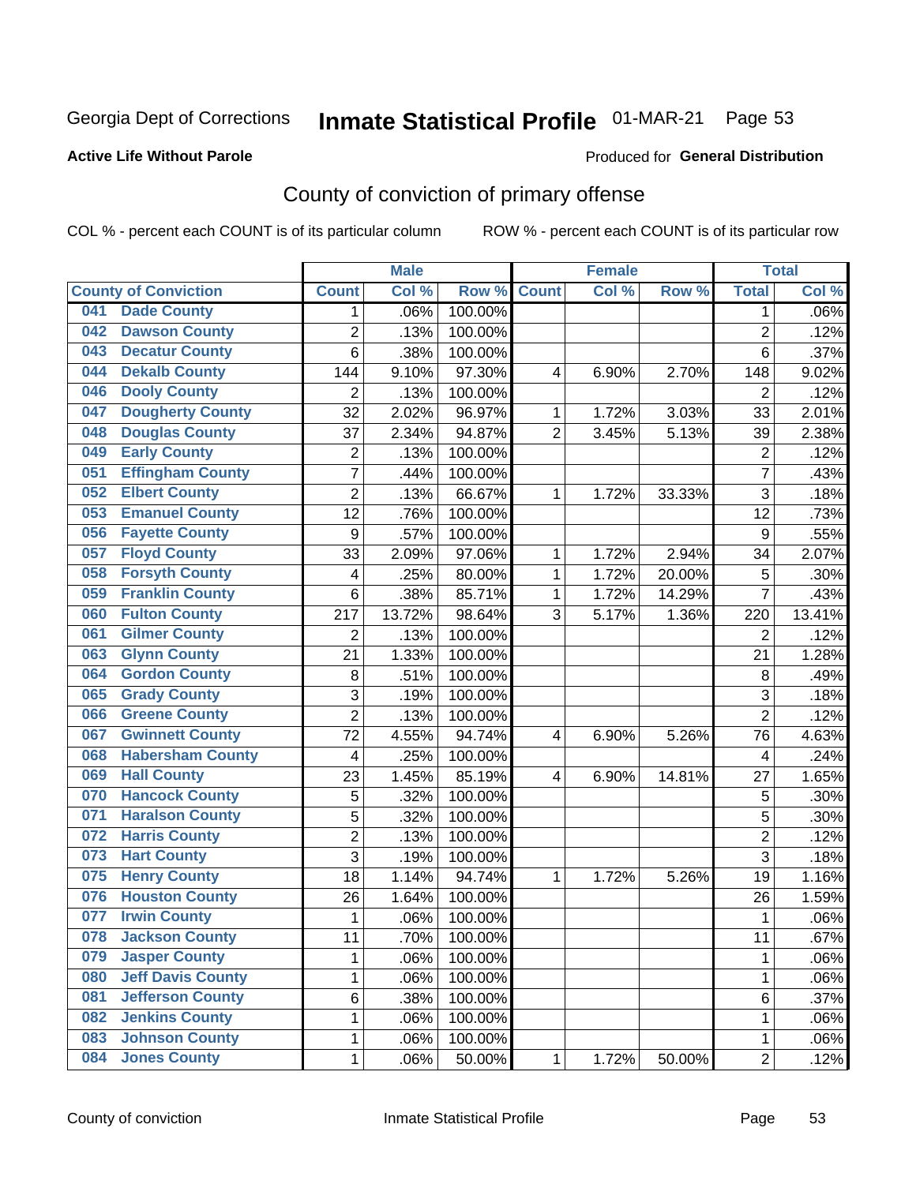Georgia Dept of Corrections **Inmate Statistical Profile** 01-MAR-21 Page 53

**Active Life Without Parole**

Produced for **General Distribution**

## County of conviction of primary offense

COL % - percent each COUNT is of its particular column ROW % - percent each COUNT is of its particular row

| County of Conviction | Male | | | Female | | | Total | |
|---|---|---|---|---|---|---|---|---|
| | Count | Col % | Row % | Count | Col % | Row % | Total | Col % |
| 041 Dade County | 1 | .06% | 100.00% | | | | 1 | .06% |
| 042 Dawson County | 2 | .13% | 100.00% | | | | 2 | .12% |
| 043 Decatur County | 6 | .38% | 100.00% | | | | 6 | .37% |
| 044 Dekalb County | 144 | 9.10% | 97.30% | 4 | 6.90% | 2.70% | 148 | 9.02% |
| 046 Dooly County | 2 | .13% | 100.00% | | | | 2 | .12% |
| 047 Dougherty County | 32 | 2.02% | 96.97% | 1 | 1.72% | 3.03% | 33 | 2.01% |
| 048 Douglas County | 37 | 2.34% | 94.87% | 2 | 3.45% | 5.13% | 39 | 2.38% |
| 049 Early County | 2 | .13% | 100.00% | | | | 2 | .12% |
| 051 Effingham County | 7 | .44% | 100.00% | | | | 7 | .43% |
| 052 Elbert County | 2 | .13% | 66.67% | 1 | 1.72% | 33.33% | 3 | .18% |
| 053 Emanuel County | 12 | .76% | 100.00% | | | | 12 | .73% |
| 056 Fayette County | 9 | .57% | 100.00% | | | | 9 | .55% |
| 057 Floyd County | 33 | 2.09% | 97.06% | 1 | 1.72% | 2.94% | 34 | 2.07% |
| 058 Forsyth County | 4 | .25% | 80.00% | 1 | 1.72% | 20.00% | 5 | .30% |
| 059 Franklin County | 6 | .38% | 85.71% | 1 | 1.72% | 14.29% | 7 | .43% |
| 060 Fulton County | 217 | 13.72% | 98.64% | 3 | 5.17% | 1.36% | 220 | 13.41% |
| 061 Gilmer County | 2 | .13% | 100.00% | | | | 2 | .12% |
| 063 Glynn County | 21 | 1.33% | 100.00% | | | | 21 | 1.28% |
| 064 Gordon County | 8 | .51% | 100.00% | | | | 8 | .49% |
| 065 Grady County | 3 | .19% | 100.00% | | | | 3 | .18% |
| 066 Greene County | 2 | .13% | 100.00% | | | | 2 | .12% |
| 067 Gwinnett County | 72 | 4.55% | 94.74% | 4 | 6.90% | 5.26% | 76 | 4.63% |
| 068 Habersham County | 4 | .25% | 100.00% | | | | 4 | .24% |
| 069 Hall County | 23 | 1.45% | 85.19% | 4 | 6.90% | 14.81% | 27 | 1.65% |
| 070 Hancock County | 5 | .32% | 100.00% | | | | 5 | .30% |
| 071 Haralson County | 5 | .32% | 100.00% | | | | 5 | .30% |
| 072 Harris County | 2 | .13% | 100.00% | | | | 2 | .12% |
| 073 Hart County | 3 | .19% | 100.00% | | | | 3 | .18% |
| 075 Henry County | 18 | 1.14% | 94.74% | 1 | 1.72% | 5.26% | 19 | 1.16% |
| 076 Houston County | 26 | 1.64% | 100.00% | | | | 26 | 1.59% |
| 077 Irwin County | 1 | .06% | 100.00% | | | | 1 | .06% |
| 078 Jackson County | 11 | .70% | 100.00% | | | | 11 | .67% |
| 079 Jasper County | 1 | .06% | 100.00% | | | | 1 | .06% |
| 080 Jeff Davis County | 1 | .06% | 100.00% | | | | 1 | .06% |
| 081 Jefferson County | 6 | .38% | 100.00% | | | | 6 | .37% |
| 082 Jenkins County | 1 | .06% | 100.00% | | | | 1 | .06% |
| 083 Johnson County | 1 | .06% | 100.00% | | | | 1 | .06% |
| 084 Jones County | 1 | .06% | 50.00% | 1 | 1.72% | 50.00% | 2 | .12% |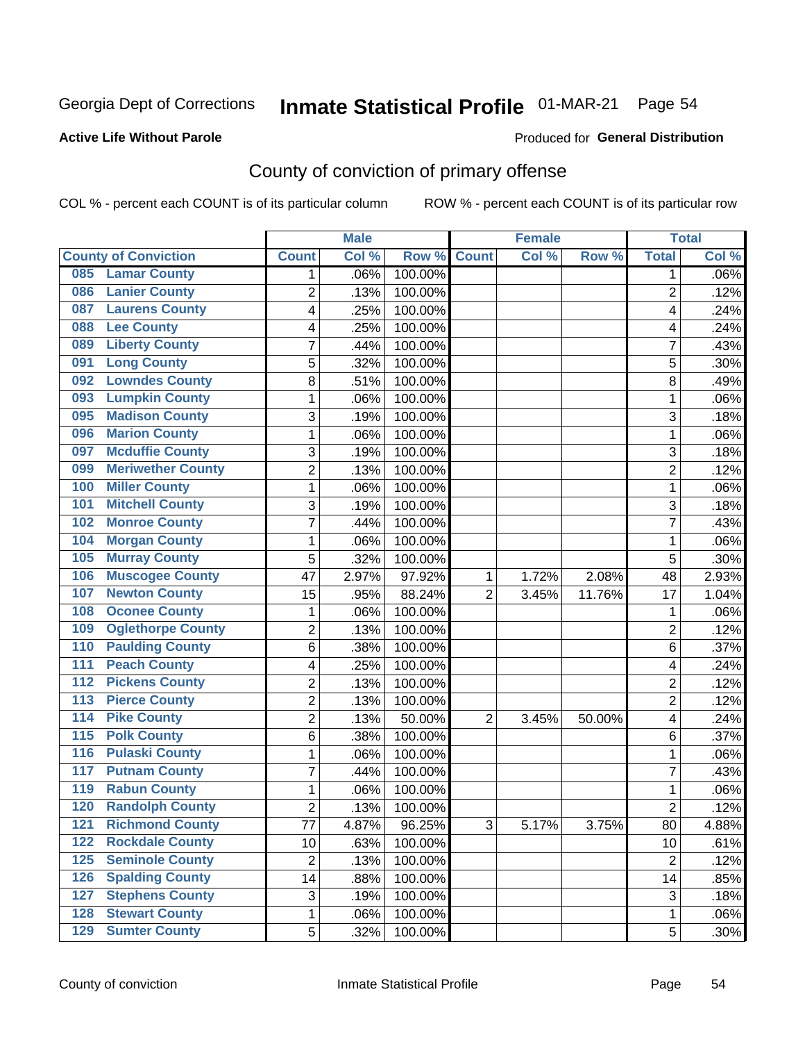Georgia Dept of Corrections **Inmate Statistical Profile** 01-MAR-21

**Active Life Without Parole**

Produced for **General Distribution**

## County of conviction of primary offense

COL % - percent each COUNT is of its particular column

ROW % - percent each COUNT is of its particular row

| County of Conviction | Male | | | Female | | | Total | |
|---|---|---|---|---|---|---|---|---|
| | Count | Col % | Row % | Count | Col % | Row % | Total | Col % |
| 085 Lamar County | 1 | .06% | 100.00% | | | | 1 | .06% |
| 086 Lanier County | 2 | .13% | 100.00% | | | | 2 | .12% |
| 087 Laurens County | 4 | .25% | 100.00% | | | | 4 | .24% |
| 088 Lee County | 4 | .25% | 100.00% | | | | 4 | .24% |
| 089 Liberty County | 7 | .44% | 100.00% | | | | 7 | .43% |
| 091 Long County | 5 | .32% | 100.00% | | | | 5 | .30% |
| 092 Lowndes County | 8 | .51% | 100.00% | | | | 8 | .49% |
| 093 Lumpkin County | 1 | .06% | 100.00% | | | | 1 | .06% |
| 095 Madison County | 3 | .19% | 100.00% | | | | 3 | .18% |
| 096 Marion County | 1 | .06% | 100.00% | | | | 1 | .06% |
| 097 Mcduffie County | 3 | .19% | 100.00% | | | | 3 | .18% |
| 099 Meriwether County | 2 | .13% | 100.00% | | | | 2 | .12% |
| 100 Miller County | 1 | .06% | 100.00% | | | | 1 | .06% |
| 101 Mitchell County | 3 | .19% | 100.00% | | | | 3 | .18% |
| 102 Monroe County | 7 | .44% | 100.00% | | | | 7 | .43% |
| 104 Morgan County | 1 | .06% | 100.00% | | | | 1 | .06% |
| 105 Murray County | 5 | .32% | 100.00% | | | | 5 | .30% |
| 106 Muscogee County | 47 | 2.97% | 97.92% | 1 | 1.72% | 2.08% | 48 | 2.93% |
| 107 Newton County | 15 | .95% | 88.24% | 2 | 3.45% | 11.76% | 17 | 1.04% |
| 108 Oconee County | 1 | .06% | 100.00% | | | | 1 | .06% |
| 109 Oglethorpe County | 2 | .13% | 100.00% | | | | 2 | .12% |
| 110 Paulding County | 6 | .38% | 100.00% | | | | 6 | .37% |
| 111 Peach County | 4 | .25% | 100.00% | | | | 4 | .24% |
| 112 Pickens County | 2 | .13% | 100.00% | | | | 2 | .12% |
| 113 Pierce County | 2 | .13% | 100.00% | | | | 2 | .12% |
| 114 Pike County | 2 | .13% | 50.00% | 2 | 3.45% | 50.00% | 4 | .24% |
| 115 Polk County | 6 | .38% | 100.00% | | | | 6 | .37% |
| 116 Pulaski County | 1 | .06% | 100.00% | | | | 1 | .06% |
| 117 Putnam County | 7 | .44% | 100.00% | | | | 7 | .43% |
| 119 Rabun County | 1 | .06% | 100.00% | | | | 1 | .06% |
| 120 Randolph County | 2 | .13% | 100.00% | | | | 2 | .12% |
| 121 Richmond County | 77 | 4.87% | 96.25% | 3 | 5.17% | 3.75% | 80 | 4.88% |
| 122 Rockdale County | 10 | .63% | 100.00% | | | | 10 | .61% |
| 125 Seminole County | 2 | .13% | 100.00% | | | | 2 | .12% |
| 126 Spalding County | 14 | .88% | 100.00% | | | | 14 | .85% |
| 127 Stephens County | 3 | .19% | 100.00% | | | | 3 | .18% |
| 128 Stewart County | 1 | .06% | 100.00% | | | | 1 | .06% |
| 129 Sumter County | 5 | .32% | 100.00% | | | | 5 | .30% |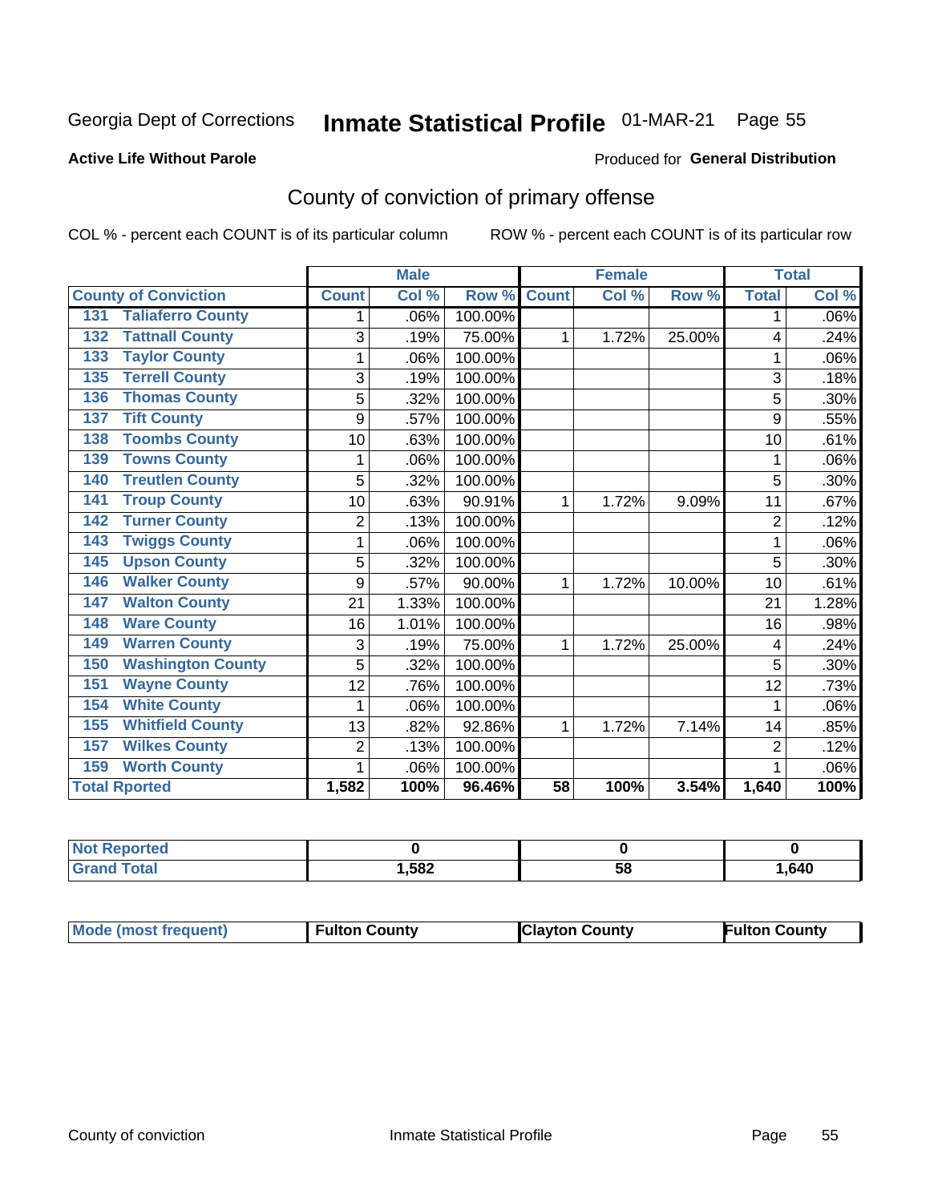Georgia Dept of Corrections **Inmate Statistical Profile** 01-MAR-21

**Active Life Without Parole**

Produced for **General Distribution**

## County of conviction of primary offense

COL % - percent each COUNT is of its particular column ROW % - percent each COUNT is of its particular row

| County of Conviction | Male | | | Female | | | Total | |
|---|---|---|---|---|---|---|---|---|
| | Count | Col % | Row % | Count | Col % | Row % | Total | Col % |
| 131 Taliaferro County | 1 | .06% | 100.00% | | | | 1 | .06% |
| 132 Tattnall County | 3 | .19% | 75.00% | 1 | 1.72% | 25.00% | 4 | .24% |
| 133 Taylor County | 1 | .06% | 100.00% | | | | 1 | .06% |
| 135 Terrell County | 3 | .19% | 100.00% | | | | 3 | .18% |
| 136 Thomas County | 5 | .32% | 100.00% | | | | 5 | .30% |
| 137 Tift County | 9 | .57% | 100.00% | | | | 9 | .55% |
| 138 Toombs County | 10 | .63% | 100.00% | | | | 10 | .61% |
| 139 Towns County | 1 | .06% | 100.00% | | | | 1 | .06% |
| 140 Treutlen County | 5 | .32% | 100.00% | | | | 5 | .30% |
| 141 Troup County | 10 | .63% | 90.91% | 1 | 1.72% | 9.09% | 11 | .67% |
| 142 Turner County | 2 | .13% | 100.00% | | | | 2 | .12% |
| 143 Twiggs County | 1 | .06% | 100.00% | | | | 1 | .06% |
| 145 Upson County | 5 | .32% | 100.00% | | | | 5 | .30% |
| 146 Walker County | 9 | .57% | 90.00% | 1 | 1.72% | 10.00% | 10 | .61% |
| 147 Walton County | 21 | 1.33% | 100.00% | | | | 21 | 1.28% |
| 148 Ware County | 16 | 1.01% | 100.00% | | | | 16 | .98% |
| 149 Warren County | 3 | .19% | 75.00% | 1 | 1.72% | 25.00% | 4 | .24% |
| 150 Washington County | 5 | .32% | 100.00% | | | | 5 | .30% |
| 151 Wayne County | 12 | .76% | 100.00% | | | | 12 | .73% |
| 154 White County | 1 | .06% | 100.00% | | | | 1 | .06% |
| 155 Whitfield County | 13 | .82% | 92.86% | 1 | 1.72% | 7.14% | 14 | .85% |
| 157 Wilkes County | 2 | .13% | 100.00% | | | | 2 | .12% |
| 159 Worth County | 1 | .06% | 100.00% | | | | 1 | .06% |
| **Total Rported** | **1,582** | **100%** | **96.46%** | **58** | **100%** | **3.54%** | **1,640** | **100%** |

| | Male | Female | Total |
|---|---|---|---|
| Not Reported | 0 | 0 | 0 |
| Grand Total | 1,582 | 58 | 1,640 |

| | Male | Female | Total |
|---|---|---|---|
| Mode (most frequent) | Fulton County | Clayton County | Fulton County |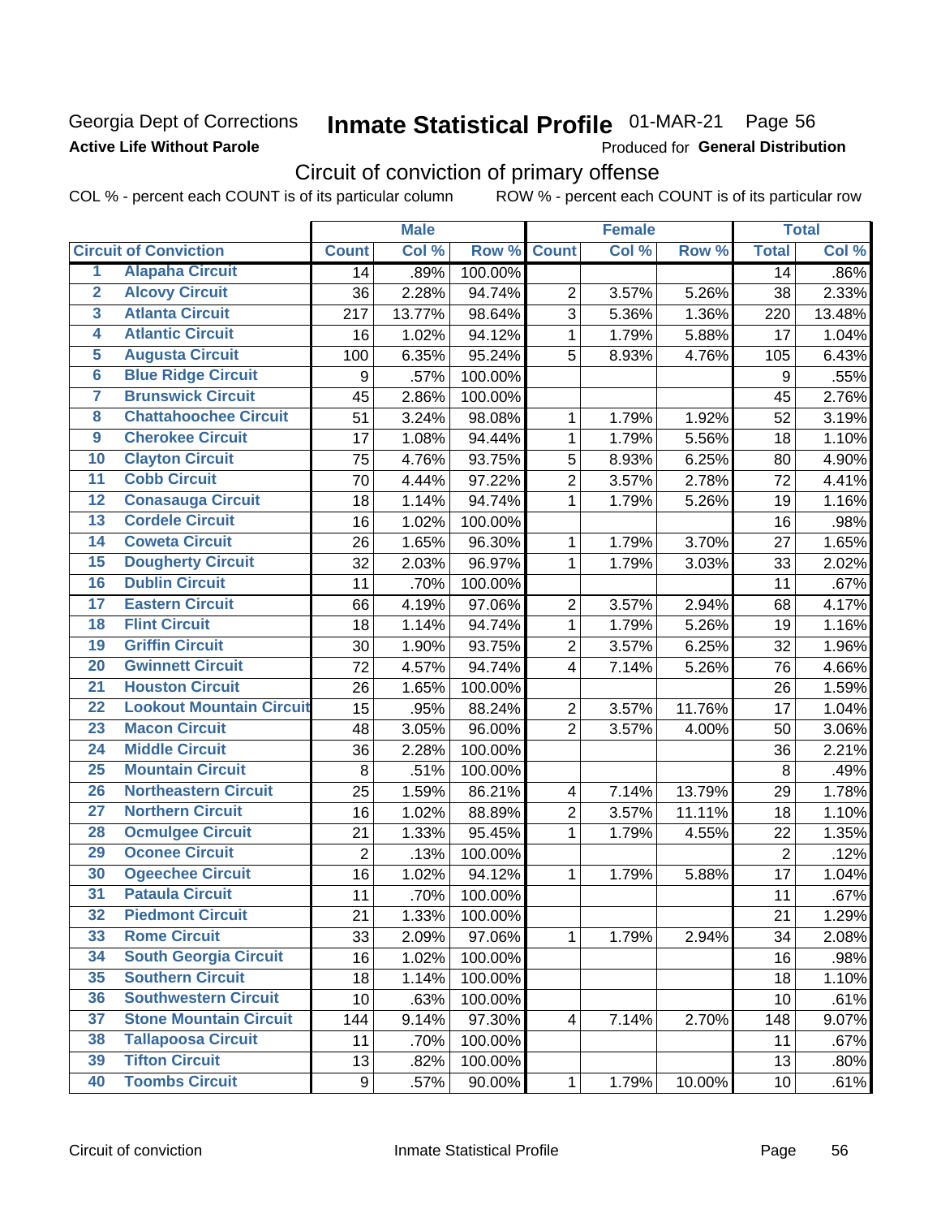Georgia Dept of Corrections
**Active Life Without Parole**

# Inmate Statistical Profile 01-MAR-21 Page 56

Produced for **General Distribution**

## Circuit of conviction of primary offense

COL % - percent each COUNT is of its particular column ROW % - percent each COUNT is of its particular row

| | Circuit of Conviction | Male | | | Female | | | Total | |
|---|---|---|---|---|---|---|---|---|---|
| | | Count | Col % | Row % | Count | Col % | Row % | Total | Col % |
| 1 | Alapaha Circuit | 14 | .89% | 100.00% | | | | 14 | .86% |
| 2 | Alcovy Circuit | 36 | 2.28% | 94.74% | 2 | 3.57% | 5.26% | 38 | 2.33% |
| 3 | Atlanta Circuit | 217 | 13.77% | 98.64% | 3 | 5.36% | 1.36% | 220 | 13.48% |
| 4 | Atlantic Circuit | 16 | 1.02% | 94.12% | 1 | 1.79% | 5.88% | 17 | 1.04% |
| 5 | Augusta Circuit | 100 | 6.35% | 95.24% | 5 | 8.93% | 4.76% | 105 | 6.43% |
| 6 | Blue Ridge Circuit | 9 | .57% | 100.00% | | | | 9 | .55% |
| 7 | Brunswick Circuit | 45 | 2.86% | 100.00% | | | | 45 | 2.76% |
| 8 | Chattahoochee Circuit | 51 | 3.24% | 98.08% | 1 | 1.79% | 1.92% | 52 | 3.19% |
| 9 | Cherokee Circuit | 17 | 1.08% | 94.44% | 1 | 1.79% | 5.56% | 18 | 1.10% |
| 10 | Clayton Circuit | 75 | 4.76% | 93.75% | 5 | 8.93% | 6.25% | 80 | 4.90% |
| 11 | Cobb Circuit | 70 | 4.44% | 97.22% | 2 | 3.57% | 2.78% | 72 | 4.41% |
| 12 | Conasauga Circuit | 18 | 1.14% | 94.74% | 1 | 1.79% | 5.26% | 19 | 1.16% |
| 13 | Cordele Circuit | 16 | 1.02% | 100.00% | | | | 16 | .98% |
| 14 | Coweta Circuit | 26 | 1.65% | 96.30% | 1 | 1.79% | 3.70% | 27 | 1.65% |
| 15 | Dougherty Circuit | 32 | 2.03% | 96.97% | 1 | 1.79% | 3.03% | 33 | 2.02% |
| 16 | Dublin Circuit | 11 | .70% | 100.00% | | | | 11 | .67% |
| 17 | Eastern Circuit | 66 | 4.19% | 97.06% | 2 | 3.57% | 2.94% | 68 | 4.17% |
| 18 | Flint Circuit | 18 | 1.14% | 94.74% | 1 | 1.79% | 5.26% | 19 | 1.16% |
| 19 | Griffin Circuit | 30 | 1.90% | 93.75% | 2 | 3.57% | 6.25% | 32 | 1.96% |
| 20 | Gwinnett Circuit | 72 | 4.57% | 94.74% | 4 | 7.14% | 5.26% | 76 | 4.66% |
| 21 | Houston Circuit | 26 | 1.65% | 100.00% | | | | 26 | 1.59% |
| 22 | Lookout Mountain Circuit | 15 | .95% | 88.24% | 2 | 3.57% | 11.76% | 17 | 1.04% |
| 23 | Macon Circuit | 48 | 3.05% | 96.00% | 2 | 3.57% | 4.00% | 50 | 3.06% |
| 24 | Middle Circuit | 36 | 2.28% | 100.00% | | | | 36 | 2.21% |
| 25 | Mountain Circuit | 8 | .51% | 100.00% | | | | 8 | .49% |
| 26 | Northeastern Circuit | 25 | 1.59% | 86.21% | 4 | 7.14% | 13.79% | 29 | 1.78% |
| 27 | Northern Circuit | 16 | 1.02% | 88.89% | 2 | 3.57% | 11.11% | 18 | 1.10% |
| 28 | Ocmulgee Circuit | 21 | 1.33% | 95.45% | 1 | 1.79% | 4.55% | 22 | 1.35% |
| 29 | Oconee Circuit | 2 | .13% | 100.00% | | | | 2 | .12% |
| 30 | Ogeechee Circuit | 16 | 1.02% | 94.12% | 1 | 1.79% | 5.88% | 17 | 1.04% |
| 31 | Pataula Circuit | 11 | .70% | 100.00% | | | | 11 | .67% |
| 32 | Piedmont Circuit | 21 | 1.33% | 100.00% | | | | 21 | 1.29% |
| 33 | Rome Circuit | 33 | 2.09% | 97.06% | 1 | 1.79% | 2.94% | 34 | 2.08% |
| 34 | South Georgia Circuit | 16 | 1.02% | 100.00% | | | | 16 | .98% |
| 35 | Southern Circuit | 18 | 1.14% | 100.00% | | | | 18 | 1.10% |
| 36 | Southwestern Circuit | 10 | .63% | 100.00% | | | | 10 | .61% |
| 37 | Stone Mountain Circuit | 144 | 9.14% | 97.30% | 4 | 7.14% | 2.70% | 148 | 9.07% |
| 38 | Tallapoosa Circuit | 11 | .70% | 100.00% | | | | 11 | .67% |
| 39 | Tifton Circuit | 13 | .82% | 100.00% | | | | 13 | .80% |
| 40 | Toombs Circuit | 9 | .57% | 90.00% | 1 | 1.79% | 10.00% | 10 | .61% |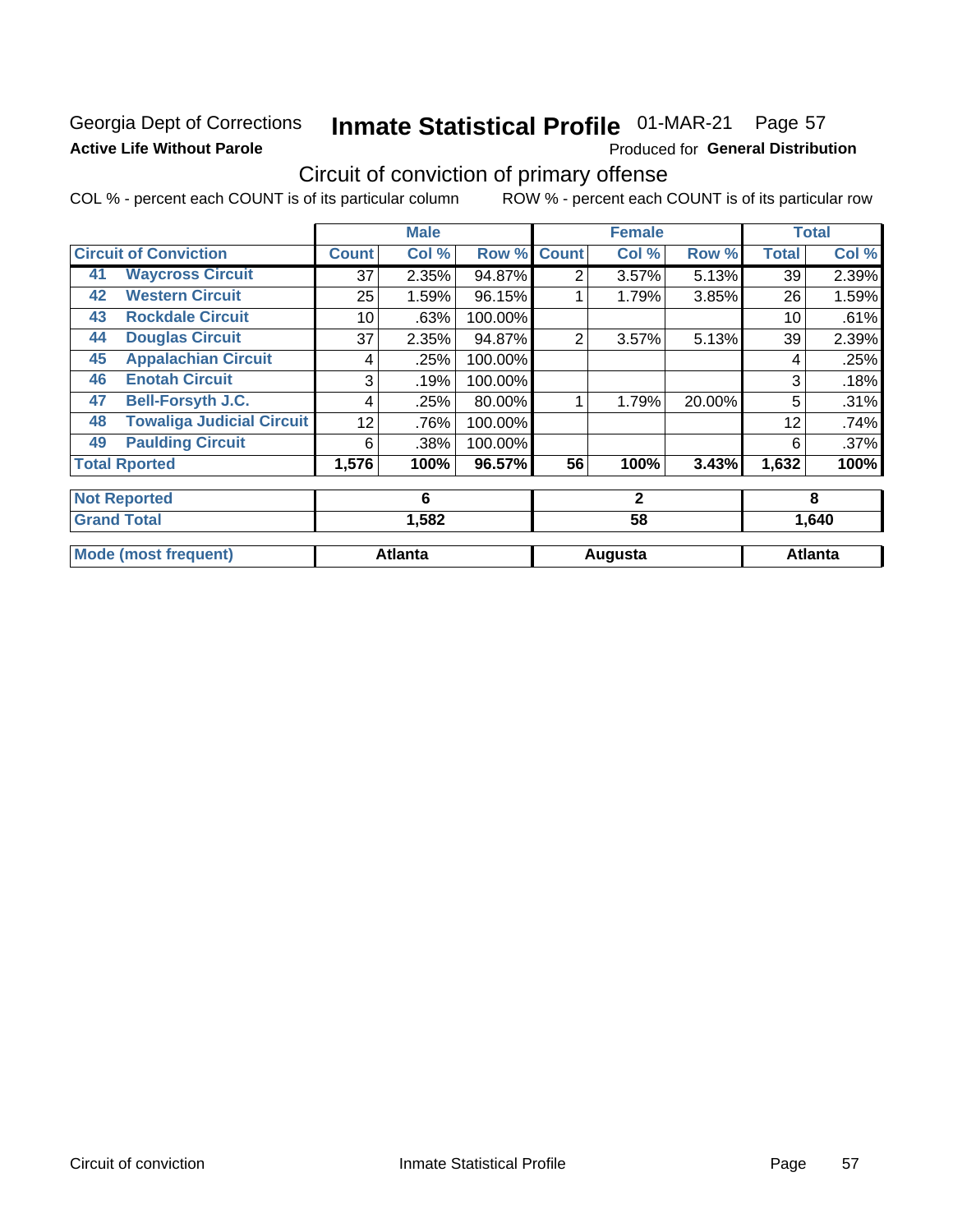Georgia Dept of Corrections
**Active Life Without Parole**

# Inmate Statistical Profile 01-MAR-21 Page 57

Produced for **General Distribution**

## Circuit of conviction of primary offense

COL % - percent each COUNT is of its particular column ROW % - percent each COUNT is of its particular row

| | | Male | | | Female | | | Total | |
|---|---|---|---|---|---|---|---|---|---|
| **Circuit of Conviction** | | **Count** | **Col %** | **Row %** | **Count** | **Col %** | **Row %** | **Total** | **Col %** |
| 41 | **Waycross Circuit** | 37 | 2.35% | 94.87% | 2 | 3.57% | 5.13% | 39 | 2.39% |
| 42 | **Western Circuit** | 25 | 1.59% | 96.15% | 1 | 1.79% | 3.85% | 26 | 1.59% |
| 43 | **Rockdale Circuit** | 10 | .63% | 100.00% | | | | 10 | .61% |
| 44 | **Douglas Circuit** | 37 | 2.35% | 94.87% | 2 | 3.57% | 5.13% | 39 | 2.39% |
| 45 | **Appalachian Circuit** | 4 | .25% | 100.00% | | | | 4 | .25% |
| 46 | **Enotah Circuit** | 3 | .19% | 100.00% | | | | 3 | .18% |
| 47 | **Bell-Forsyth J.C.** | 4 | .25% | 80.00% | 1 | 1.79% | 20.00% | 5 | .31% |
| 48 | **Towaliga Judicial Circuit** | 12 | .76% | 100.00% | | | | 12 | .74% |
| 49 | **Paulding Circuit** | 6 | .38% | 100.00% | | | | 6 | .37% |
| **Total Rported** | | **1,576** | **100%** | **96.57%** | **56** | **100%** | **3.43%** | **1,632** | **100%** |
| **Not Reported** | | **6** | | | **2** | | | **8** | |
| **Grand Total** | | **1,582** | | | **58** | | | **1,640** | |
| **Mode (most frequent)** | | **Atlanta** | | | **Augusta** | | | **Atlanta** | |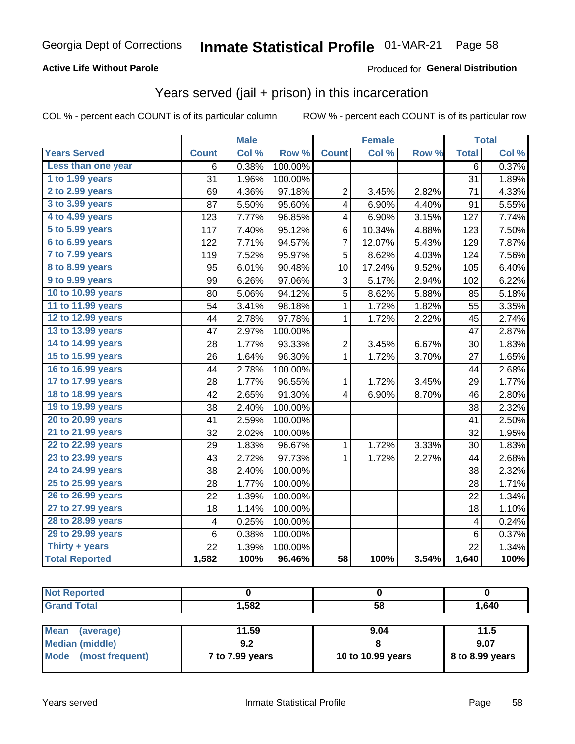**Active Life Without Parole**

Produced for **General Distribution**

## Years served (jail + prison) in this incarceration

COL % - percent each COUNT is of its particular column

ROW % - percent each COUNT is of its particular row

| | Male | | | Female | | | Total | |
|---|---|---|---|---|---|---|---|---|
| **Years Served** | **Count** | **Col %** | **Row %** | **Count** | **Col %** | **Row %** | **Total** | **Col %** |
| Less than one year | 6 | 0.38% | 100.00% | | | | 6 | 0.37% |
| 1 to 1.99 years | 31 | 1.96% | 100.00% | | | | 31 | 1.89% |
| 2 to 2.99 years | 69 | 4.36% | 97.18% | 2 | 3.45% | 2.82% | 71 | 4.33% |
| 3 to 3.99 years | 87 | 5.50% | 95.60% | 4 | 6.90% | 4.40% | 91 | 5.55% |
| 4 to 4.99 years | 123 | 7.77% | 96.85% | 4 | 6.90% | 3.15% | 127 | 7.74% |
| 5 to 5.99 years | 117 | 7.40% | 95.12% | 6 | 10.34% | 4.88% | 123 | 7.50% |
| 6 to 6.99 years | 122 | 7.71% | 94.57% | 7 | 12.07% | 5.43% | 129 | 7.87% |
| 7 to 7.99 years | 119 | 7.52% | 95.97% | 5 | 8.62% | 4.03% | 124 | 7.56% |
| 8 to 8.99 years | 95 | 6.01% | 90.48% | 10 | 17.24% | 9.52% | 105 | 6.40% |
| 9 to 9.99 years | 99 | 6.26% | 97.06% | 3 | 5.17% | 2.94% | 102 | 6.22% |
| 10 to 10.99 years | 80 | 5.06% | 94.12% | 5 | 8.62% | 5.88% | 85 | 5.18% |
| 11 to 11.99 years | 54 | 3.41% | 98.18% | 1 | 1.72% | 1.82% | 55 | 3.35% |
| 12 to 12.99 years | 44 | 2.78% | 97.78% | 1 | 1.72% | 2.22% | 45 | 2.74% |
| 13 to 13.99 years | 47 | 2.97% | 100.00% | | | | 47 | 2.87% |
| 14 to 14.99 years | 28 | 1.77% | 93.33% | 2 | 3.45% | 6.67% | 30 | 1.83% |
| 15 to 15.99 years | 26 | 1.64% | 96.30% | 1 | 1.72% | 3.70% | 27 | 1.65% |
| 16 to 16.99 years | 44 | 2.78% | 100.00% | | | | 44 | 2.68% |
| 17 to 17.99 years | 28 | 1.77% | 96.55% | 1 | 1.72% | 3.45% | 29 | 1.77% |
| 18 to 18.99 years | 42 | 2.65% | 91.30% | 4 | 6.90% | 8.70% | 46 | 2.80% |
| 19 to 19.99 years | 38 | 2.40% | 100.00% | | | | 38 | 2.32% |
| 20 to 20.99 years | 41 | 2.59% | 100.00% | | | | 41 | 2.50% |
| 21 to 21.99 years | 32 | 2.02% | 100.00% | | | | 32 | 1.95% |
| 22 to 22.99 years | 29 | 1.83% | 96.67% | 1 | 1.72% | 3.33% | 30 | 1.83% |
| 23 to 23.99 years | 43 | 2.72% | 97.73% | 1 | 1.72% | 2.27% | 44 | 2.68% |
| 24 to 24.99 years | 38 | 2.40% | 100.00% | | | | 38 | 2.32% |
| 25 to 25.99 years | 28 | 1.77% | 100.00% | | | | 28 | 1.71% |
| 26 to 26.99 years | 22 | 1.39% | 100.00% | | | | 22 | 1.34% |
| 27 to 27.99 years | 18 | 1.14% | 100.00% | | | | 18 | 1.10% |
| 28 to 28.99 years | 4 | 0.25% | 100.00% | | | | 4 | 0.24% |
| 29 to 29.99 years | 6 | 0.38% | 100.00% | | | | 6 | 0.37% |
| Thirty + years | 22 | 1.39% | 100.00% | | | | 22 | 1.34% |
| **Total Reported** | **1,582** | **100%** | **96.46%** | **58** | **100%** | **3.54%** | **1,640** | **100%** |

| | Male | Female | Total |
|---|---|---|---|
| Not Reported | 0 | 0 | 0 |
| Grand Total | 1,582 | 58 | 1,640 |

| | Male | Female | Total |
|---|---|---|---|
| Mean (average) | 11.59 | 9.04 | 11.5 |
| Median (middle) | 9.2 | 8 | 9.07 |
| Mode (most frequent) | 7 to 7.99 years | 10 to 10.99 years | 8 to 8.99 years |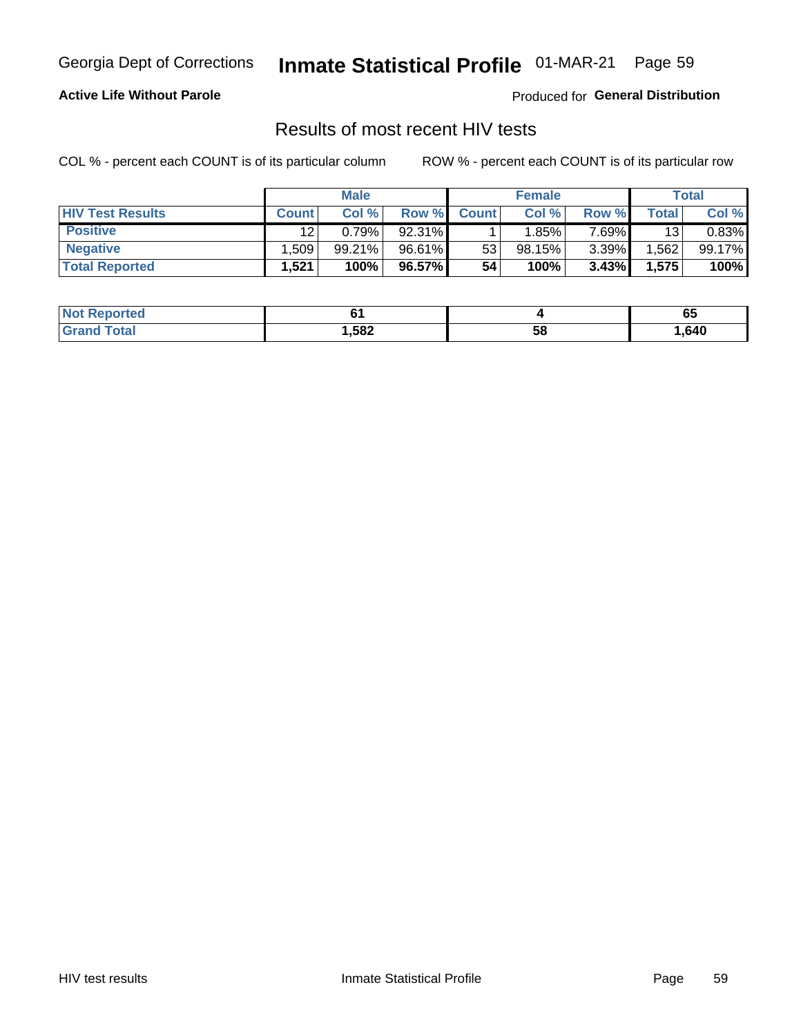Georgia Dept of Corrections **Inmate Statistical Profile** 01-MAR-21

**Active Life Without Parole**

Produced for **General Distribution**

## Results of most recent HIV tests

COL % - percent each COUNT is of its particular column ROW % - percent each COUNT is of its particular row

| | Male | | | Female | | | Total | |
|---|---|---|---|---|---|---|---|---|
| **HIV Test Results** | **Count** | **Col %** | **Row %** | **Count** | **Col %** | **Row %** | **Total** | **Col %** |
| **Positive** | 12 | 0.79% | 92.31% | 1 | 1.85% | 7.69% | 13 | 0.83% |
| **Negative** | 1,509 | 99.21% | 96.61% | 53 | 98.15% | 3.39% | 1,562 | 99.17% |
| **Total Reported** | **1,521** | **100%** | **96.57%** | **54** | **100%** | **3.43%** | **1,575** | **100%** |

| | Male | Female | Total |
|---|---|---|---|
| **Not Reported** | **61** | **4** | **65** |
| **Grand Total** | **1,582** | **58** | **1,640** |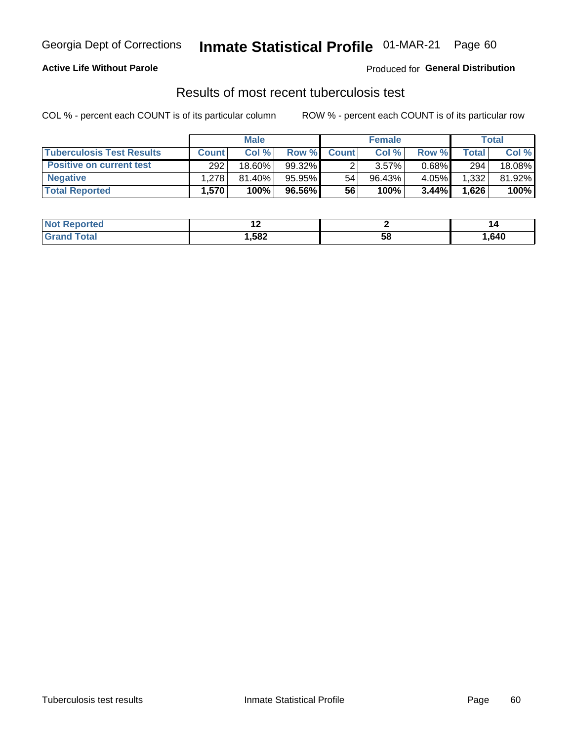Georgia Dept of Corrections **Inmate Statistical Profile** 01-MAR-21 Page 60

**Active Life Without Parole**

Produced for **General Distribution**

## Results of most recent tuberculosis test

COL % - percent each COUNT is of its particular column

ROW % - percent each COUNT is of its particular row

| | Male | | | Female | | | Total | |
|---|---|---|---|---|---|---|---|---|
| **Tuberculosis Test Results** | **Count** | **Col %** | **Row %** | **Count** | **Col %** | **Row %** | **Total** | **Col %** |
| **Positive on current test** | 292 | 18.60% | 99.32% | 2 | 3.57% | 0.68% | 294 | 18.08% |
| **Negative** | 1,278 | 81.40% | 95.95% | 54 | 96.43% | 4.05% | 1,332 | 81.92% |
| **Total Reported** | **1,570** | **100%** | **96.56%** | **56** | **100%** | **3.44%** | **1,626** | **100%** |

| | Male | Female | Total |
|---|---|---|---|
| **Not Reported** | **12** | **2** | **14** |
| **Grand Total** | **1,582** | **58** | **1,640** |

Tuberculosis test results Inmate Statistical Profile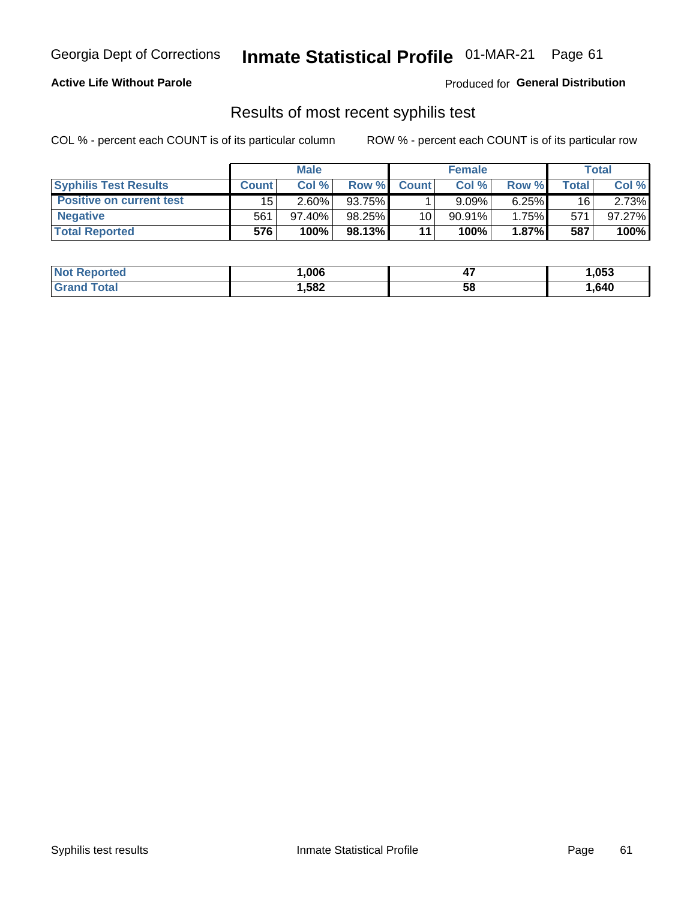**Active Life Without Parole**

Produced for **General Distribution**

## Results of most recent syphilis test

COL % - percent each COUNT is of its particular column

ROW % - percent each COUNT is of its particular row

| | Male | | | Female | | | Total | |
|---|---|---|---|---|---|---|---|---|
| **Syphilis Test Results** | **Count** | **Col %** | **Row %** | **Count** | **Col %** | **Row %** | **Total** | **Col %** |
| **Positive on current test** | 15 | 2.60% | 93.75% | 1 | 9.09% | 6.25% | 16 | 2.73% |
| **Negative** | 561 | 97.40% | 98.25% | 10 | 90.91% | 1.75% | 571 | 97.27% |
| **Total Reported** | **576** | **100%** | **98.13%** | **11** | **100%** | **1.87%** | **587** | **100%** |

| | Male | Female | Total |
|---|---|---|---|
| **Not Reported** | **1,006** | **47** | **1,053** |
| **Grand Total** | **1,582** | **58** | **1,640** |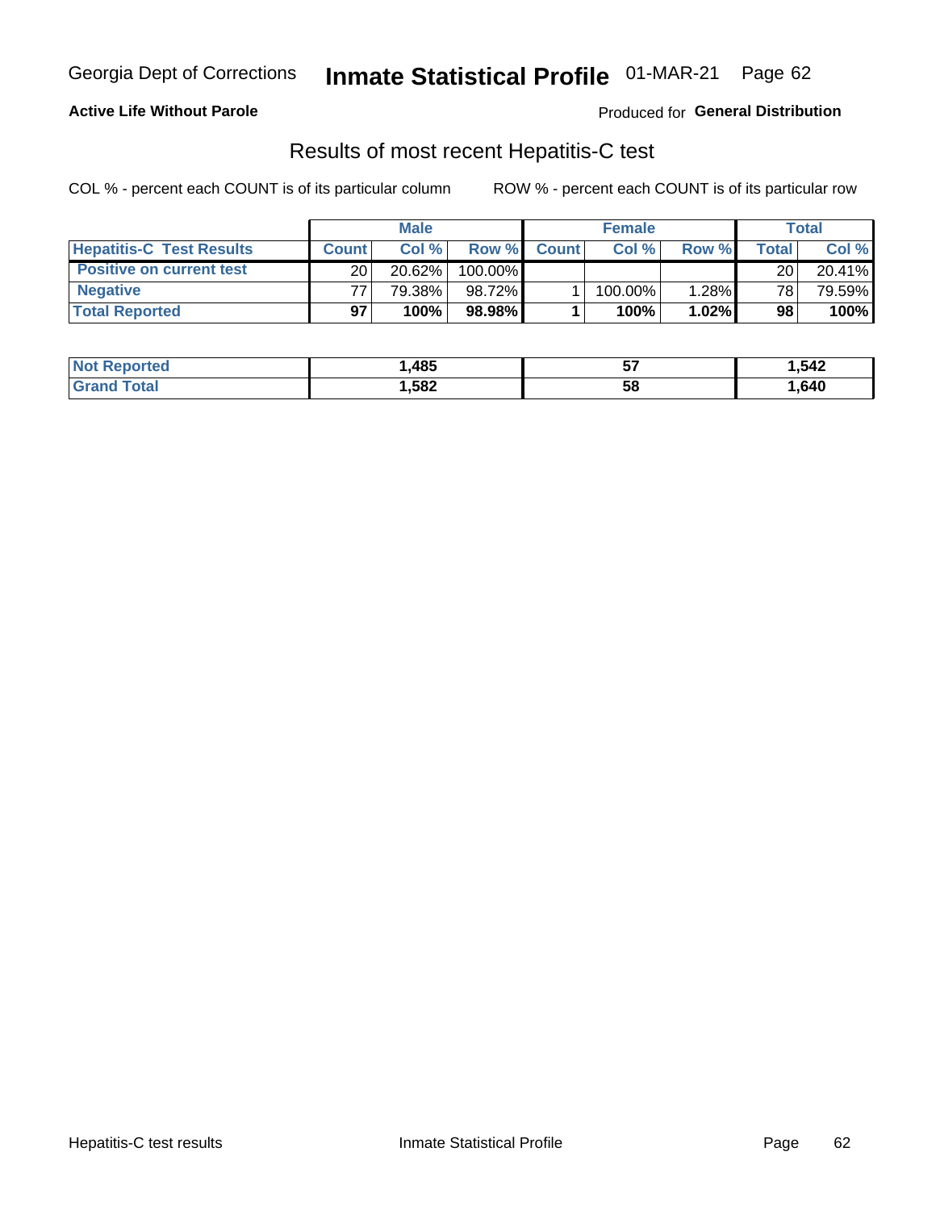Georgia Dept of Corrections **Inmate Statistical Profile** 01-MAR-21 Page 62

**Active Life Without Parole**

Produced for **General Distribution**

## Results of most recent Hepatitis-C test

COL % - percent each COUNT is of its particular column ROW % - percent each COUNT is of its particular row

| | Male | | | Female | | | Total | |
|---|---|---|---|---|---|---|---|---|
| **Hepatitis-C Test Results** | **Count** | **Col %** | **Row %** | **Count** | **Col %** | **Row %** | **Total** | **Col %** |
| **Positive on current test** | 20 | 20.62% | 100.00% | | | | 20 | 20.41% |
| **Negative** | 77 | 79.38% | 98.72% | 1 | 100.00% | 1.28% | 78 | 79.59% |
| **Total Reported** | **97** | **100%** | **98.98%** | **1** | **100%** | **1.02%** | **98** | **100%** |

| | Male | Female | Total |
|---|---|---|---|
| **Not Reported** | **1,485** | **57** | **1,542** |
| **Grand Total** | **1,582** | **58** | **1,640** |

Hepatitis-C test results